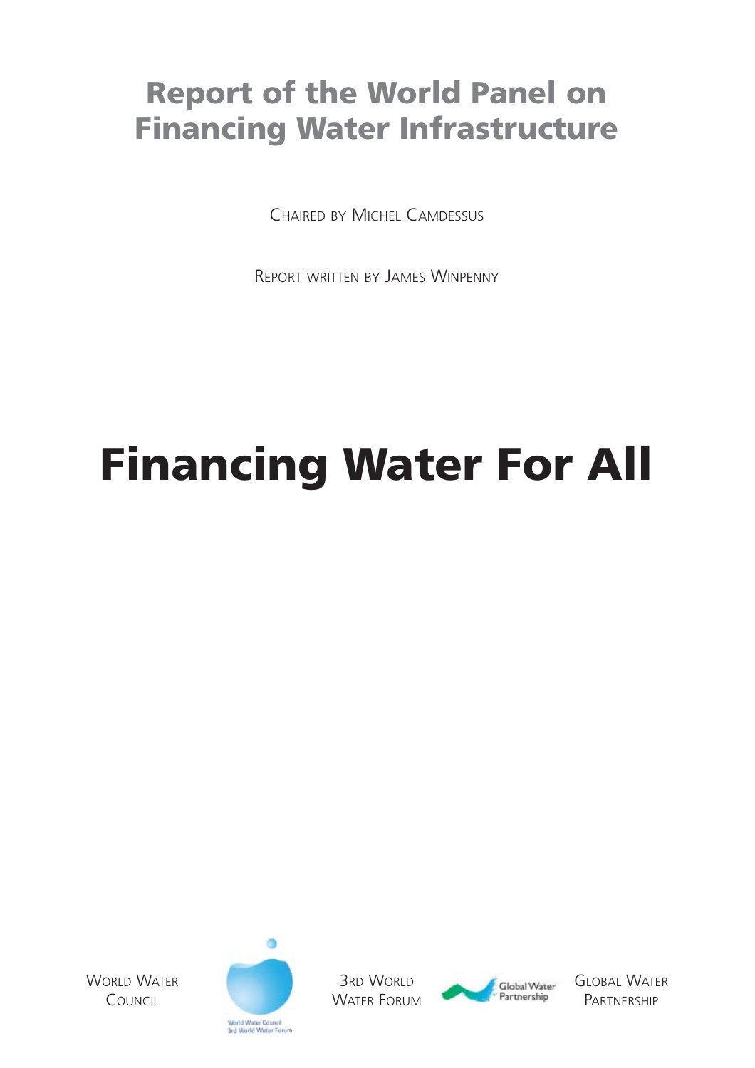# Report of the World Panel on Financing Water Infrastructure

Chaired by Michel Camdessus

Report written by James Winpenny

# Financing Water For All

World Water Council

3rd World Water Forum

Global Water Partnership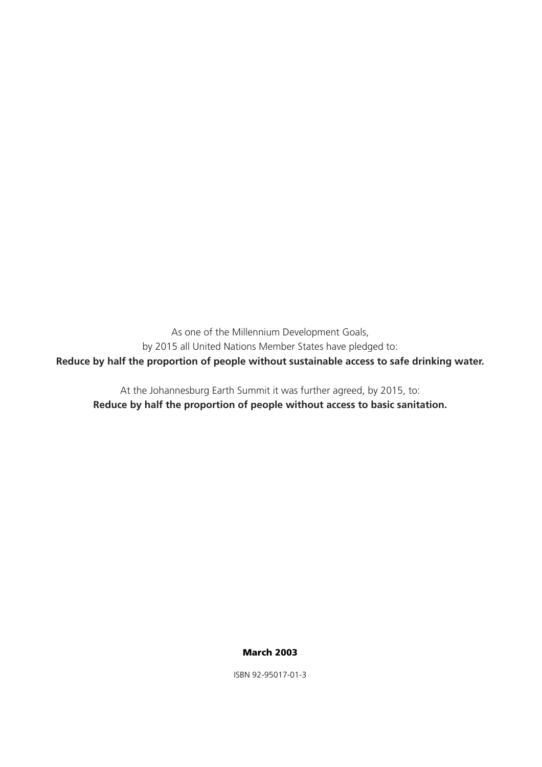As one of the Millennium Development Goals,
by 2015 all United Nations Member States have pledged to:
**Reduce by half the proportion of people without sustainable access to safe drinking water.**

At the Johannesburg Earth Summit it was further agreed, by 2015, to:
**Reduce by half the proportion of people without access to basic sanitation.**

**March 2003**

ISBN 92-95017-01-3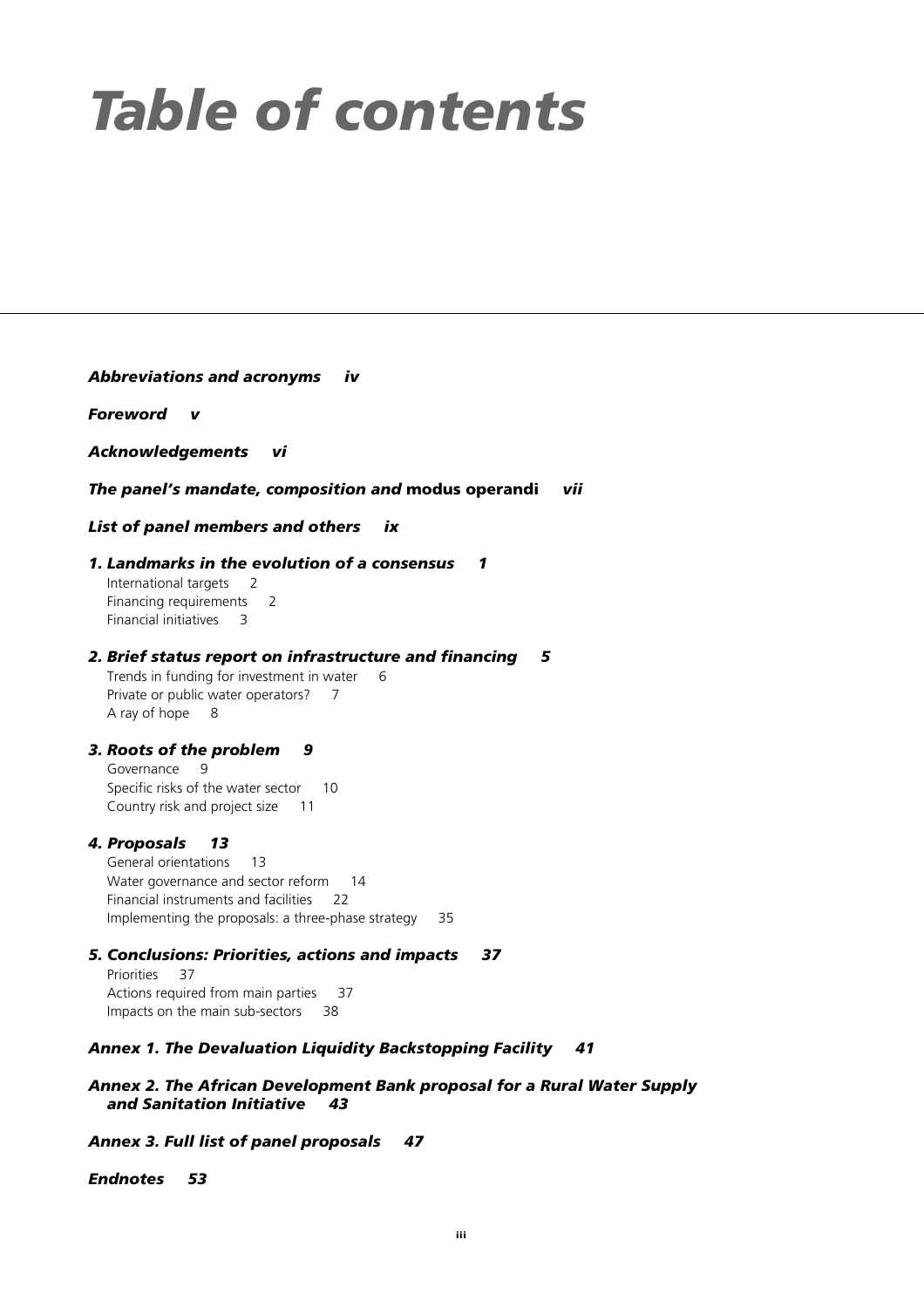# *Table of contents*

***Abbreviations and acronyms iv***

***Foreword v***

***Acknowledgements vi***

***The panel's mandate, composition and* modus operandi *vii***

***List of panel members and others ix***

***1. Landmarks in the evolution of a consensus 1***

International targets 2
Financing requirements 2
Financial initiatives 3

***2. Brief status report on infrastructure and financing 5***

Trends in funding for investment in water 6
Private or public water operators? 7
A ray of hope 8

***3. Roots of the problem 9***

Governance 9
Specific risks of the water sector 10
Country risk and project size 11

***4. Proposals 13***

General orientations 13
Water governance and sector reform 14
Financial instruments and facilities 22
Implementing the proposals: a three-phase strategy 35

***5. Conclusions: Priorities, actions and impacts 37***

Priorities 37
Actions required from main parties 37
Impacts on the main sub-sectors 38

***Annex 1. The Devaluation Liquidity Backstopping Facility 41***

***Annex 2. The African Development Bank proposal for a Rural Water Supply and Sanitation Initiative 43***

***Annex 3. Full list of panel proposals 47***

***Endnotes 53***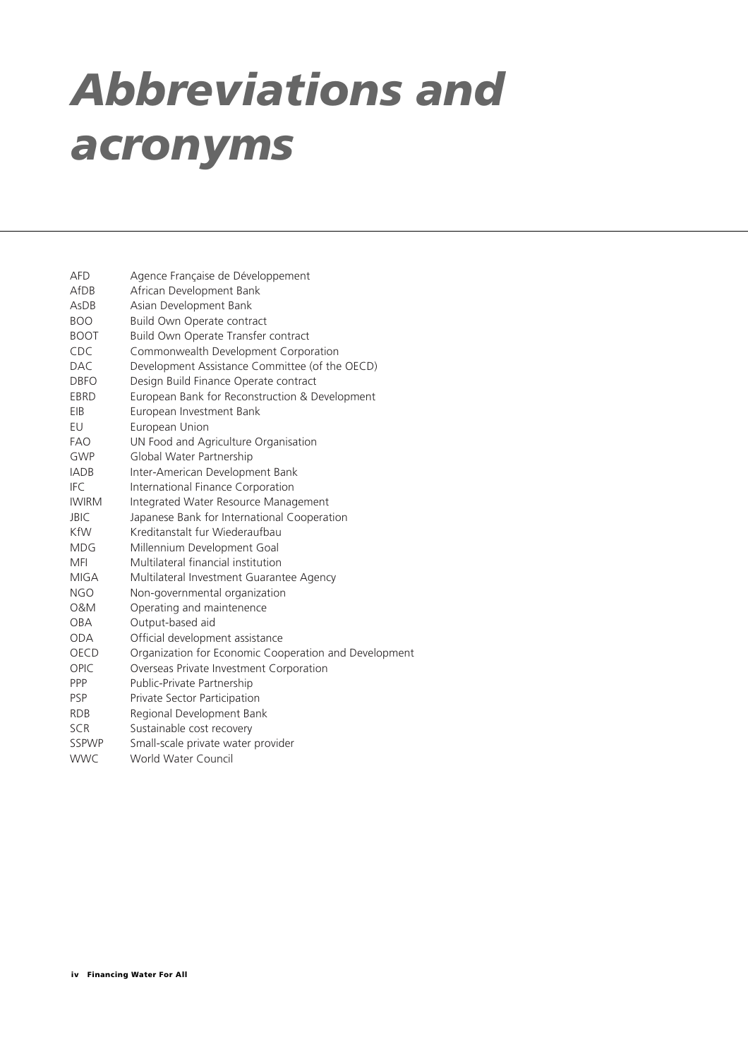# *Abbreviations and acronyms*

| | |
|---|---|
| AFD | Agence Française de Développement |
| AfDB | African Development Bank |
| AsDB | Asian Development Bank |
| BOO | Build Own Operate contract |
| BOOT | Build Own Operate Transfer contract |
| CDC | Commonwealth Development Corporation |
| DAC | Development Assistance Committee (of the OECD) |
| DBFO | Design Build Finance Operate contract |
| EBRD | European Bank for Reconstruction & Development |
| EIB | European Investment Bank |
| EU | European Union |
| FAO | UN Food and Agriculture Organisation |
| GWP | Global Water Partnership |
| IADB | Inter-American Development Bank |
| IFC | International Finance Corporation |
| IWIRM | Integrated Water Resource Management |
| JBIC | Japanese Bank for International Cooperation |
| KfW | Kreditanstalt fur Wiederaufbau |
| MDG | Millennium Development Goal |
| MFI | Multilateral financial institution |
| MIGA | Multilateral Investment Guarantee Agency |
| NGO | Non-governmental organization |
| O&M | Operating and maintenence |
| OBA | Output-based aid |
| ODA | Official development assistance |
| OECD | Organization for Economic Cooperation and Development |
| OPIC | Overseas Private Investment Corporation |
| PPP | Public-Private Partnership |
| PSP | Private Sector Participation |
| RDB | Regional Development Bank |
| SCR | Sustainable cost recovery |
| SSPWP | Small-scale private water provider |
| WWC | World Water Council |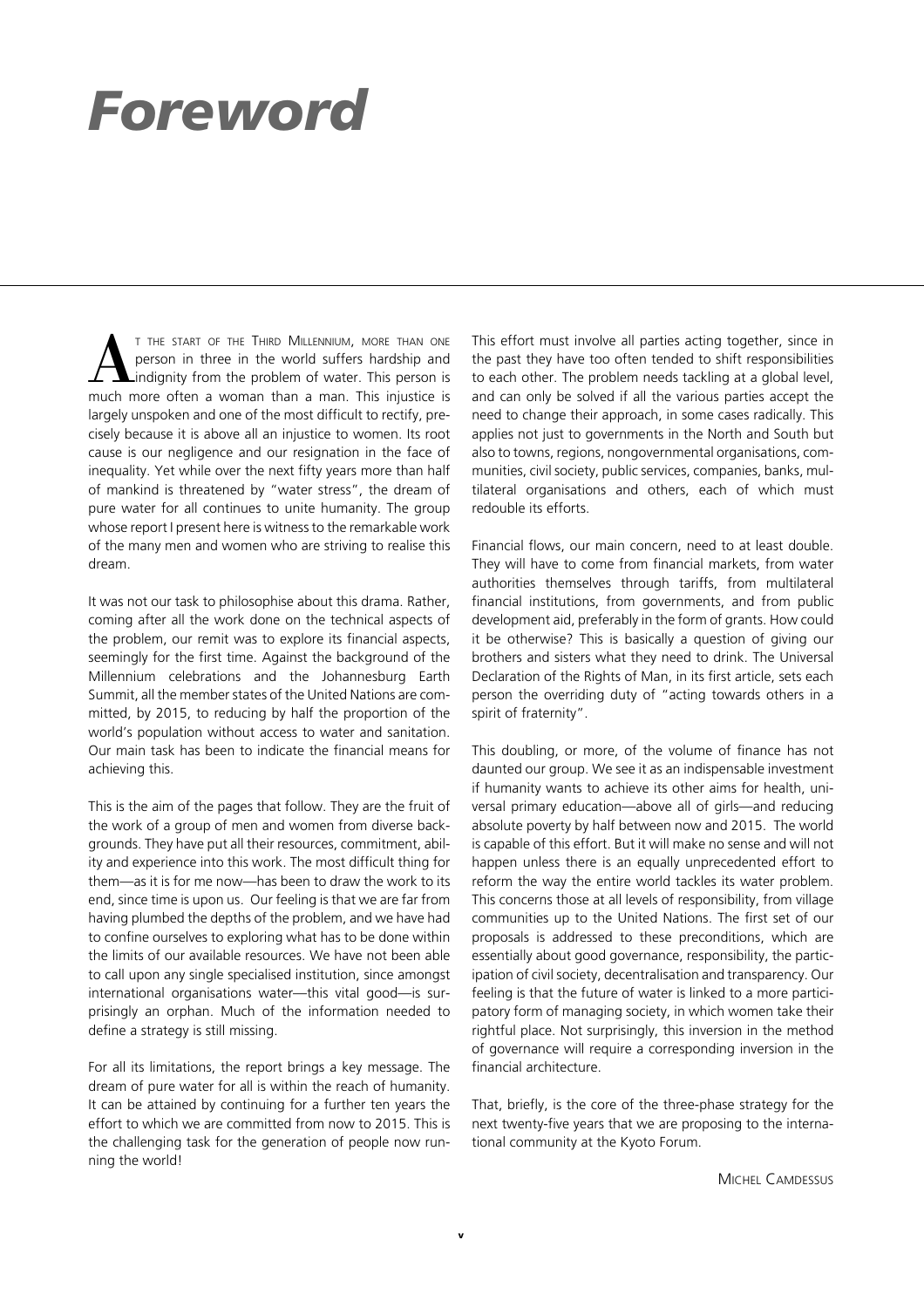# Foreword

At the start of the Third Millennium, more than one person in three in the world suffers hardship and indignity from the problem of water. This person is much more often a woman than a man. This injustice is largely unspoken and one of the most difficult to rectify, precisely because it is above all an injustice to women. Its root cause is our negligence and our resignation in the face of inequality. Yet while over the next fifty years more than half of mankind is threatened by "water stress", the dream of pure water for all continues to unite humanity. The group whose report I present here is witness to the remarkable work of the many men and women who are striving to realise this dream.

It was not our task to philosophise about this drama. Rather, coming after all the work done on the technical aspects of the problem, our remit was to explore its financial aspects, seemingly for the first time. Against the background of the Millennium celebrations and the Johannesburg Earth Summit, all the member states of the United Nations are committed, by 2015, to reducing by half the proportion of the world's population without access to water and sanitation. Our main task has been to indicate the financial means for achieving this.

This is the aim of the pages that follow. They are the fruit of the work of a group of men and women from diverse backgrounds. They have put all their resources, commitment, ability and experience into this work. The most difficult thing for them—as it is for me now—has been to draw the work to its end, since time is upon us. Our feeling is that we are far from having plumbed the depths of the problem, and we have had to confine ourselves to exploring what has to be done within the limits of our available resources. We have not been able to call upon any single specialised institution, since amongst international organisations water—this vital good—is surprisingly an orphan. Much of the information needed to define a strategy is still missing.

For all its limitations, the report brings a key message. The dream of pure water for all is within the reach of humanity. It can be attained by continuing for a further ten years the effort to which we are committed from now to 2015. This is the challenging task for the generation of people now running the world!

This effort must involve all parties acting together, since in the past they have too often tended to shift responsibilities to each other. The problem needs tackling at a global level, and can only be solved if all the various parties accept the need to change their approach, in some cases radically. This applies not just to governments in the North and South but also to towns, regions, nongovernmental organisations, communities, civil society, public services, companies, banks, multilateral organisations and others, each of which must redouble its efforts.

Financial flows, our main concern, need to at least double. They will have to come from financial markets, from water authorities themselves through tariffs, from multilateral financial institutions, from governments, and from public development aid, preferably in the form of grants. How could it be otherwise? This is basically a question of giving our brothers and sisters what they need to drink. The Universal Declaration of the Rights of Man, in its first article, sets each person the overriding duty of "acting towards others in a spirit of fraternity".

This doubling, or more, of the volume of finance has not daunted our group. We see it as an indispensable investment if humanity wants to achieve its other aims for health, universal primary education—above all of girls—and reducing absolute poverty by half between now and 2015. The world is capable of this effort. But it will make no sense and will not happen unless there is an equally unprecedented effort to reform the way the entire world tackles its water problem. This concerns those at all levels of responsibility, from village communities up to the United Nations. The first set of our proposals is addressed to these preconditions, which are essentially about good governance, responsibility, the participation of civil society, decentralisation and transparency. Our feeling is that the future of water is linked to a more participatory form of managing society, in which women take their rightful place. Not surprisingly, this inversion in the method of governance will require a corresponding inversion in the financial architecture.

That, briefly, is the core of the three-phase strategy for the next twenty-five years that we are proposing to the international community at the Kyoto Forum.

Michel Camdessus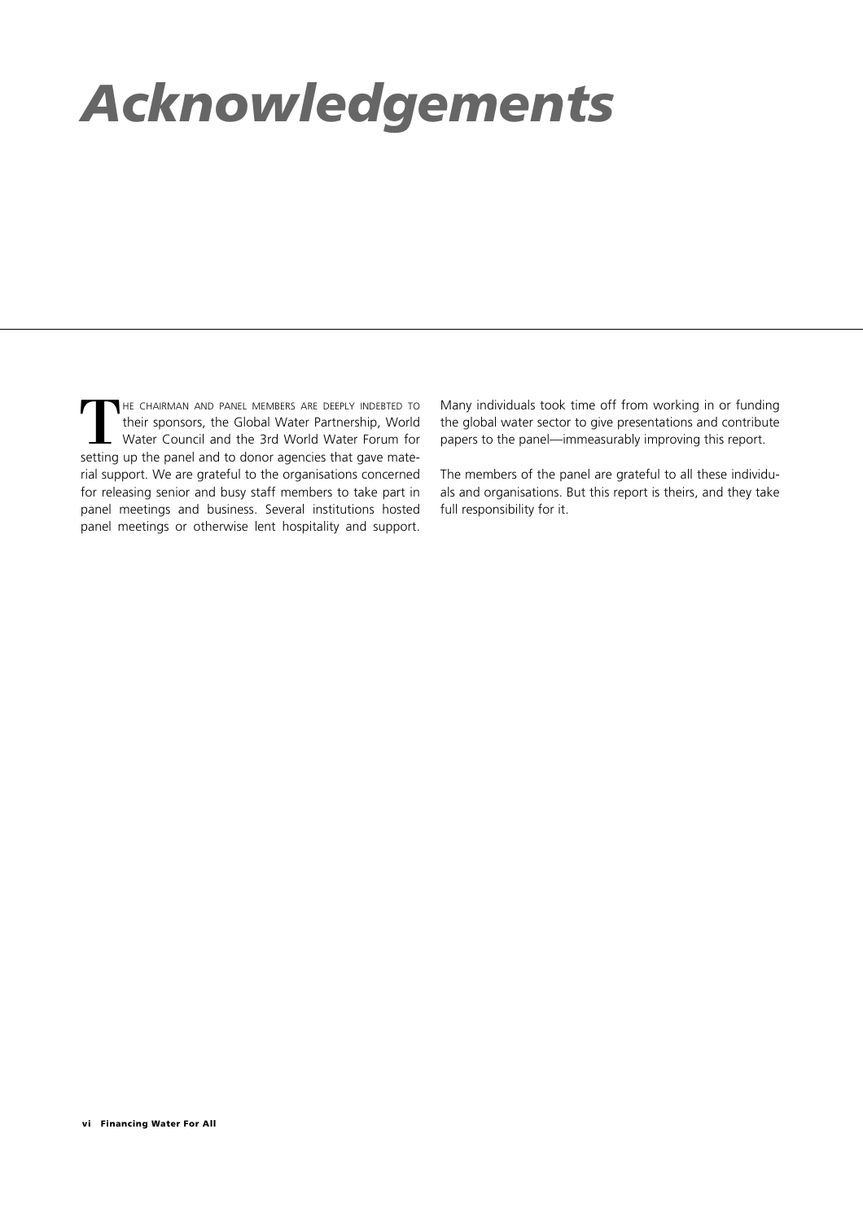# *Acknowledgements*

The chairman and panel members are deeply indebted to their sponsors, the Global Water Partnership, World Water Council and the 3rd World Water Forum for setting up the panel and to donor agencies that gave material support. We are grateful to the organisations concerned for releasing senior and busy staff members to take part in panel meetings and business. Several institutions hosted panel meetings or otherwise lent hospitality and support.

Many individuals took time off from working in or funding the global water sector to give presentations and contribute papers to the panel—immeasurably improving this report.

The members of the panel are grateful to all these individuals and organisations. But this report is theirs, and they take full responsibility for it.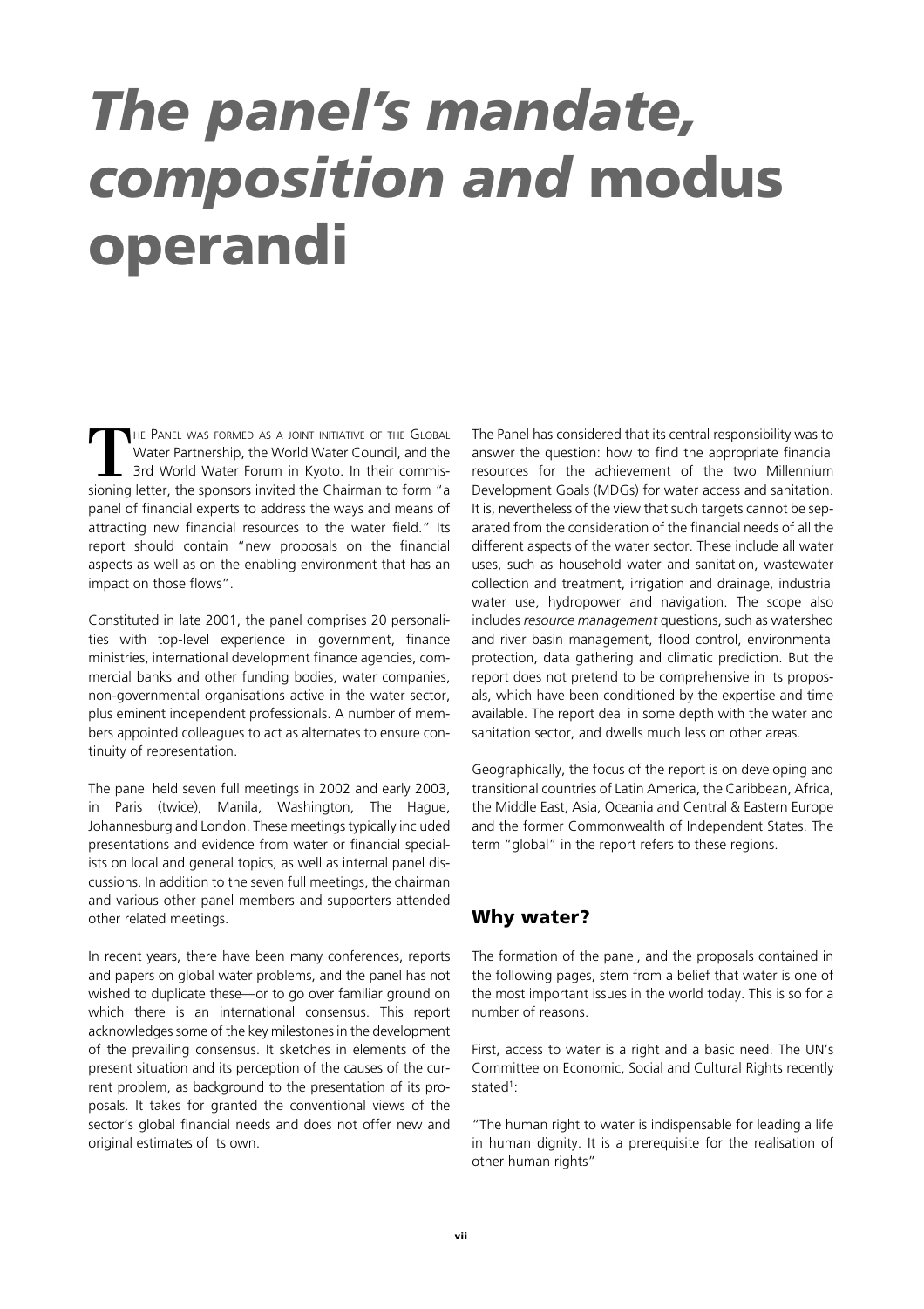# *The panel's mandate, composition and* modus operandi

The Panel was formed as a joint initiative of the Global Water Partnership, the World Water Council, and the 3rd World Water Forum in Kyoto. In their commissioning letter, the sponsors invited the Chairman to form "a panel of financial experts to address the ways and means of attracting new financial resources to the water field." Its report should contain "new proposals on the financial aspects as well as on the enabling environment that has an impact on those flows".

Constituted in late 2001, the panel comprises 20 personalities with top-level experience in government, finance ministries, international development finance agencies, commercial banks and other funding bodies, water companies, non-governmental organisations active in the water sector, plus eminent independent professionals. A number of members appointed colleagues to act as alternates to ensure continuity of representation.

The panel held seven full meetings in 2002 and early 2003, in Paris (twice), Manila, Washington, The Hague, Johannesburg and London. These meetings typically included presentations and evidence from water or financial specialists on local and general topics, as well as internal panel discussions. In addition to the seven full meetings, the chairman and various other panel members and supporters attended other related meetings.

In recent years, there have been many conferences, reports and papers on global water problems, and the panel has not wished to duplicate these—or to go over familiar ground on which there is an international consensus. This report acknowledges some of the key milestones in the development of the prevailing consensus. It sketches in elements of the present situation and its perception of the causes of the current problem, as background to the presentation of its proposals. It takes for granted the conventional views of the sector's global financial needs and does not offer new and original estimates of its own.

The Panel has considered that its central responsibility was to answer the question: how to find the appropriate financial resources for the achievement of the two Millennium Development Goals (MDGs) for water access and sanitation. It is, nevertheless of the view that such targets cannot be separated from the consideration of the financial needs of all the different aspects of the water sector. These include all water uses, such as household water and sanitation, wastewater collection and treatment, irrigation and drainage, industrial water use, hydropower and navigation. The scope also includes *resource management* questions, such as watershed and river basin management, flood control, environmental protection, data gathering and climatic prediction. But the report does not pretend to be comprehensive in its proposals, which have been conditioned by the expertise and time available. The report deal in some depth with the water and sanitation sector, and dwells much less on other areas.

Geographically, the focus of the report is on developing and transitional countries of Latin America, the Caribbean, Africa, the Middle East, Asia, Oceania and Central & Eastern Europe and the former Commonwealth of Independent States. The term "global" in the report refers to these regions.

## Why water?

The formation of the panel, and the proposals contained in the following pages, stem from a belief that water is one of the most important issues in the world today. This is so for a number of reasons.

First, access to water is a right and a basic need. The UN's Committee on Economic, Social and Cultural Rights recently stated[1]:

"The human right to water is indispensable for leading a life in human dignity. It is a prerequisite for the realisation of other human rights"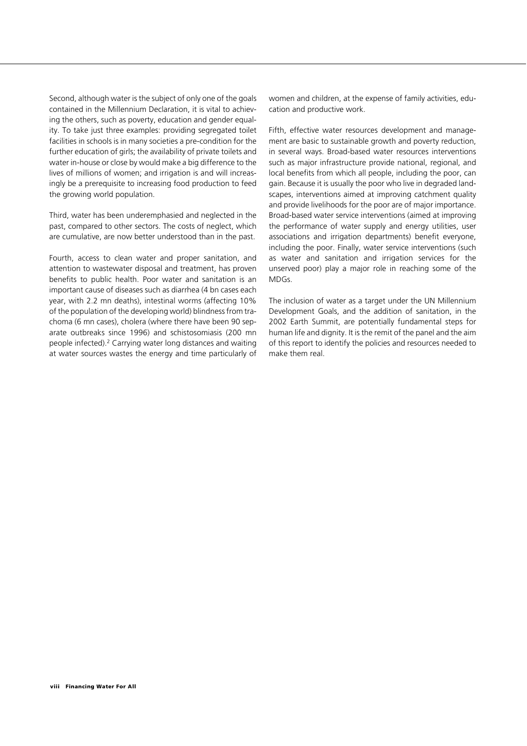Second, although water is the subject of only one of the goals contained in the Millennium Declaration, it is vital to achieving the others, such as poverty, education and gender equality. To take just three examples: providing segregated toilet facilities in schools is in many societies a pre-condition for the further education of girls; the availability of private toilets and water in-house or close by would make a big difference to the lives of millions of women; and irrigation is and will increasingly be a prerequisite to increasing food production to feed the growing world population.

Third, water has been underemphasied and neglected in the past, compared to other sectors. The costs of neglect, which are cumulative, are now better understood than in the past.

Fourth, access to clean water and proper sanitation, and attention to wastewater disposal and treatment, has proven benefits to public health. Poor water and sanitation is an important cause of diseases such as diarrhea (4 bn cases each year, with 2.2 mn deaths), intestinal worms (affecting 10% of the population of the developing world) blindness from trachoma (6 mn cases), cholera (where there have been 90 separate outbreaks since 1996) and schistosomiasis (200 mn people infected).[2] Carrying water long distances and waiting at water sources wastes the energy and time particularly of women and children, at the expense of family activities, education and productive work.

Fifth, effective water resources development and management are basic to sustainable growth and poverty reduction, in several ways. Broad-based water resources interventions such as major infrastructure provide national, regional, and local benefits from which all people, including the poor, can gain. Because it is usually the poor who live in degraded landscapes, interventions aimed at improving catchment quality and provide livelihoods for the poor are of major importance. Broad-based water service interventions (aimed at improving the performance of water supply and energy utilities, user associations and irrigation departments) benefit everyone, including the poor. Finally, water service interventions (such as water and sanitation and irrigation services for the unserved poor) play a major role in reaching some of the MDGs.

The inclusion of water as a target under the UN Millennium Development Goals, and the addition of sanitation, in the 2002 Earth Summit, are potentially fundamental steps for human life and dignity. It is the remit of the panel and the aim of this report to identify the policies and resources needed to make them real.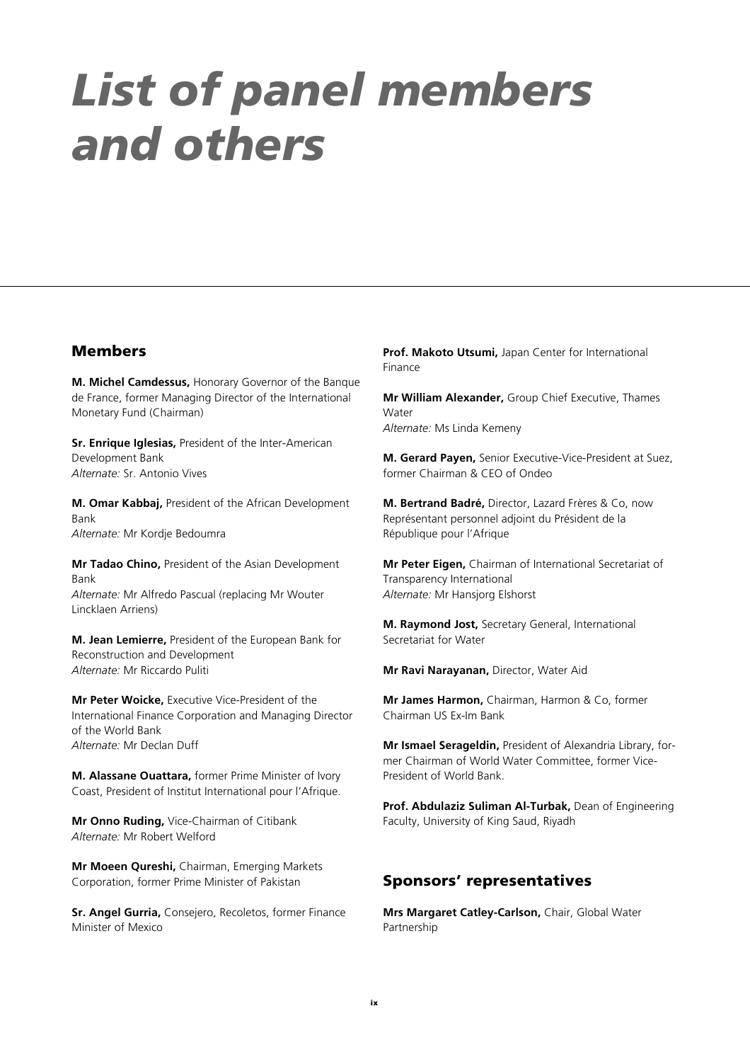# List of panel members and others

## Members

**M. Michel Camdessus,** Honorary Governor of the Banque de France, former Managing Director of the International Monetary Fund (Chairman)

**Sr. Enrique Iglesias,** President of the Inter-American Development Bank
*Alternate:* Sr. Antonio Vives

**M. Omar Kabbaj,** President of the African Development Bank
*Alternate:* Mr Kordje Bedoumra

**Mr Tadao Chino,** President of the Asian Development Bank
*Alternate:* Mr Alfredo Pascual (replacing Mr Wouter Lincklaen Arriens)

**M. Jean Lemierre,** President of the European Bank for Reconstruction and Development
*Alternate:* Mr Riccardo Puliti

**Mr Peter Woicke,** Executive Vice-President of the International Finance Corporation and Managing Director of the World Bank
*Alternate:* Mr Declan Duff

**M. Alassane Ouattara,** former Prime Minister of Ivory Coast, President of Institut International pour l'Afrique.

**Mr Onno Ruding,** Vice-Chairman of Citibank
*Alternate:* Mr Robert Welford

**Mr Moeen Qureshi,** Chairman, Emerging Markets Corporation, former Prime Minister of Pakistan

**Sr. Angel Gurria,** Consejero, Recoletos, former Finance Minister of Mexico

**Prof. Makoto Utsumi,** Japan Center for International Finance

**Mr William Alexander,** Group Chief Executive, Thames Water
*Alternate:* Ms Linda Kemeny

**M. Gerard Payen,** Senior Executive-Vice-President at Suez, former Chairman & CEO of Ondeo

**M. Bertrand Badré,** Director, Lazard Frères & Co, now Représentant personnel adjoint du Président de la République pour l'Afrique

**Mr Peter Eigen,** Chairman of International Secretariat of Transparency International
*Alternate:* Mr Hansjorg Elshorst

**M. Raymond Jost,** Secretary General, International Secretariat for Water

**Mr Ravi Narayanan,** Director, Water Aid

**Mr James Harmon,** Chairman, Harmon & Co, former Chairman US Ex-Im Bank

**Mr Ismael Serageldin,** President of Alexandria Library, former Chairman of World Water Committee, former Vice-President of World Bank.

**Prof. Abdulaziz Suliman Al-Turbak,** Dean of Engineering Faculty, University of King Saud, Riyadh

## Sponsors' representatives

**Mrs Margaret Catley-Carlson,** Chair, Global Water Partnership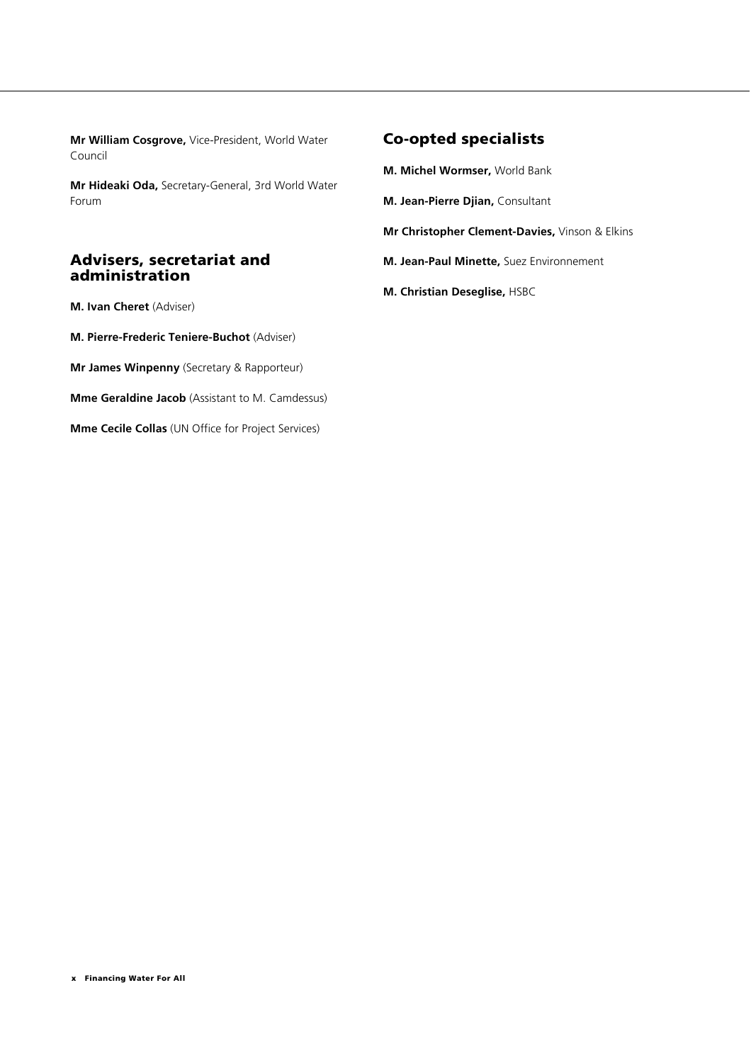**Mr William Cosgrove,** Vice-President, World Water Council

**Mr Hideaki Oda,** Secretary-General, 3rd World Water Forum

## Advisers, secretariat and administration

**M. Ivan Cheret** (Adviser)

**M. Pierre-Frederic Teniere-Buchot** (Adviser)

**Mr James Winpenny** (Secretary & Rapporteur)

**Mme Geraldine Jacob** (Assistant to M. Camdessus)

**Mme Cecile Collas** (UN Office for Project Services)

## Co-opted specialists

**M. Michel Wormser,** World Bank

**M. Jean-Pierre Djian,** Consultant

**Mr Christopher Clement-Davies,** Vinson & Elkins

**M. Jean-Paul Minette,** Suez Environnement

**M. Christian Deseglise,** HSBC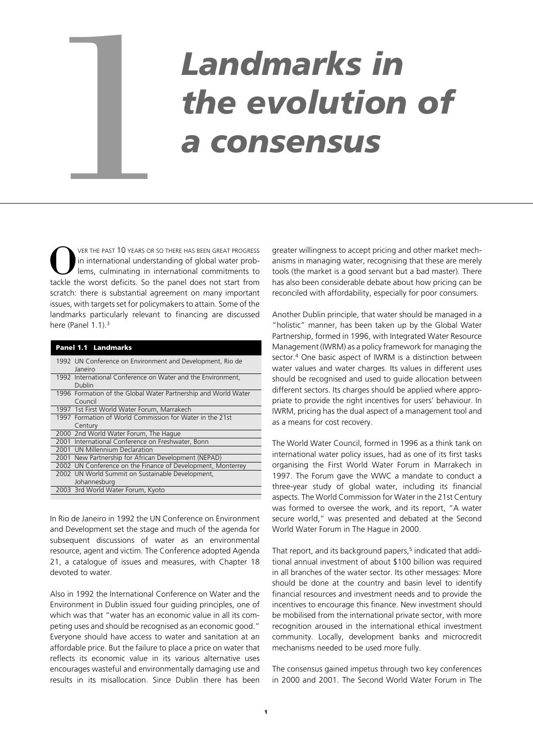# 1 Landmarks in the evolution of a consensus

Over the past 10 years or so there has been great progress in international understanding of global water problems, culminating in international commitments to tackle the worst deficits. So the panel does not start from scratch: there is substantial agreement on many important issues, with targets set for policymakers to attain. Some of the landmarks particularly relevant to financing are discussed here (Panel 1.1).[3]

**Panel 1.1 Landmarks**

| Year | Landmark |
|---|---|
| 1992 | UN Conference on Environment and Development, Rio de Janeiro |
| 1992 | International Conference on Water and the Environment, Dublin |
| 1996 | Formation of the Global Water Partnership and World Water Council |
| 1997 | 1st First World Water Forum, Marrakech |
| 1997 | Formation of World Commission for Water in the 21st Century |
| 2000 | 2nd World Water Forum, The Hague |
| 2001 | International Conference on Freshwater, Bonn |
| 2001 | UN Millennium Declaration |
| 2001 | New Partnership for African Development (NEPAD) |
| 2002 | UN Conference on the Finance of Development, Monterrey |
| 2002 | UN World Summit on Sustainable Development, Johannesburg |
| 2003 | 3rd World Water Forum, Kyoto |

In Rio de Janeiro in 1992 the UN Conference on Environment and Development set the stage and much of the agenda for subsequent discussions of water as an environmental resource, agent and victim. The Conference adopted Agenda 21, a catalogue of issues and measures, with Chapter 18 devoted to water.

Also in 1992 the International Conference on Water and the Environment in Dublin issued four guiding principles, one of which was that "water has an economic value in all its competing uses and should be recognised as an economic good." Everyone should have access to water and sanitation at an affordable price. But the failure to place a price on water that reflects its economic value in its various alternative uses encourages wasteful and environmentally damaging use and results in its misallocation. Since Dublin there has been greater willingness to accept pricing and other market mechanisms in managing water, recognising that these are merely tools (the market is a good servant but a bad master). There has also been considerable debate about how pricing can be reconciled with affordability, especially for poor consumers.

Another Dublin principle, that water should be managed in a "holistic" manner, has been taken up by the Global Water Partnership, formed in 1996, with Integrated Water Resource Management (IWRM) as a policy framework for managing the sector.[4] One basic aspect of IWRM is a distinction between water values and water charges. Its values in different uses should be recognised and used to guide allocation between different sectors. Its charges should be applied where appropriate to provide the right incentives for users' behaviour. In IWRM, pricing has the dual aspect of a management tool and as a means for cost recovery.

The World Water Council, formed in 1996 as a think tank on international water policy issues, had as one of its first tasks organising the First World Water Forum in Marrakech in 1997. The Forum gave the WWC a mandate to conduct a three-year study of global water, including its financial aspects. The World Commission for Water in the 21st Century was formed to oversee the work, and its report, "A water secure world," was presented and debated at the Second World Water Forum in The Hague in 2000.

That report, and its background papers,[5] indicated that additional annual investment of about $100 billion was required in all branches of the water sector. Its other messages: More should be done at the country and basin level to identify financial resources and investment needs and to provide the incentives to encourage this finance. New investment should be mobilised from the international private sector, with more recognition aroused in the international ethical investment community. Locally, development banks and microcredit mechanisms needed to be used more fully.

The consensus gained impetus through two key conferences in 2000 and 2001. The Second World Water Forum in The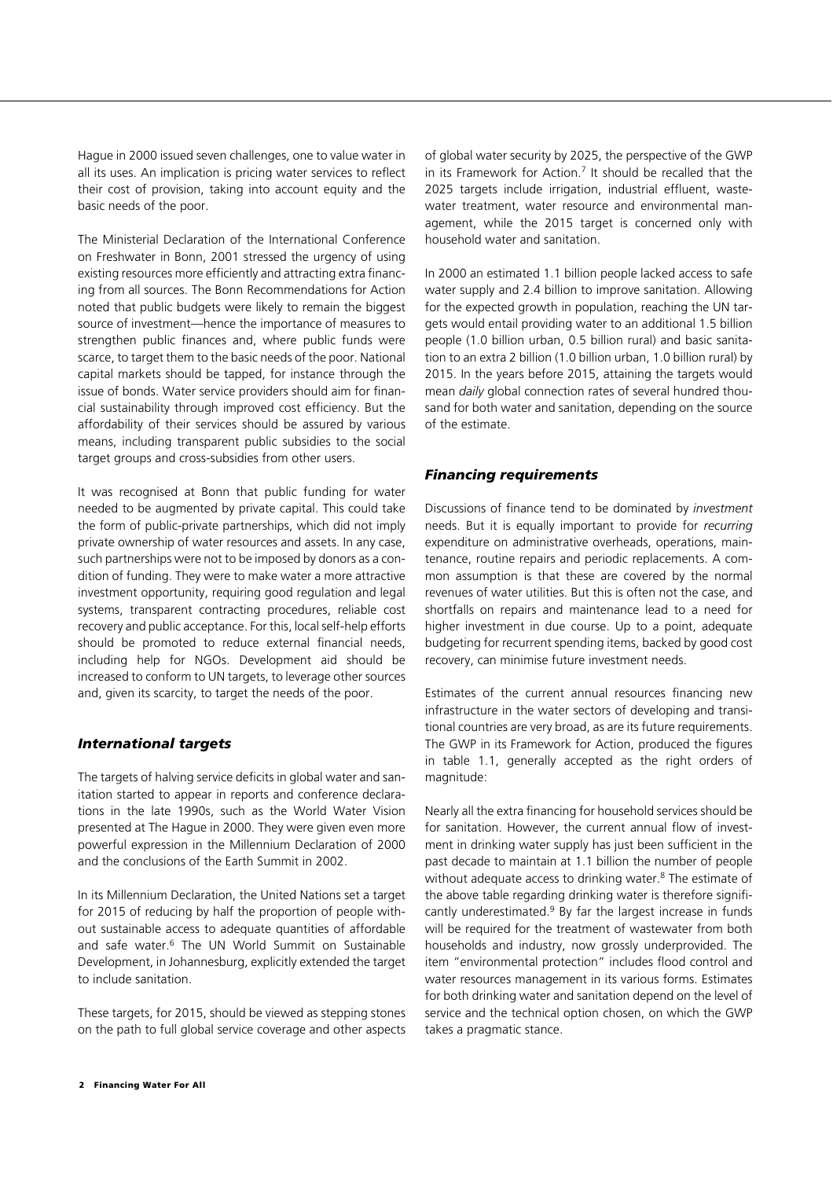Hague in 2000 issued seven challenges, one to value water in all its uses. An implication is pricing water services to reflect their cost of provision, taking into account equity and the basic needs of the poor.

The Ministerial Declaration of the International Conference on Freshwater in Bonn, 2001 stressed the urgency of using existing resources more efficiently and attracting extra financing from all sources. The Bonn Recommendations for Action noted that public budgets were likely to remain the biggest source of investment—hence the importance of measures to strengthen public finances and, where public funds were scarce, to target them to the basic needs of the poor. National capital markets should be tapped, for instance through the issue of bonds. Water service providers should aim for financial sustainability through improved cost efficiency. But the affordability of their services should be assured by various means, including transparent public subsidies to the social target groups and cross-subsidies from other users.

It was recognised at Bonn that public funding for water needed to be augmented by private capital. This could take the form of public-private partnerships, which did not imply private ownership of water resources and assets. In any case, such partnerships were not to be imposed by donors as a condition of funding. They were to make water a more attractive investment opportunity, requiring good regulation and legal systems, transparent contracting procedures, reliable cost recovery and public acceptance. For this, local self-help efforts should be promoted to reduce external financial needs, including help for NGOs. Development aid should be increased to conform to UN targets, to leverage other sources and, given its scarcity, to target the needs of the poor.

### *International targets*

The targets of halving service deficits in global water and sanitation started to appear in reports and conference declarations in the late 1990s, such as the World Water Vision presented at The Hague in 2000. They were given even more powerful expression in the Millennium Declaration of 2000 and the conclusions of the Earth Summit in 2002.

In its Millennium Declaration, the United Nations set a target for 2015 of reducing by half the proportion of people without sustainable access to adequate quantities of affordable and safe water.[6] The UN World Summit on Sustainable Development, in Johannesburg, explicitly extended the target to include sanitation.

These targets, for 2015, should be viewed as stepping stones on the path to full global service coverage and other aspects of global water security by 2025, the perspective of the GWP in its Framework for Action.[7] It should be recalled that the 2025 targets include irrigation, industrial effluent, wastewater treatment, water resource and environmental management, while the 2015 target is concerned only with household water and sanitation.

In 2000 an estimated 1.1 billion people lacked access to safe water supply and 2.4 billion to improve sanitation. Allowing for the expected growth in population, reaching the UN targets would entail providing water to an additional 1.5 billion people (1.0 billion urban, 0.5 billion rural) and basic sanitation to an extra 2 billion (1.0 billion urban, 1.0 billion rural) by 2015. In the years before 2015, attaining the targets would mean *daily* global connection rates of several hundred thousand for both water and sanitation, depending on the source of the estimate.

### *Financing requirements*

Discussions of finance tend to be dominated by *investment* needs. But it is equally important to provide for *recurring* expenditure on administrative overheads, operations, maintenance, routine repairs and periodic replacements. A common assumption is that these are covered by the normal revenues of water utilities. But this is often not the case, and shortfalls on repairs and maintenance lead to a need for higher investment in due course. Up to a point, adequate budgeting for recurrent spending items, backed by good cost recovery, can minimise future investment needs.

Estimates of the current annual resources financing new infrastructure in the water sectors of developing and transitional countries are very broad, as are its future requirements. The GWP in its Framework for Action, produced the figures in table 1.1, generally accepted as the right orders of magnitude:

Nearly all the extra financing for household services should be for sanitation. However, the current annual flow of investment in drinking water supply has just been sufficient in the past decade to maintain at 1.1 billion the number of people without adequate access to drinking water.[8] The estimate of the above table regarding drinking water is therefore significantly underestimated.[9] By far the largest increase in funds will be required for the treatment of wastewater from both households and industry, now grossly underprovided. The item "environmental protection" includes flood control and water resources management in its various forms. Estimates for both drinking water and sanitation depend on the level of service and the technical option chosen, on which the GWP takes a pragmatic stance.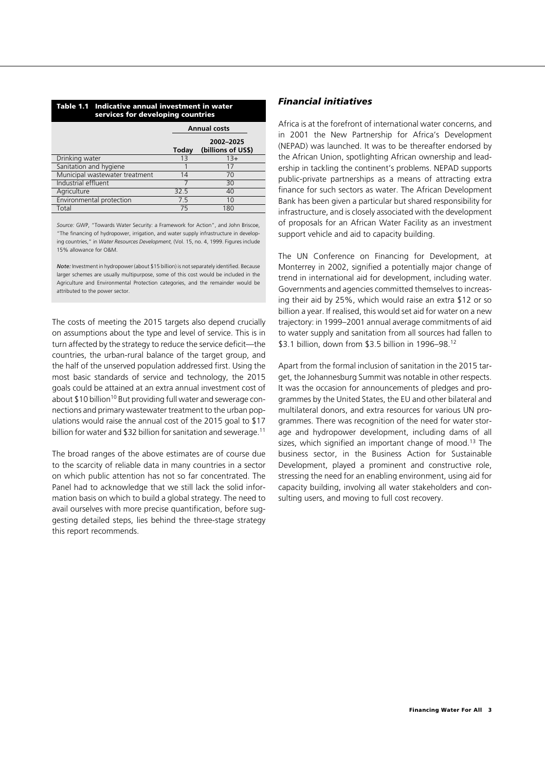**Table 1.1 Indicative annual investment in water services for developing countries**

| | Annual costs | |
|---|---|---|
| | Today | 2002–2025 (billions of US$) |
| Drinking water | 13 | 13+ |
| Sanitation and hygiene | 1 | 17 |
| Municipal wastewater treatment | 14 | 70 |
| Industrial effluent | 7 | 30 |
| Agriculture | 32.5 | 40 |
| Environmental protection | 7.5 | 10 |
| Total | 75 | 180 |

*Source:* GWP, "Towards Water Security: a Framework for Action", and John Briscoe, "The financing of hydropower, irrigation, and water supply infrastructure in developing countries," in *Water Resources Development*, (Vol. 15, no. 4, 1999. Figures include 15% allowance for O&M.

***Note:*** Investment in hydropower (about $15 billion) is not separately identified. Because larger schemes are usually multipurpose, some of this cost would be included in the Agriculture and Environmental Protection categories, and the remainder would be attributed to the power sector.

The costs of meeting the 2015 targets also depend crucially on assumptions about the type and level of service. This is in turn affected by the strategy to reduce the service deficit—the countries, the urban-rural balance of the target group, and the half of the unserved population addressed first. Using the most basic standards of service and technology, the 2015 goals could be attained at an extra annual investment cost of about $10 billion[10] But providing full water and sewerage connections and primary wastewater treatment to the urban populations would raise the annual cost of the 2015 goal to $17 billion for water and $32 billion for sanitation and sewerage.[11]

The broad ranges of the above estimates are of course due to the scarcity of reliable data in many countries in a sector on which public attention has not so far concentrated. The Panel had to acknowledge that we still lack the solid information basis on which to build a global strategy. The need to avail ourselves with more precise quantification, before suggesting detailed steps, lies behind the three-stage strategy this report recommends.

### *Financial initiatives*

Africa is at the forefront of international water concerns, and in 2001 the New Partnership for Africa's Development (NEPAD) was launched. It was to be thereafter endorsed by the African Union, spotlighting African ownership and leadership in tackling the continent's problems. NEPAD supports public-private partnerships as a means of attracting extra finance for such sectors as water. The African Development Bank has been given a particular but shared responsibility for infrastructure, and is closely associated with the development of proposals for an African Water Facility as an investment support vehicle and aid to capacity building.

The UN Conference on Financing for Development, at Monterrey in 2002, signified a potentially major change of trend in international aid for development, including water. Governments and agencies committed themselves to increasing their aid by 25%, which would raise an extra $12 or so billion a year. If realised, this would set aid for water on a new trajectory: in 1999–2001 annual average commitments of aid to water supply and sanitation from all sources had fallen to $3.1 billion, down from $3.5 billion in 1996–98.[12]

Apart from the formal inclusion of sanitation in the 2015 target, the Johannesburg Summit was notable in other respects. It was the occasion for announcements of pledges and programmes by the United States, the EU and other bilateral and multilateral donors, and extra resources for various UN programmes. There was recognition of the need for water storage and hydropower development, including dams of all sizes, which signified an important change of mood.[13] The business sector, in the Business Action for Sustainable Development, played a prominent and constructive role, stressing the need for an enabling environment, using aid for capacity building, involving all water stakeholders and consulting users, and moving to full cost recovery.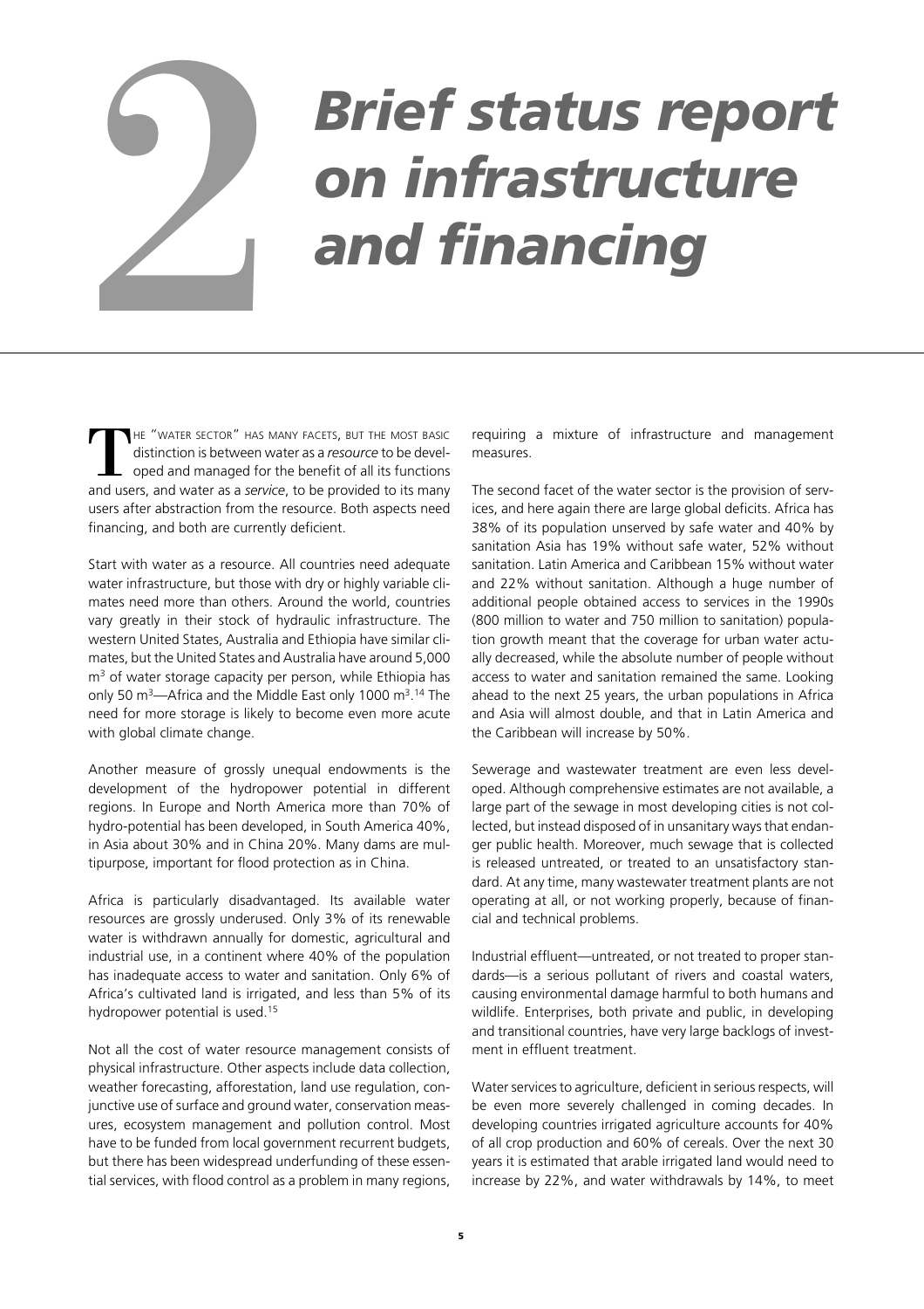# 2 Brief status report on infrastructure and financing

The "water sector" has many facets, but the most basic distinction is between water as a *resource* to be developed and managed for the benefit of all its functions and users, and water as a *service*, to be provided to its many users after abstraction from the resource. Both aspects need financing, and both are currently deficient.

Start with water as a resource. All countries need adequate water infrastructure, but those with dry or highly variable climates need more than others. Around the world, countries vary greatly in their stock of hydraulic infrastructure. The western United States, Australia and Ethiopia have similar climates, but the United States and Australia have around 5,000 $m^3$ of water storage capacity per person, while Ethiopia has only 50 $m^3$—Africa and the Middle East only 1000 $m^3$.[14] The need for more storage is likely to become even more acute with global climate change.

Another measure of grossly unequal endowments is the development of the hydropower potential in different regions. In Europe and North America more than 70% of hydro-potential has been developed, in South America 40%, in Asia about 30% and in China 20%. Many dams are multipurpose, important for flood protection as in China.

Africa is particularly disadvantaged. Its available water resources are grossly underused. Only 3% of its renewable water is withdrawn annually for domestic, agricultural and industrial use, in a continent where 40% of the population has inadequate access to water and sanitation. Only 6% of Africa's cultivated land is irrigated, and less than 5% of its hydropower potential is used.[15]

Not all the cost of water resource management consists of physical infrastructure. Other aspects include data collection, weather forecasting, afforestation, land use regulation, conjunctive use of surface and ground water, conservation measures, ecosystem management and pollution control. Most have to be funded from local government recurrent budgets, but there has been widespread underfunding of these essential services, with flood control as a problem in many regions, requiring a mixture of infrastructure and management measures.

The second facet of the water sector is the provision of services, and here again there are large global deficits. Africa has 38% of its population unserved by safe water and 40% by sanitation Asia has 19% without safe water, 52% without sanitation. Latin America and Caribbean 15% without water and 22% without sanitation. Although a huge number of additional people obtained access to services in the 1990s (800 million to water and 750 million to sanitation) population growth meant that the coverage for urban water actually decreased, while the absolute number of people without access to water and sanitation remained the same. Looking ahead to the next 25 years, the urban populations in Africa and Asia will almost double, and that in Latin America and the Caribbean will increase by 50%.

Sewerage and wastewater treatment are even less developed. Although comprehensive estimates are not available, a large part of the sewage in most developing cities is not collected, but instead disposed of in unsanitary ways that endanger public health. Moreover, much sewage that is collected is released untreated, or treated to an unsatisfactory standard. At any time, many wastewater treatment plants are not operating at all, or not working properly, because of financial and technical problems.

Industrial effluent—untreated, or not treated to proper standards—is a serious pollutant of rivers and coastal waters, causing environmental damage harmful to both humans and wildlife. Enterprises, both private and public, in developing and transitional countries, have very large backlogs of investment in effluent treatment.

Water services to agriculture, deficient in serious respects, will be even more severely challenged in coming decades. In developing countries irrigated agriculture accounts for 40% of all crop production and 60% of cereals. Over the next 30 years it is estimated that arable irrigated land would need to increase by 22%, and water withdrawals by 14%, to meet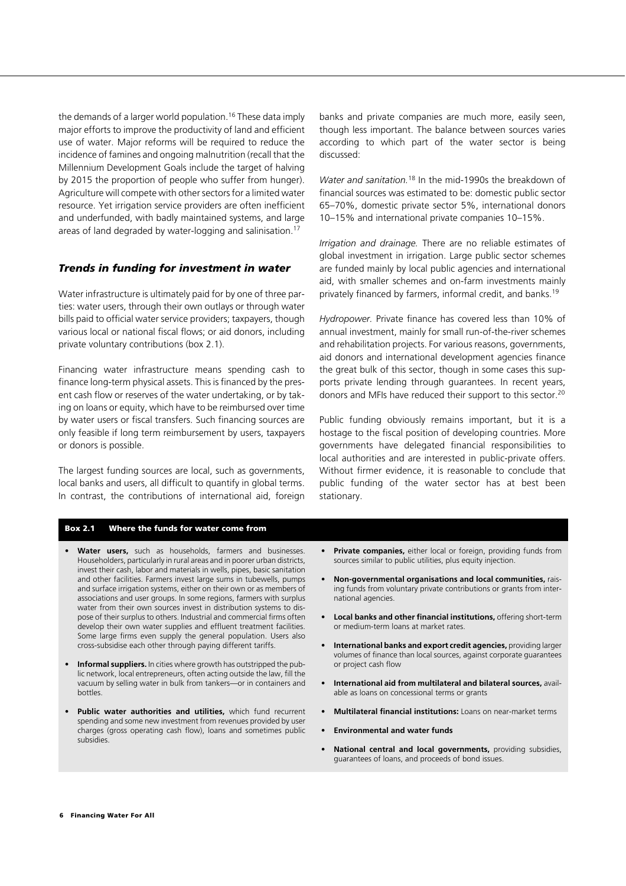the demands of a larger world population.[16] These data imply major efforts to improve the productivity of land and efficient use of water. Major reforms will be required to reduce the incidence of famines and ongoing malnutrition (recall that the Millennium Development Goals include the target of halving by 2015 the proportion of people who suffer from hunger). Agriculture will compete with other sectors for a limited water resource. Yet irrigation service providers are often inefficient and underfunded, with badly maintained systems, and large areas of land degraded by water-logging and salinisation.[17]

## *Trends in funding for investment in water*

Water infrastructure is ultimately paid for by one of three parties: water users, through their own outlays or through water bills paid to official water service providers; taxpayers, though various local or national fiscal flows; or aid donors, including private voluntary contributions (box 2.1).

Financing water infrastructure means spending cash to finance long-term physical assets. This is financed by the present cash flow or reserves of the water undertaking, or by taking on loans or equity, which have to be reimbursed over time by water users or fiscal transfers. Such financing sources are only feasible if long term reimbursement by users, taxpayers or donors is possible.

The largest funding sources are local, such as governments, local banks and users, all difficult to quantify in global terms. In contrast, the contributions of international aid, foreign banks and private companies are much more, easily seen, though less important. The balance between sources varies according to which part of the water sector is being discussed:

*Water and sanitation.*[18] In the mid-1990s the breakdown of financial sources was estimated to be: domestic public sector 65–70%, domestic private sector 5%, international donors 10–15% and international private companies 10–15%.

*Irrigation and drainage.* There are no reliable estimates of global investment in irrigation. Large public sector schemes are funded mainly by local public agencies and international aid, with smaller schemes and on-farm investments mainly privately financed by farmers, informal credit, and banks.[19]

*Hydropower.* Private finance has covered less than 10% of annual investment, mainly for small run-of-the-river schemes and rehabilitation projects. For various reasons, governments, aid donors and international development agencies finance the great bulk of this sector, though in some cases this supports private lending through guarantees. In recent years, donors and MFIs have reduced their support to this sector.[20]

Public funding obviously remains important, but it is a hostage to the fiscal position of developing countries. More governments have delegated financial responsibilities to local authorities and are interested in public-private offers. Without firmer evidence, it is reasonable to conclude that public funding of the water sector has at best been stationary.

### Box 2.1 Where the funds for water come from

- **Water users,** such as households, farmers and businesses. Householders, particularly in rural areas and in poorer urban districts, invest their cash, labor and materials in wells, pipes, basic sanitation and other facilities. Farmers invest large sums in tubewells, pumps and surface irrigation systems, either on their own or as members of associations and user groups. In some regions, farmers with surplus water from their own sources invest in distribution systems to dispose of their surplus to others. Industrial and commercial firms often develop their own water supplies and effluent treatment facilities. Some large firms even supply the general population. Users also cross-subsidise each other through paying different tariffs.
- **Informal suppliers.** In cities where growth has outstripped the public network, local entrepreneurs, often acting outside the law, fill the vacuum by selling water in bulk from tankers—or in containers and bottles.
- **Public water authorities and utilities,** which fund recurrent spending and some new investment from revenues provided by user charges (gross operating cash flow), loans and sometimes public subsidies.
- **Private companies,** either local or foreign, providing funds from sources similar to public utilities, plus equity injection.
- **Non-governmental organisations and local communities,** raising funds from voluntary private contributions or grants from international agencies.
- **Local banks and other financial institutions,** offering short-term or medium-term loans at market rates.
- **International banks and export credit agencies,** providing larger volumes of finance than local sources, against corporate guarantees or project cash flow
- **International aid from multilateral and bilateral sources,** available as loans on concessional terms or grants
- **Multilateral financial institutions:** Loans on near-market terms
- **Environmental and water funds**
- **National central and local governments,** providing subsidies, guarantees of loans, and proceeds of bond issues.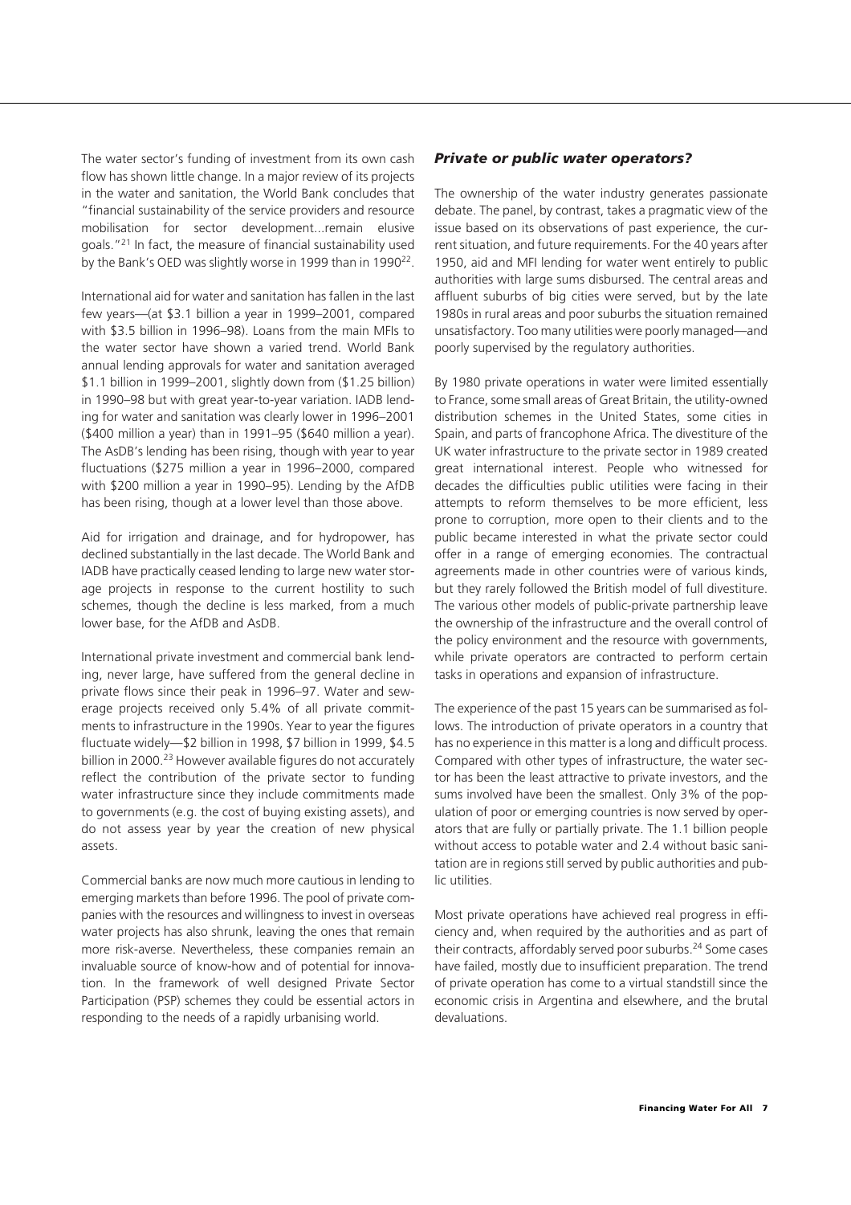The water sector's funding of investment from its own cash flow has shown little change. In a major review of its projects in the water and sanitation, the World Bank concludes that "financial sustainability of the service providers and resource mobilisation for sector development...remain elusive goals."[21] In fact, the measure of financial sustainability used by the Bank's OED was slightly worse in 1999 than in 1990[22].

International aid for water and sanitation has fallen in the last few years—(at $3.1 billion a year in 1999–2001, compared with $3.5 billion in 1996–98). Loans from the main MFIs to the water sector have shown a varied trend. World Bank annual lending approvals for water and sanitation averaged $1.1 billion in 1999–2001, slightly down from ($1.25 billion) in 1990–98 but with great year-to-year variation. IADB lending for water and sanitation was clearly lower in 1996–2001 ($400 million a year) than in 1991–95 ($640 million a year). The AsDB's lending has been rising, though with year to year fluctuations ($275 million a year in 1996–2000, compared with $200 million a year in 1990–95). Lending by the AfDB has been rising, though at a lower level than those above.

Aid for irrigation and drainage, and for hydropower, has declined substantially in the last decade. The World Bank and IADB have practically ceased lending to large new water storage projects in response to the current hostility to such schemes, though the decline is less marked, from a much lower base, for the AfDB and AsDB.

International private investment and commercial bank lending, never large, have suffered from the general decline in private flows since their peak in 1996–97. Water and sewerage projects received only 5.4% of all private commitments to infrastructure in the 1990s. Year to year the figures fluctuate widely—$2 billion in 1998, $7 billion in 1999, $4.5 billion in 2000.[23] However available figures do not accurately reflect the contribution of the private sector to funding water infrastructure since they include commitments made to governments (e.g. the cost of buying existing assets), and do not assess year by year the creation of new physical assets.

Commercial banks are now much more cautious in lending to emerging markets than before 1996. The pool of private companies with the resources and willingness to invest in overseas water projects has also shrunk, leaving the ones that remain more risk-averse. Nevertheless, these companies remain an invaluable source of know-how and of potential for innovation. In the framework of well designed Private Sector Participation (PSP) schemes they could be essential actors in responding to the needs of a rapidly urbanising world.

### *Private or public water operators?*

The ownership of the water industry generates passionate debate. The panel, by contrast, takes a pragmatic view of the issue based on its observations of past experience, the current situation, and future requirements. For the 40 years after 1950, aid and MFI lending for water went entirely to public authorities with large sums disbursed. The central areas and affluent suburbs of big cities were served, but by the late 1980s in rural areas and poor suburbs the situation remained unsatisfactory. Too many utilities were poorly managed—and poorly supervised by the regulatory authorities.

By 1980 private operations in water were limited essentially to France, some small areas of Great Britain, the utility-owned distribution schemes in the United States, some cities in Spain, and parts of francophone Africa. The divestiture of the UK water infrastructure to the private sector in 1989 created great international interest. People who witnessed for decades the difficulties public utilities were facing in their attempts to reform themselves to be more efficient, less prone to corruption, more open to their clients and to the public became interested in what the private sector could offer in a range of emerging economies. The contractual agreements made in other countries were of various kinds, but they rarely followed the British model of full divestiture. The various other models of public-private partnership leave the ownership of the infrastructure and the overall control of the policy environment and the resource with governments, while private operators are contracted to perform certain tasks in operations and expansion of infrastructure.

The experience of the past 15 years can be summarised as follows. The introduction of private operators in a country that has no experience in this matter is a long and difficult process. Compared with other types of infrastructure, the water sector has been the least attractive to private investors, and the sums involved have been the smallest. Only 3% of the population of poor or emerging countries is now served by operators that are fully or partially private. The 1.1 billion people without access to potable water and 2.4 without basic sanitation are in regions still served by public authorities and public utilities.

Most private operations have achieved real progress in efficiency and, when required by the authorities and as part of their contracts, affordably served poor suburbs.[24] Some cases have failed, mostly due to insufficient preparation. The trend of private operation has come to a virtual standstill since the economic crisis in Argentina and elsewhere, and the brutal devaluations.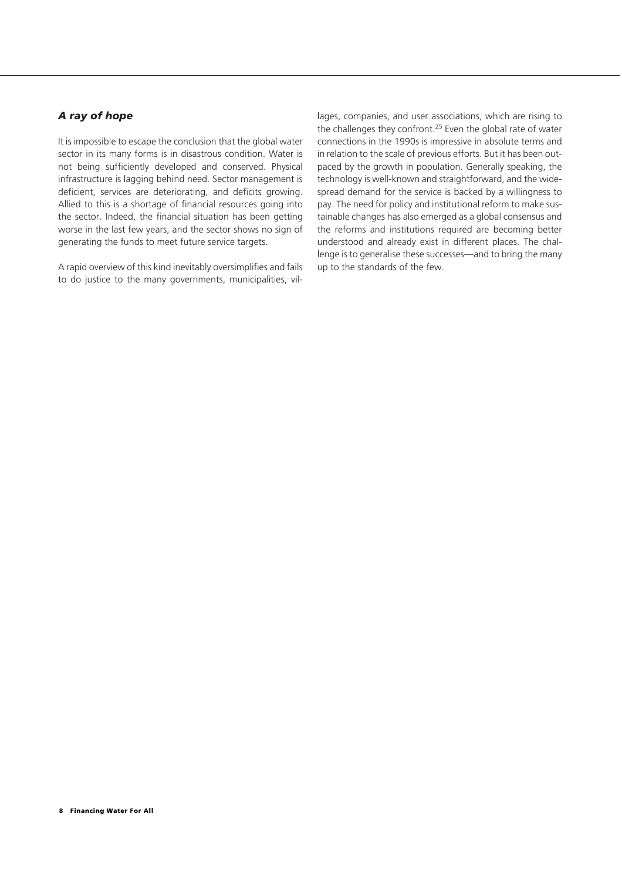### *A ray of hope*

It is impossible to escape the conclusion that the global water sector in its many forms is in disastrous condition. Water is not being sufficiently developed and conserved. Physical infrastructure is lagging behind need. Sector management is deficient, services are deteriorating, and deficits growing. Allied to this is a shortage of financial resources going into the sector. Indeed, the financial situation has been getting worse in the last few years, and the sector shows no sign of generating the funds to meet future service targets.

A rapid overview of this kind inevitably oversimplifies and fails to do justice to the many governments, municipalities, villages, companies, and user associations, which are rising to the challenges they confront.[25] Even the global rate of water connections in the 1990s is impressive in absolute terms and in relation to the scale of previous efforts. But it has been outpaced by the growth in population. Generally speaking, the technology is well-known and straightforward, and the widespread demand for the service is backed by a willingness to pay. The need for policy and institutional reform to make sustainable changes has also emerged as a global consensus and the reforms and institutions required are becoming better understood and already exist in different places. The challenge is to generalise these successes—and to bring the many up to the standards of the few.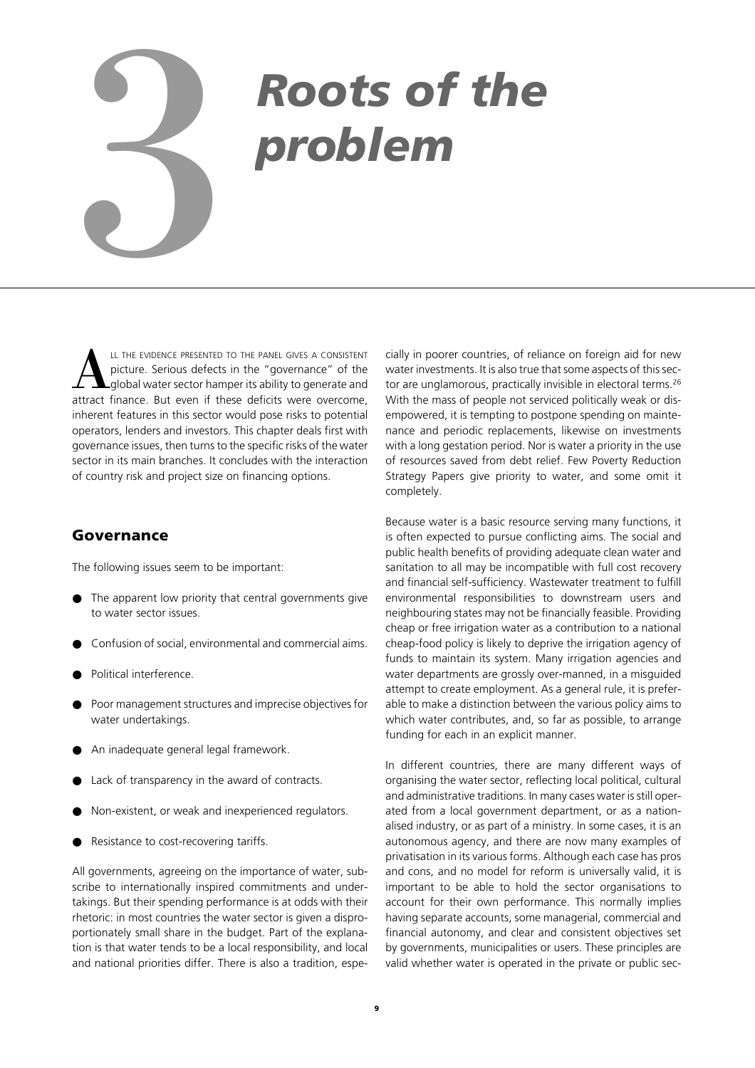# 3 Roots of the problem

All the evidence presented to the panel gives a consistent picture. Serious defects in the "governance" of the global water sector hamper its ability to generate and attract finance. But even if these deficits were overcome, inherent features in this sector would pose risks to potential operators, lenders and investors. This chapter deals first with governance issues, then turns to the specific risks of the water sector in its main branches. It concludes with the interaction of country risk and project size on financing options.

## Governance

The following issues seem to be important:

- The apparent low priority that central governments give to water sector issues.
- Confusion of social, environmental and commercial aims.
- Political interference.
- Poor management structures and imprecise objectives for water undertakings.
- An inadequate general legal framework.
- Lack of transparency in the award of contracts.
- Non-existent, or weak and inexperienced regulators.
- Resistance to cost-recovering tariffs.

All governments, agreeing on the importance of water, subscribe to internationally inspired commitments and undertakings. But their spending performance is at odds with their rhetoric: in most countries the water sector is given a disproportionately small share in the budget. Part of the explanation is that water tends to be a local responsibility, and local and national priorities differ. There is also a tradition, especially in poorer countries, of reliance on foreign aid for new water investments. It is also true that some aspects of this sector are unglamorous, practically invisible in electoral terms.[26] With the mass of people not serviced politically weak or disempowered, it is tempting to postpone spending on maintenance and periodic replacements, likewise on investments with a long gestation period. Nor is water a priority in the use of resources saved from debt relief. Few Poverty Reduction Strategy Papers give priority to water, and some omit it completely.

Because water is a basic resource serving many functions, it is often expected to pursue conflicting aims. The social and public health benefits of providing adequate clean water and sanitation to all may be incompatible with full cost recovery and financial self-sufficiency. Wastewater treatment to fulfill environmental responsibilities to downstream users and neighbouring states may not be financially feasible. Providing cheap or free irrigation water as a contribution to a national cheap-food policy is likely to deprive the irrigation agency of funds to maintain its system. Many irrigation agencies and water departments are grossly over-manned, in a misguided attempt to create employment. As a general rule, it is preferable to make a distinction between the various policy aims to which water contributes, and, so far as possible, to arrange funding for each in an explicit manner.

In different countries, there are many different ways of organising the water sector, reflecting local political, cultural and administrative traditions. In many cases water is still operated from a local government department, or as a nationalised industry, or as part of a ministry. In some cases, it is an autonomous agency, and there are now many examples of privatisation in its various forms. Although each case has pros and cons, and no model for reform is universally valid, it is important to be able to hold the sector organisations to account for their own performance. This normally implies having separate accounts, some managerial, commercial and financial autonomy, and clear and consistent objectives set by governments, municipalities or users. These principles are valid whether water is operated in the private or public sec-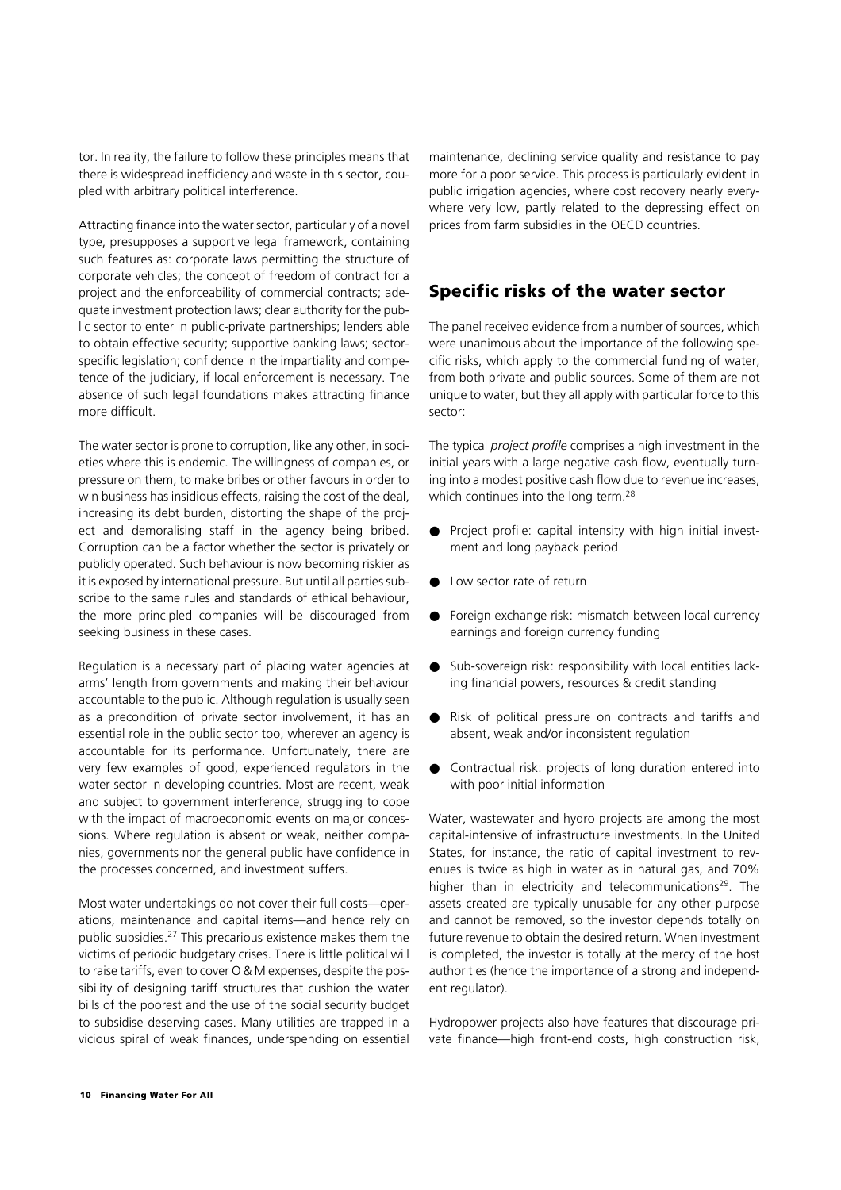tor. In reality, the failure to follow these principles means that there is widespread inefficiency and waste in this sector, coupled with arbitrary political interference.

Attracting finance into the water sector, particularly of a novel type, presupposes a supportive legal framework, containing such features as: corporate laws permitting the structure of corporate vehicles; the concept of freedom of contract for a project and the enforceability of commercial contracts; adequate investment protection laws; clear authority for the public sector to enter in public-private partnerships; lenders able to obtain effective security; supportive banking laws; sector-specific legislation; confidence in the impartiality and competence of the judiciary, if local enforcement is necessary. The absence of such legal foundations makes attracting finance more difficult.

The water sector is prone to corruption, like any other, in societies where this is endemic. The willingness of companies, or pressure on them, to make bribes or other favours in order to win business has insidious effects, raising the cost of the deal, increasing its debt burden, distorting the shape of the project and demoralising staff in the agency being bribed. Corruption can be a factor whether the sector is privately or publicly operated. Such behaviour is now becoming riskier as it is exposed by international pressure. But until all parties subscribe to the same rules and standards of ethical behaviour, the more principled companies will be discouraged from seeking business in these cases.

Regulation is a necessary part of placing water agencies at arms' length from governments and making their behaviour accountable to the public. Although regulation is usually seen as a precondition of private sector involvement, it has an essential role in the public sector too, wherever an agency is accountable for its performance. Unfortunately, there are very few examples of good, experienced regulators in the water sector in developing countries. Most are recent, weak and subject to government interference, struggling to cope with the impact of macroeconomic events on major concessions. Where regulation is absent or weak, neither companies, governments nor the general public have confidence in the processes concerned, and investment suffers.

Most water undertakings do not cover their full costs—operations, maintenance and capital items—and hence rely on public subsidies.[27] This precarious existence makes them the victims of periodic budgetary crises. There is little political will to raise tariffs, even to cover O & M expenses, despite the possibility of designing tariff structures that cushion the water bills of the poorest and the use of the social security budget to subsidise deserving cases. Many utilities are trapped in a vicious spiral of weak finances, underspending on essential maintenance, declining service quality and resistance to pay more for a poor service. This process is particularly evident in public irrigation agencies, where cost recovery nearly everywhere very low, partly related to the depressing effect on prices from farm subsidies in the OECD countries.

## Specific risks of the water sector

The panel received evidence from a number of sources, which were unanimous about the importance of the following specific risks, which apply to the commercial funding of water, from both private and public sources. Some of them are not unique to water, but they all apply with particular force to this sector:

The typical *project profile* comprises a high investment in the initial years with a large negative cash flow, eventually turning into a modest positive cash flow due to revenue increases, which continues into the long term.[28]

- Project profile: capital intensity with high initial investment and long payback period
- Low sector rate of return
- Foreign exchange risk: mismatch between local currency earnings and foreign currency funding
- Sub-sovereign risk: responsibility with local entities lacking financial powers, resources & credit standing
- Risk of political pressure on contracts and tariffs and absent, weak and/or inconsistent regulation
- Contractual risk: projects of long duration entered into with poor initial information

Water, wastewater and hydro projects are among the most capital-intensive of infrastructure investments. In the United States, for instance, the ratio of capital investment to revenues is twice as high in water as in natural gas, and 70% higher than in electricity and telecommunications[29]. The assets created are typically unusable for any other purpose and cannot be removed, so the investor depends totally on future revenue to obtain the desired return. When investment is completed, the investor is totally at the mercy of the host authorities (hence the importance of a strong and independent regulator).

Hydropower projects also have features that discourage private finance—high front-end costs, high construction risk,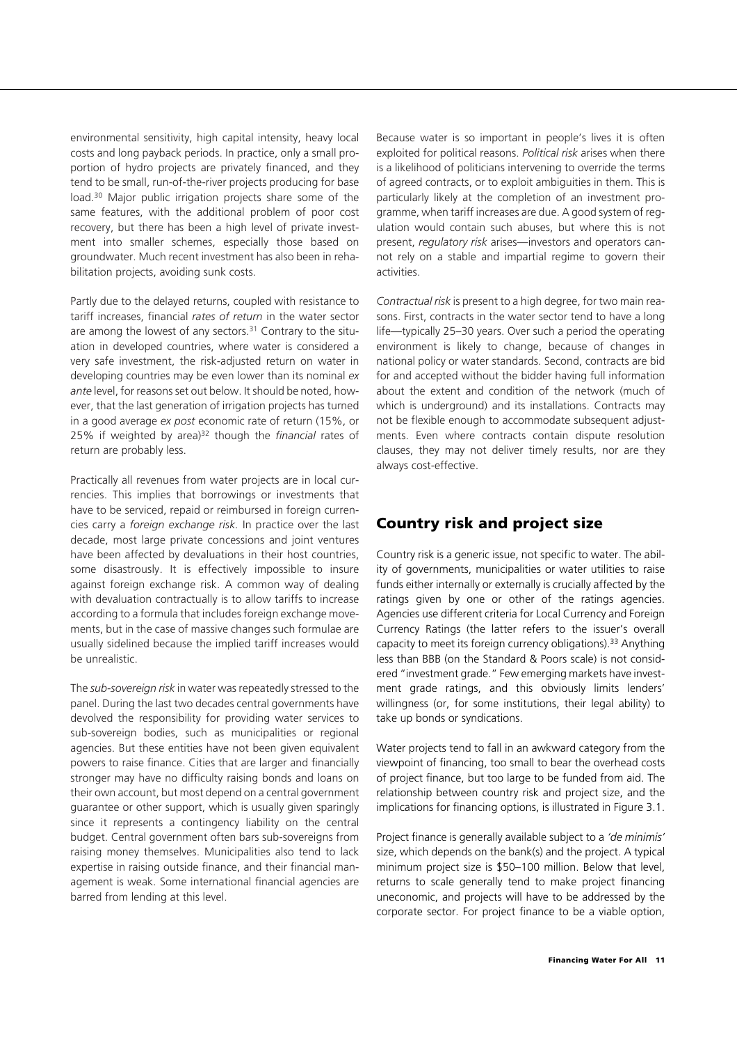environmental sensitivity, high capital intensity, heavy local costs and long payback periods. In practice, only a small proportion of hydro projects are privately financed, and they tend to be small, run-of-the-river projects producing for base load.[30] Major public irrigation projects share some of the same features, with the additional problem of poor cost recovery, but there has been a high level of private investment into smaller schemes, especially those based on groundwater. Much recent investment has also been in rehabilitation projects, avoiding sunk costs.

Partly due to the delayed returns, coupled with resistance to tariff increases, financial *rates of return* in the water sector are among the lowest of any sectors.[31] Contrary to the situation in developed countries, where water is considered a very safe investment, the risk-adjusted return on water in developing countries may be even lower than its nominal *ex ante* level, for reasons set out below. It should be noted, however, that the last generation of irrigation projects has turned in a good average *ex post* economic rate of return (15%, or 25% if weighted by area)[32] though the *financial* rates of return are probably less.

Practically all revenues from water projects are in local currencies. This implies that borrowings or investments that have to be serviced, repaid or reimbursed in foreign currencies carry a *foreign exchange risk*. In practice over the last decade, most large private concessions and joint ventures have been affected by devaluations in their host countries, some disastrously. It is effectively impossible to insure against foreign exchange risk. A common way of dealing with devaluation contractually is to allow tariffs to increase according to a formula that includes foreign exchange movements, but in the case of massive changes such formulae are usually sidelined because the implied tariff increases would be unrealistic.

The *sub-sovereign risk* in water was repeatedly stressed to the panel. During the last two decades central governments have devolved the responsibility for providing water services to sub-sovereign bodies, such as municipalities or regional agencies. But these entities have not been given equivalent powers to raise finance. Cities that are larger and financially stronger may have no difficulty raising bonds and loans on their own account, but most depend on a central government guarantee or other support, which is usually given sparingly since it represents a contingency liability on the central budget. Central government often bars sub-sovereigns from raising money themselves. Municipalities also tend to lack expertise in raising outside finance, and their financial management is weak. Some international financial agencies are barred from lending at this level.

Because water is so important in people's lives it is often exploited for political reasons. *Political risk* arises when there is a likelihood of politicians intervening to override the terms of agreed contracts, or to exploit ambiguities in them. This is particularly likely at the completion of an investment programme, when tariff increases are due. A good system of regulation would contain such abuses, but where this is not present, *regulatory risk* arises—investors and operators cannot rely on a stable and impartial regime to govern their activities.

*Contractual risk* is present to a high degree, for two main reasons. First, contracts in the water sector tend to have a long life—typically 25–30 years. Over such a period the operating environment is likely to change, because of changes in national policy or water standards. Second, contracts are bid for and accepted without the bidder having full information about the extent and condition of the network (much of which is underground) and its installations. Contracts may not be flexible enough to accommodate subsequent adjustments. Even where contracts contain dispute resolution clauses, they may not deliver timely results, nor are they always cost-effective.

## Country risk and project size

Country risk is a generic issue, not specific to water. The ability of governments, municipalities or water utilities to raise funds either internally or externally is crucially affected by the ratings given by one or other of the ratings agencies. Agencies use different criteria for Local Currency and Foreign Currency Ratings (the latter refers to the issuer's overall capacity to meet its foreign currency obligations).[33] Anything less than BBB (on the Standard & Poors scale) is not considered "investment grade." Few emerging markets have investment grade ratings, and this obviously limits lenders' willingness (or, for some institutions, their legal ability) to take up bonds or syndications.

Water projects tend to fall in an awkward category from the viewpoint of financing, too small to bear the overhead costs of project finance, but too large to be funded from aid. The relationship between country risk and project size, and the implications for financing options, is illustrated in Figure 3.1.

Project finance is generally available subject to a *'de minimis'* size, which depends on the bank(s) and the project. A typical minimum project size is $50–100 million. Below that level, returns to scale generally tend to make project financing uneconomic, and projects will have to be addressed by the corporate sector. For project finance to be a viable option,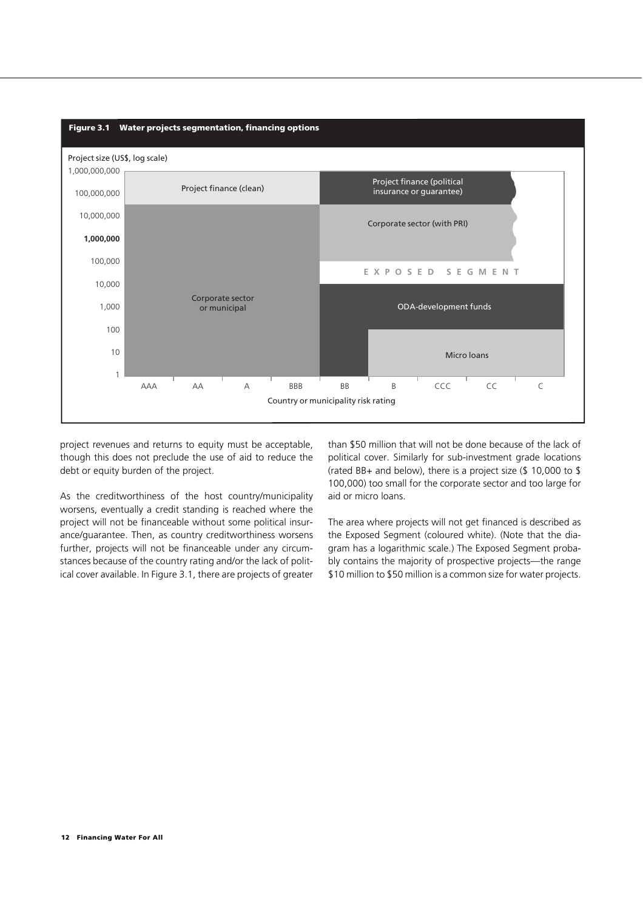**Figure 3.1 Water projects segmentation, financing options**

Project size (US$, log scale)

| Project size | AAA | AA | A | BBB | BB | B | CCC | CC | C |
|---|---|---|---|---|---|---|---|---|---|
| 1,000,000,000 – 100,000,000 | Project finance (clean) | | | | Project finance (political insurance or guarantee) | | | | |
| 10,000,000 – 1,000,000 | Corporate sector or municipal | | | | Corporate sector (with PRI) | | | | |
| 100,000 – 10,000 | Corporate sector or municipal | | | | EXPOSED SEGMENT | | | | |
| 10,000 – 100 | Corporate sector or municipal | | | | ODA-development funds | | | | |
| 100 – 1 | Corporate sector or municipal | | | | ODA-development funds | Micro loans | | | |

Country or municipality risk rating

project revenues and returns to equity must be acceptable, though this does not preclude the use of aid to reduce the debt or equity burden of the project.

As the creditworthiness of the host country/municipality worsens, eventually a credit standing is reached where the project will not be financeable without some political insurance/guarantee. Then, as country creditworthiness worsens further, projects will not be financeable under any circumstances because of the country rating and/or the lack of political cover available. In Figure 3.1, there are projects of greater than $50 million that will not be done because of the lack of political cover. Similarly for sub-investment grade locations (rated BB+ and below), there is a project size ($ 10,000 to $ 100,000) too small for the corporate sector and too large for aid or micro loans.

The area where projects will not get financed is described as the Exposed Segment (coloured white). (Note that the diagram has a logarithmic scale.) The Exposed Segment probably contains the majority of prospective projects—the range $10 million to $50 million is a common size for water projects.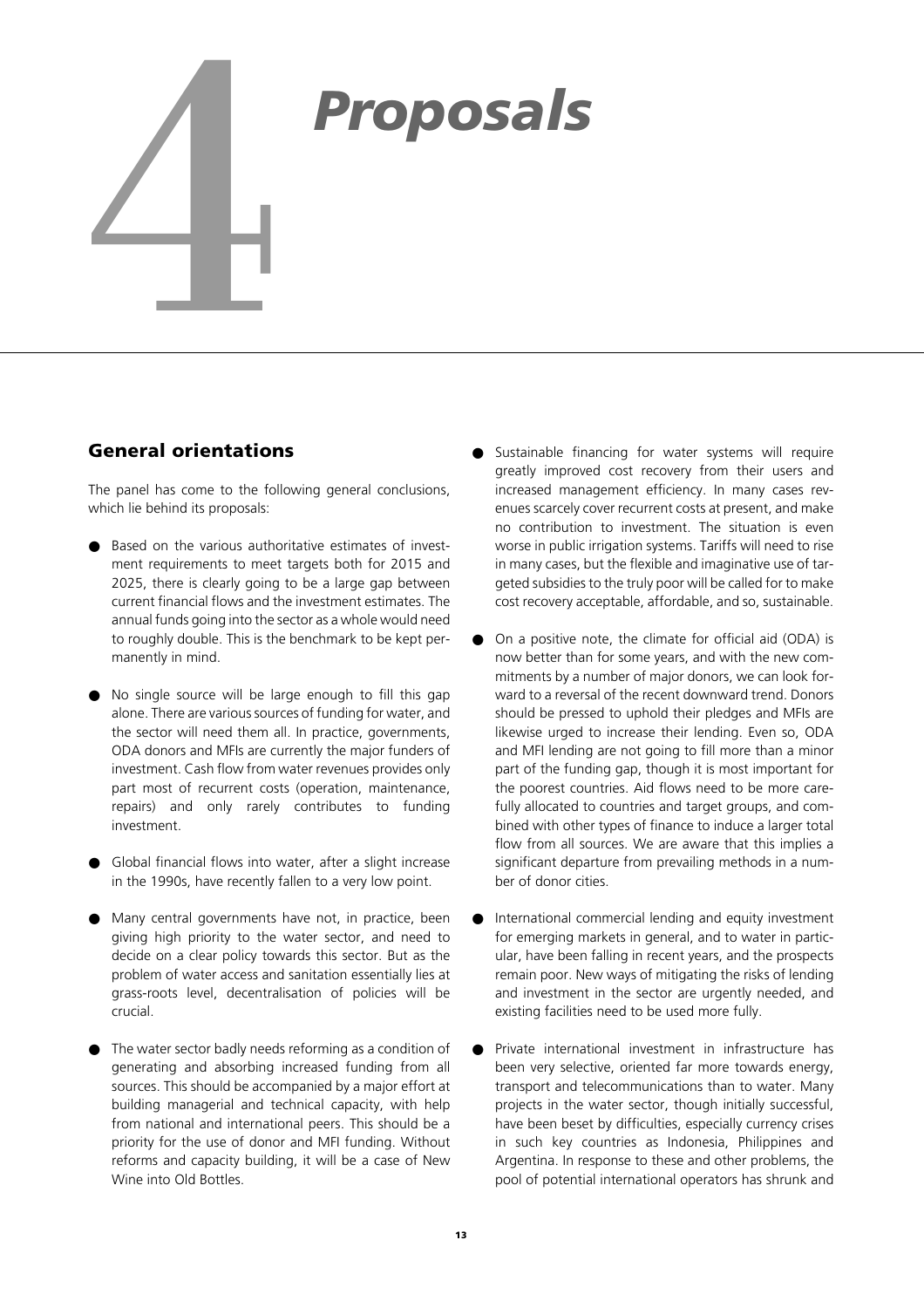# 4 Proposals

## General orientations

The panel has come to the following general conclusions, which lie behind its proposals:

- Based on the various authoritative estimates of investment requirements to meet targets both for 2015 and 2025, there is clearly going to be a large gap between current financial flows and the investment estimates. The annual funds going into the sector as a whole would need to roughly double. This is the benchmark to be kept permanently in mind.
- No single source will be large enough to fill this gap alone. There are various sources of funding for water, and the sector will need them all. In practice, governments, ODA donors and MFIs are currently the major funders of investment. Cash flow from water revenues provides only part most of recurrent costs (operation, maintenance, repairs) and only rarely contributes to funding investment.
- Global financial flows into water, after a slight increase in the 1990s, have recently fallen to a very low point.
- Many central governments have not, in practice, been giving high priority to the water sector, and need to decide on a clear policy towards this sector. But as the problem of water access and sanitation essentially lies at grass-roots level, decentralisation of policies will be crucial.
- The water sector badly needs reforming as a condition of generating and absorbing increased funding from all sources. This should be accompanied by a major effort at building managerial and technical capacity, with help from national and international peers. This should be a priority for the use of donor and MFI funding. Without reforms and capacity building, it will be a case of New Wine into Old Bottles.
- Sustainable financing for water systems will require greatly improved cost recovery from their users and increased management efficiency. In many cases revenues scarcely cover recurrent costs at present, and make no contribution to investment. The situation is even worse in public irrigation systems. Tariffs will need to rise in many cases, but the flexible and imaginative use of targeted subsidies to the truly poor will be called for to make cost recovery acceptable, affordable, and so, sustainable.
- On a positive note, the climate for official aid (ODA) is now better than for some years, and with the new commitments by a number of major donors, we can look forward to a reversal of the recent downward trend. Donors should be pressed to uphold their pledges and MFIs are likewise urged to increase their lending. Even so, ODA and MFI lending are not going to fill more than a minor part of the funding gap, though it is most important for the poorest countries. Aid flows need to be more carefully allocated to countries and target groups, and combined with other types of finance to induce a larger total flow from all sources. We are aware that this implies a significant departure from prevailing methods in a number of donor cities.
- International commercial lending and equity investment for emerging markets in general, and to water in particular, have been falling in recent years, and the prospects remain poor. New ways of mitigating the risks of lending and investment in the sector are urgently needed, and existing facilities need to be used more fully.
- Private international investment in infrastructure has been very selective, oriented far more towards energy, transport and telecommunications than to water. Many projects in the water sector, though initially successful, have been beset by difficulties, especially currency crises in such key countries as Indonesia, Philippines and Argentina. In response to these and other problems, the pool of potential international operators has shrunk and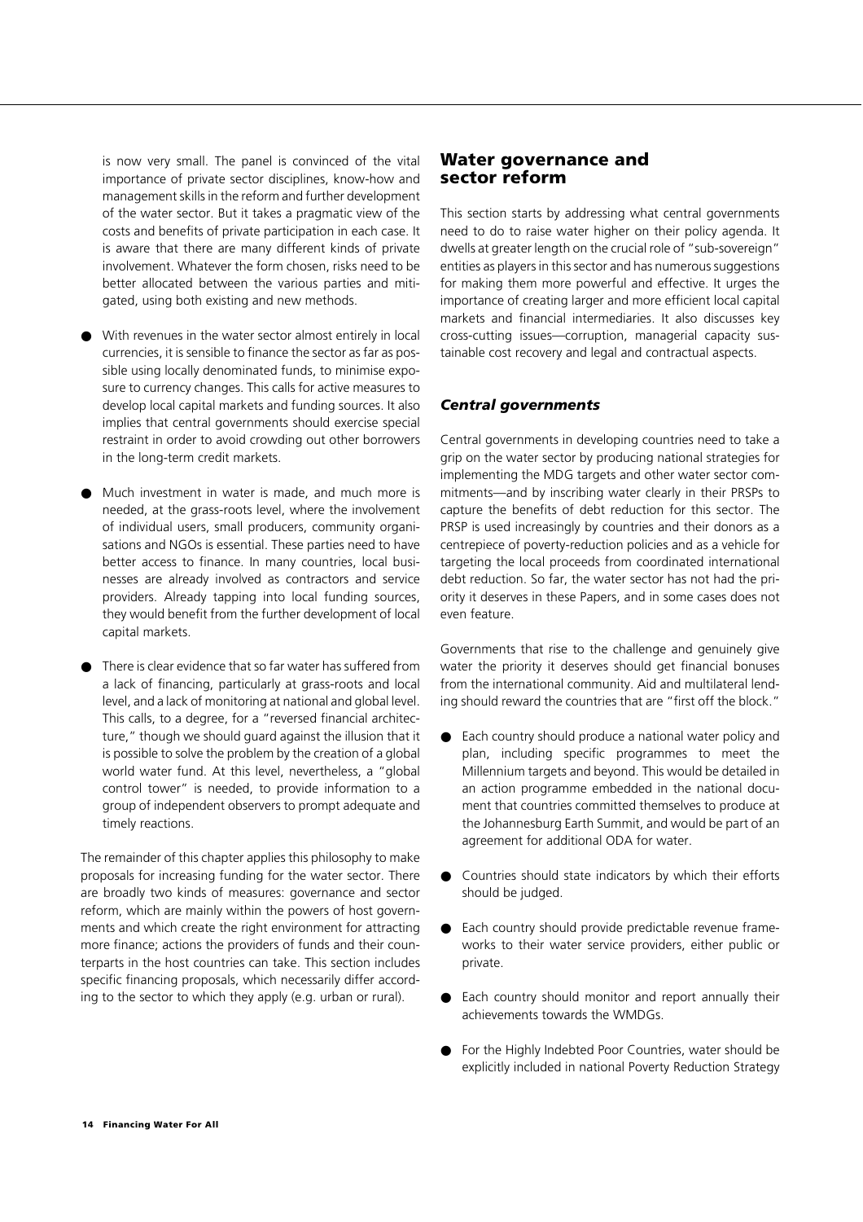is now very small. The panel is convinced of the vital importance of private sector disciplines, know-how and management skills in the reform and further development of the water sector. But it takes a pragmatic view of the costs and benefits of private participation in each case. It is aware that there are many different kinds of private involvement. Whatever the form chosen, risks need to be better allocated between the various parties and mitigated, using both existing and new methods.

- With revenues in the water sector almost entirely in local currencies, it is sensible to finance the sector as far as possible using locally denominated funds, to minimise exposure to currency changes. This calls for active measures to develop local capital markets and funding sources. It also implies that central governments should exercise special restraint in order to avoid crowding out other borrowers in the long-term credit markets.

- Much investment in water is made, and much more is needed, at the grass-roots level, where the involvement of individual users, small producers, community organisations and NGOs is essential. These parties need to have better access to finance. In many countries, local businesses are already involved as contractors and service providers. Already tapping into local funding sources, they would benefit from the further development of local capital markets.

- There is clear evidence that so far water has suffered from a lack of financing, particularly at grass-roots and local level, and a lack of monitoring at national and global level. This calls, to a degree, for a "reversed financial architecture," though we should guard against the illusion that it is possible to solve the problem by the creation of a global world water fund. At this level, nevertheless, a "global control tower" is needed, to provide information to a group of independent observers to prompt adequate and timely reactions.

The remainder of this chapter applies this philosophy to make proposals for increasing funding for the water sector. There are broadly two kinds of measures: governance and sector reform, which are mainly within the powers of host governments and which create the right environment for attracting more finance; actions the providers of funds and their counterparts in the host countries can take. This section includes specific financing proposals, which necessarily differ according to the sector to which they apply (e.g. urban or rural).

## Water governance and sector reform

This section starts by addressing what central governments need to do to raise water higher on their policy agenda. It dwells at greater length on the crucial role of "sub-sovereign" entities as players in this sector and has numerous suggestions for making them more powerful and effective. It urges the importance of creating larger and more efficient local capital markets and financial intermediaries. It also discusses key cross-cutting issues—corruption, managerial capacity sustainable cost recovery and legal and contractual aspects.

### *Central governments*

Central governments in developing countries need to take a grip on the water sector by producing national strategies for implementing the MDG targets and other water sector commitments—and by inscribing water clearly in their PRSPs to capture the benefits of debt reduction for this sector. The PRSP is used increasingly by countries and their donors as a centrepiece of poverty-reduction policies and as a vehicle for targeting the local proceeds from coordinated international debt reduction. So far, the water sector has not had the priority it deserves in these Papers, and in some cases does not even feature.

Governments that rise to the challenge and genuinely give water the priority it deserves should get financial bonuses from the international community. Aid and multilateral lending should reward the countries that are "first off the block."

- Each country should produce a national water policy and plan, including specific programmes to meet the Millennium targets and beyond. This would be detailed in an action programme embedded in the national document that countries committed themselves to produce at the Johannesburg Earth Summit, and would be part of an agreement for additional ODA for water.

- Countries should state indicators by which their efforts should be judged.

- Each country should provide predictable revenue frameworks to their water service providers, either public or private.

- Each country should monitor and report annually their achievements towards the WMDGs.

- For the Highly Indebted Poor Countries, water should be explicitly included in national Poverty Reduction Strategy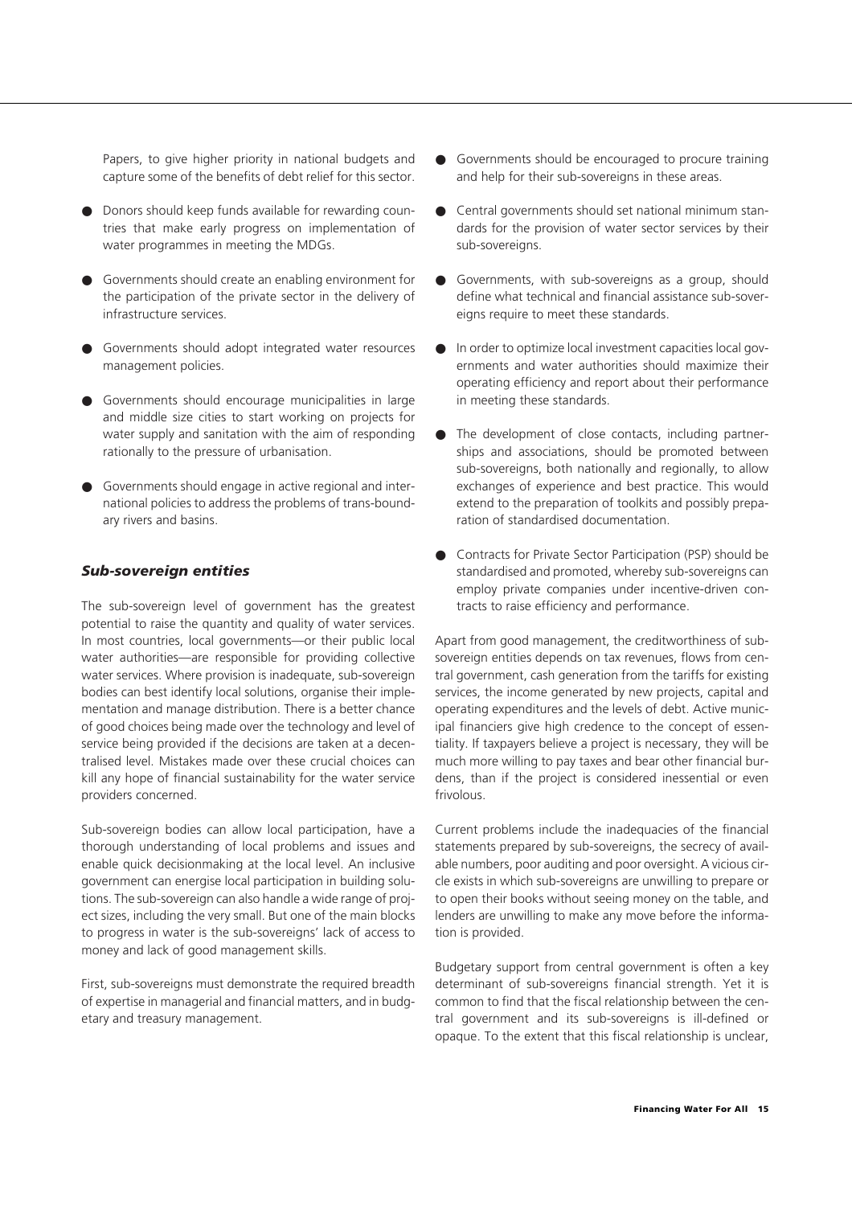Papers, to give higher priority in national budgets and capture some of the benefits of debt relief for this sector.

- Donors should keep funds available for rewarding countries that make early progress on implementation of water programmes in meeting the MDGs.
- Governments should create an enabling environment for the participation of the private sector in the delivery of infrastructure services.
- Governments should adopt integrated water resources management policies.
- Governments should encourage municipalities in large and middle size cities to start working on projects for water supply and sanitation with the aim of responding rationally to the pressure of urbanisation.
- Governments should engage in active regional and international policies to address the problems of trans-boundary rivers and basins.

### *Sub-sovereign entities*

The sub-sovereign level of government has the greatest potential to raise the quantity and quality of water services. In most countries, local governments—or their public local water authorities—are responsible for providing collective water services. Where provision is inadequate, sub-sovereign bodies can best identify local solutions, organise their implementation and manage distribution. There is a better chance of good choices being made over the technology and level of service being provided if the decisions are taken at a decentralised level. Mistakes made over these crucial choices can kill any hope of financial sustainability for the water service providers concerned.

Sub-sovereign bodies can allow local participation, have a thorough understanding of local problems and issues and enable quick decisionmaking at the local level. An inclusive government can energise local participation in building solutions. The sub-sovereign can also handle a wide range of project sizes, including the very small. But one of the main blocks to progress in water is the sub-sovereigns' lack of access to money and lack of good management skills.

First, sub-sovereigns must demonstrate the required breadth of expertise in managerial and financial matters, and in budgetary and treasury management.

- Governments should be encouraged to procure training and help for their sub-sovereigns in these areas.
- Central governments should set national minimum standards for the provision of water sector services by their sub-sovereigns.
- Governments, with sub-sovereigns as a group, should define what technical and financial assistance sub-sovereigns require to meet these standards.
- In order to optimize local investment capacities local governments and water authorities should maximize their operating efficiency and report about their performance in meeting these standards.
- The development of close contacts, including partnerships and associations, should be promoted between sub-sovereigns, both nationally and regionally, to allow exchanges of experience and best practice. This would extend to the preparation of toolkits and possibly preparation of standardised documentation.
- Contracts for Private Sector Participation (PSP) should be standardised and promoted, whereby sub-sovereigns can employ private companies under incentive-driven contracts to raise efficiency and performance.

Apart from good management, the creditworthiness of sub-sovereign entities depends on tax revenues, flows from central government, cash generation from the tariffs for existing services, the income generated by new projects, capital and operating expenditures and the levels of debt. Active municipal financiers give high credence to the concept of essentiality. If taxpayers believe a project is necessary, they will be much more willing to pay taxes and bear other financial burdens, than if the project is considered inessential or even frivolous.

Current problems include the inadequacies of the financial statements prepared by sub-sovereigns, the secrecy of available numbers, poor auditing and poor oversight. A vicious circle exists in which sub-sovereigns are unwilling to prepare or to open their books without seeing money on the table, and lenders are unwilling to make any move before the information is provided.

Budgetary support from central government is often a key determinant of sub-sovereigns financial strength. Yet it is common to find that the fiscal relationship between the central government and its sub-sovereigns is ill-defined or opaque. To the extent that this fiscal relationship is unclear,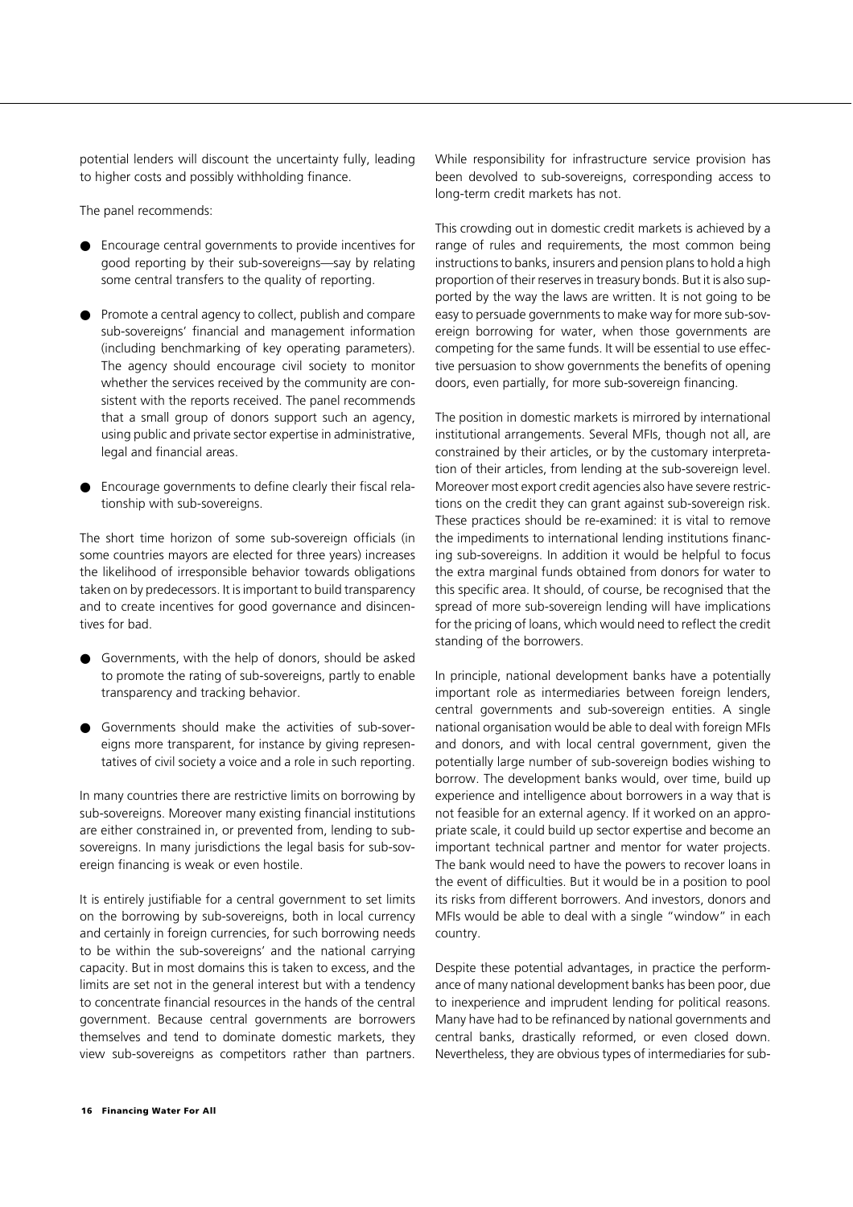potential lenders will discount the uncertainty fully, leading to higher costs and possibly withholding finance.

The panel recommends:

- Encourage central governments to provide incentives for good reporting by their sub-sovereigns—say by relating some central transfers to the quality of reporting.
- Promote a central agency to collect, publish and compare sub-sovereigns' financial and management information (including benchmarking of key operating parameters). The agency should encourage civil society to monitor whether the services received by the community are consistent with the reports received. The panel recommends that a small group of donors support such an agency, using public and private sector expertise in administrative, legal and financial areas.
- Encourage governments to define clearly their fiscal relationship with sub-sovereigns.

The short time horizon of some sub-sovereign officials (in some countries mayors are elected for three years) increases the likelihood of irresponsible behavior towards obligations taken on by predecessors. It is important to build transparency and to create incentives for good governance and disincentives for bad.

- Governments, with the help of donors, should be asked to promote the rating of sub-sovereigns, partly to enable transparency and tracking behavior.
- Governments should make the activities of sub-sovereigns more transparent, for instance by giving representatives of civil society a voice and a role in such reporting.

In many countries there are restrictive limits on borrowing by sub-sovereigns. Moreover many existing financial institutions are either constrained in, or prevented from, lending to sub-sovereigns. In many jurisdictions the legal basis for sub-sovereign financing is weak or even hostile.

It is entirely justifiable for a central government to set limits on the borrowing by sub-sovereigns, both in local currency and certainly in foreign currencies, for such borrowing needs to be within the sub-sovereigns' and the national carrying capacity. But in most domains this is taken to excess, and the limits are set not in the general interest but with a tendency to concentrate financial resources in the hands of the central government. Because central governments are borrowers themselves and tend to dominate domestic markets, they view sub-sovereigns as competitors rather than partners. While responsibility for infrastructure service provision has been devolved to sub-sovereigns, corresponding access to long-term credit markets has not.

This crowding out in domestic credit markets is achieved by a range of rules and requirements, the most common being instructions to banks, insurers and pension plans to hold a high proportion of their reserves in treasury bonds. But it is also supported by the way the laws are written. It is not going to be easy to persuade governments to make way for more sub-sovereign borrowing for water, when those governments are competing for the same funds. It will be essential to use effective persuasion to show governments the benefits of opening doors, even partially, for more sub-sovereign financing.

The position in domestic markets is mirrored by international institutional arrangements. Several MFIs, though not all, are constrained by their articles, or by the customary interpretation of their articles, from lending at the sub-sovereign level. Moreover most export credit agencies also have severe restrictions on the credit they can grant against sub-sovereign risk. These practices should be re-examined: it is vital to remove the impediments to international lending institutions financing sub-sovereigns. In addition it would be helpful to focus the extra marginal funds obtained from donors for water to this specific area. It should, of course, be recognised that the spread of more sub-sovereign lending will have implications for the pricing of loans, which would need to reflect the credit standing of the borrowers.

In principle, national development banks have a potentially important role as intermediaries between foreign lenders, central governments and sub-sovereign entities. A single national organisation would be able to deal with foreign MFIs and donors, and with local central government, given the potentially large number of sub-sovereign bodies wishing to borrow. The development banks would, over time, build up experience and intelligence about borrowers in a way that is not feasible for an external agency. If it worked on an appropriate scale, it could build up sector expertise and become an important technical partner and mentor for water projects. The bank would need to have the powers to recover loans in the event of difficulties. But it would be in a position to pool its risks from different borrowers. And investors, donors and MFIs would be able to deal with a single "window" in each country.

Despite these potential advantages, in practice the performance of many national development banks has been poor, due to inexperience and imprudent lending for political reasons. Many have had to be refinanced by national governments and central banks, drastically reformed, or even closed down. Nevertheless, they are obvious types of intermediaries for sub-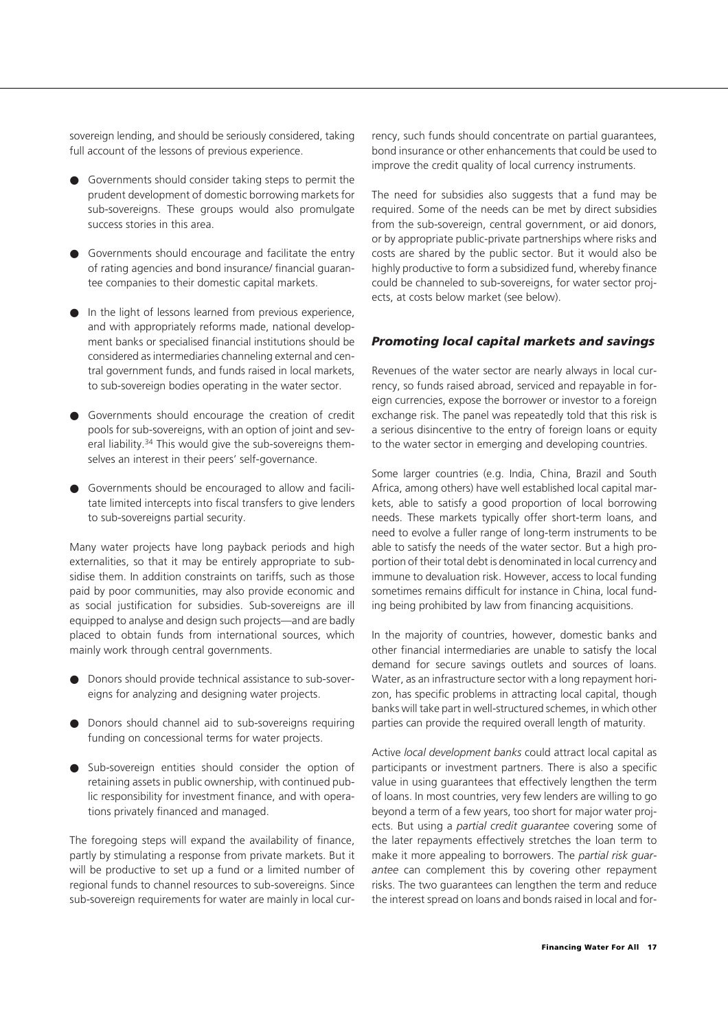sovereign lending, and should be seriously considered, taking full account of the lessons of previous experience.

- Governments should consider taking steps to permit the prudent development of domestic borrowing markets for sub-sovereigns. These groups would also promulgate success stories in this area.
- Governments should encourage and facilitate the entry of rating agencies and bond insurance/ financial guarantee companies to their domestic capital markets.
- In the light of lessons learned from previous experience, and with appropriately reforms made, national development banks or specialised financial institutions should be considered as intermediaries channeling external and central government funds, and funds raised in local markets, to sub-sovereign bodies operating in the water sector.
- Governments should encourage the creation of credit pools for sub-sovereigns, with an option of joint and several liability.[34] This would give the sub-sovereigns themselves an interest in their peers' self-governance.
- Governments should be encouraged to allow and facilitate limited intercepts into fiscal transfers to give lenders to sub-sovereigns partial security.

Many water projects have long payback periods and high externalities, so that it may be entirely appropriate to subsidise them. In addition constraints on tariffs, such as those paid by poor communities, may also provide economic and as social justification for subsidies. Sub-sovereigns are ill equipped to analyse and design such projects—and are badly placed to obtain funds from international sources, which mainly work through central governments.

- Donors should provide technical assistance to sub-sovereigns for analyzing and designing water projects.
- Donors should channel aid to sub-sovereigns requiring funding on concessional terms for water projects.
- Sub-sovereign entities should consider the option of retaining assets in public ownership, with continued public responsibility for investment finance, and with operations privately financed and managed.

The foregoing steps will expand the availability of finance, partly by stimulating a response from private markets. But it will be productive to set up a fund or a limited number of regional funds to channel resources to sub-sovereigns. Since sub-sovereign requirements for water are mainly in local currency, such funds should concentrate on partial guarantees, bond insurance or other enhancements that could be used to improve the credit quality of local currency instruments.

The need for subsidies also suggests that a fund may be required. Some of the needs can be met by direct subsidies from the sub-sovereign, central government, or aid donors, or by appropriate public-private partnerships where risks and costs are shared by the public sector. But it would also be highly productive to form a subsidized fund, whereby finance could be channeled to sub-sovereigns, for water sector projects, at costs below market (see below).

### *Promoting local capital markets and savings*

Revenues of the water sector are nearly always in local currency, so funds raised abroad, serviced and repayable in foreign currencies, expose the borrower or investor to a foreign exchange risk. The panel was repeatedly told that this risk is a serious disincentive to the entry of foreign loans or equity to the water sector in emerging and developing countries.

Some larger countries (e.g. India, China, Brazil and South Africa, among others) have well established local capital markets, able to satisfy a good proportion of local borrowing needs. These markets typically offer short-term loans, and need to evolve a fuller range of long-term instruments to be able to satisfy the needs of the water sector. But a high proportion of their total debt is denominated in local currency and immune to devaluation risk. However, access to local funding sometimes remains difficult for instance in China, local funding being prohibited by law from financing acquisitions.

In the majority of countries, however, domestic banks and other financial intermediaries are unable to satisfy the local demand for secure savings outlets and sources of loans. Water, as an infrastructure sector with a long repayment horizon, has specific problems in attracting local capital, though banks will take part in well-structured schemes, in which other parties can provide the required overall length of maturity.

Active *local development banks* could attract local capital as participants or investment partners. There is also a specific value in using guarantees that effectively lengthen the term of loans. In most countries, very few lenders are willing to go beyond a term of a few years, too short for major water projects. But using a *partial credit guarantee* covering some of the later repayments effectively stretches the loan term to make it more appealing to borrowers. The *partial risk guarantee* can complement this by covering other repayment risks. The two guarantees can lengthen the term and reduce the interest spread on loans and bonds raised in local and for-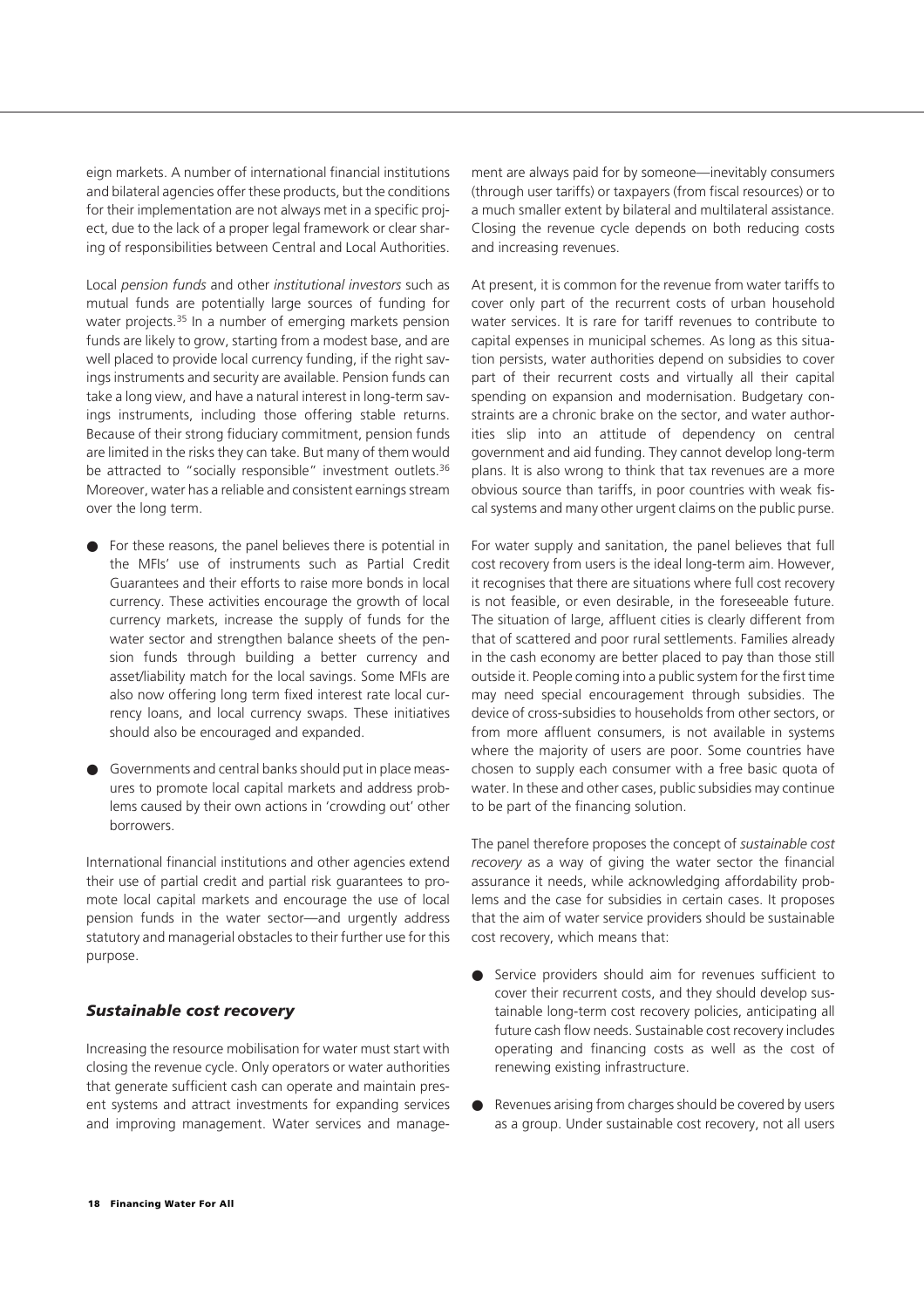eign markets. A number of international financial institutions and bilateral agencies offer these products, but the conditions for their implementation are not always met in a specific project, due to the lack of a proper legal framework or clear sharing of responsibilities between Central and Local Authorities.

Local *pension funds* and other *institutional investors* such as mutual funds are potentially large sources of funding for water projects.[35] In a number of emerging markets pension funds are likely to grow, starting from a modest base, and are well placed to provide local currency funding, if the right savings instruments and security are available. Pension funds can take a long view, and have a natural interest in long-term savings instruments, including those offering stable returns. Because of their strong fiduciary commitment, pension funds are limited in the risks they can take. But many of them would be attracted to "socially responsible" investment outlets.[36] Moreover, water has a reliable and consistent earnings stream over the long term.

- For these reasons, the panel believes there is potential in the MFIs' use of instruments such as Partial Credit Guarantees and their efforts to raise more bonds in local currency. These activities encourage the growth of local currency markets, increase the supply of funds for the water sector and strengthen balance sheets of the pension funds through building a better currency and asset/liability match for the local savings. Some MFIs are also now offering long term fixed interest rate local currency loans, and local currency swaps. These initiatives should also be encouraged and expanded.
- Governments and central banks should put in place measures to promote local capital markets and address problems caused by their own actions in 'crowding out' other borrowers.

International financial institutions and other agencies extend their use of partial credit and partial risk guarantees to promote local capital markets and encourage the use of local pension funds in the water sector—and urgently address statutory and managerial obstacles to their further use for this purpose.

### *Sustainable cost recovery*

Increasing the resource mobilisation for water must start with closing the revenue cycle. Only operators or water authorities that generate sufficient cash can operate and maintain present systems and attract investments for expanding services and improving management. Water services and management are always paid for by someone—inevitably consumers (through user tariffs) or taxpayers (from fiscal resources) or to a much smaller extent by bilateral and multilateral assistance. Closing the revenue cycle depends on both reducing costs and increasing revenues.

At present, it is common for the revenue from water tariffs to cover only part of the recurrent costs of urban household water services. It is rare for tariff revenues to contribute to capital expenses in municipal schemes. As long as this situation persists, water authorities depend on subsidies to cover part of their recurrent costs and virtually all their capital spending on expansion and modernisation. Budgetary constraints are a chronic brake on the sector, and water authorities slip into an attitude of dependency on central government and aid funding. They cannot develop long-term plans. It is also wrong to think that tax revenues are a more obvious source than tariffs, in poor countries with weak fiscal systems and many other urgent claims on the public purse.

For water supply and sanitation, the panel believes that full cost recovery from users is the ideal long-term aim. However, it recognises that there are situations where full cost recovery is not feasible, or even desirable, in the foreseeable future. The situation of large, affluent cities is clearly different from that of scattered and poor rural settlements. Families already in the cash economy are better placed to pay than those still outside it. People coming into a public system for the first time may need special encouragement through subsidies. The device of cross-subsidies to households from other sectors, or from more affluent consumers, is not available in systems where the majority of users are poor. Some countries have chosen to supply each consumer with a free basic quota of water. In these and other cases, public subsidies may continue to be part of the financing solution.

The panel therefore proposes the concept of *sustainable cost recovery* as a way of giving the water sector the financial assurance it needs, while acknowledging affordability problems and the case for subsidies in certain cases. It proposes that the aim of water service providers should be sustainable cost recovery, which means that:

- Service providers should aim for revenues sufficient to cover their recurrent costs, and they should develop sustainable long-term cost recovery policies, anticipating all future cash flow needs. Sustainable cost recovery includes operating and financing costs as well as the cost of renewing existing infrastructure.
- Revenues arising from charges should be covered by users as a group. Under sustainable cost recovery, not all users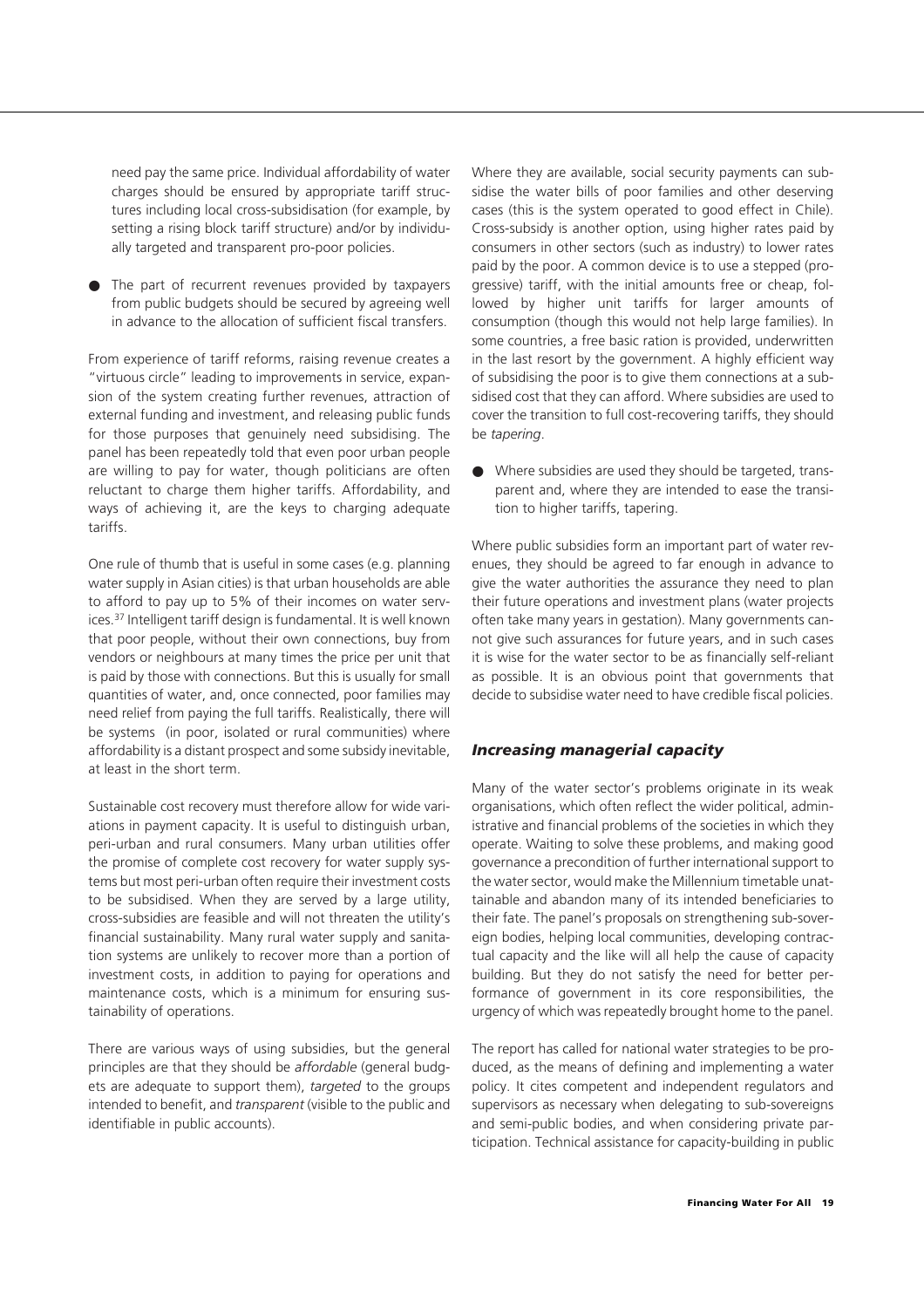need pay the same price. Individual affordability of water charges should be ensured by appropriate tariff structures including local cross-subsidisation (for example, by setting a rising block tariff structure) and/or by individually targeted and transparent pro-poor policies.

- The part of recurrent revenues provided by taxpayers from public budgets should be secured by agreeing well in advance to the allocation of sufficient fiscal transfers.

From experience of tariff reforms, raising revenue creates a "virtuous circle" leading to improvements in service, expansion of the system creating further revenues, attraction of external funding and investment, and releasing public funds for those purposes that genuinely need subsidising. The panel has been repeatedly told that even poor urban people are willing to pay for water, though politicians are often reluctant to charge them higher tariffs. Affordability, and ways of achieving it, are the keys to charging adequate tariffs.

One rule of thumb that is useful in some cases (e.g. planning water supply in Asian cities) is that urban households are able to afford to pay up to 5% of their incomes on water services.[37] Intelligent tariff design is fundamental. It is well known that poor people, without their own connections, buy from vendors or neighbours at many times the price per unit that is paid by those with connections. But this is usually for small quantities of water, and, once connected, poor families may need relief from paying the full tariffs. Realistically, there will be systems (in poor, isolated or rural communities) where affordability is a distant prospect and some subsidy inevitable, at least in the short term.

Sustainable cost recovery must therefore allow for wide variations in payment capacity. It is useful to distinguish urban, peri-urban and rural consumers. Many urban utilities offer the promise of complete cost recovery for water supply systems but most peri-urban often require their investment costs to be subsidised. When they are served by a large utility, cross-subsidies are feasible and will not threaten the utility's financial sustainability. Many rural water supply and sanitation systems are unlikely to recover more than a portion of investment costs, in addition to paying for operations and maintenance costs, which is a minimum for ensuring sustainability of operations.

There are various ways of using subsidies, but the general principles are that they should be *affordable* (general budgets are adequate to support them), *targeted* to the groups intended to benefit, and *transparent* (visible to the public and identifiable in public accounts).

Where they are available, social security payments can subsidise the water bills of poor families and other deserving cases (this is the system operated to good effect in Chile). Cross-subsidy is another option, using higher rates paid by consumers in other sectors (such as industry) to lower rates paid by the poor. A common device is to use a stepped (progressive) tariff, with the initial amounts free or cheap, followed by higher unit tariffs for larger amounts of consumption (though this would not help large families). In some countries, a free basic ration is provided, underwritten in the last resort by the government. A highly efficient way of subsidising the poor is to give them connections at a subsidised cost that they can afford. Where subsidies are used to cover the transition to full cost-recovering tariffs, they should be *tapering*.

- Where subsidies are used they should be targeted, transparent and, where they are intended to ease the transition to higher tariffs, tapering.

Where public subsidies form an important part of water revenues, they should be agreed to far enough in advance to give the water authorities the assurance they need to plan their future operations and investment plans (water projects often take many years in gestation). Many governments cannot give such assurances for future years, and in such cases it is wise for the water sector to be as financially self-reliant as possible. It is an obvious point that governments that decide to subsidise water need to have credible fiscal policies.

### *Increasing managerial capacity*

Many of the water sector's problems originate in its weak organisations, which often reflect the wider political, administrative and financial problems of the societies in which they operate. Waiting to solve these problems, and making good governance a precondition of further international support to the water sector, would make the Millennium timetable unattainable and abandon many of its intended beneficiaries to their fate. The panel's proposals on strengthening sub-sovereign bodies, helping local communities, developing contractual capacity and the like will all help the cause of capacity building. But they do not satisfy the need for better performance of government in its core responsibilities, the urgency of which was repeatedly brought home to the panel.

The report has called for national water strategies to be produced, as the means of defining and implementing a water policy. It cites competent and independent regulators and supervisors as necessary when delegating to sub-sovereigns and semi-public bodies, and when considering private participation. Technical assistance for capacity-building in public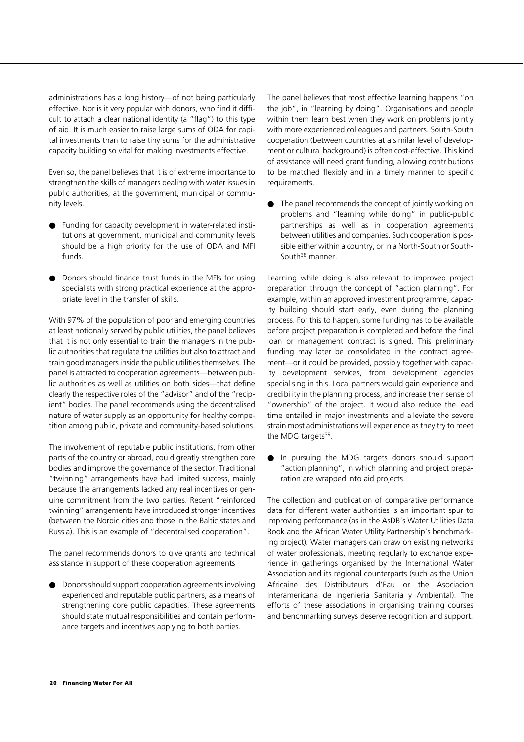administrations has a long history—of not being particularly effective. Nor is it very popular with donors, who find it difficult to attach a clear national identity (a "flag") to this type of aid. It is much easier to raise large sums of ODA for capital investments than to raise tiny sums for the administrative capacity building so vital for making investments effective.

Even so, the panel believes that it is of extreme importance to strengthen the skills of managers dealing with water issues in public authorities, at the government, municipal or community levels.

- Funding for capacity development in water-related institutions at government, municipal and community levels should be a high priority for the use of ODA and MFI funds.
- Donors should finance trust funds in the MFIs for using specialists with strong practical experience at the appropriate level in the transfer of skills.

With 97% of the population of poor and emerging countries at least notionally served by public utilities, the panel believes that it is not only essential to train the managers in the public authorities that regulate the utilities but also to attract and train good managers inside the public utilities themselves. The panel is attracted to cooperation agreements—between public authorities as well as utilities on both sides—that define clearly the respective roles of the "advisor" and of the "recipient" bodies. The panel recommends using the decentralised nature of water supply as an opportunity for healthy competition among public, private and community-based solutions.

The involvement of reputable public institutions, from other parts of the country or abroad, could greatly strengthen core bodies and improve the governance of the sector. Traditional "twinning" arrangements have had limited success, mainly because the arrangements lacked any real incentives or genuine commitment from the two parties. Recent "reinforced twinning" arrangements have introduced stronger incentives (between the Nordic cities and those in the Baltic states and Russia). This is an example of "decentralised cooperation".

The panel recommends donors to give grants and technical assistance in support of these cooperation agreements

- Donors should support cooperation agreements involving experienced and reputable public partners, as a means of strengthening core public capacities. These agreements should state mutual responsibilities and contain performance targets and incentives applying to both parties.

The panel believes that most effective learning happens "on the job", in "learning by doing". Organisations and people within them learn best when they work on problems jointly with more experienced colleagues and partners. South-South cooperation (between countries at a similar level of development or cultural background) is often cost-effective. This kind of assistance will need grant funding, allowing contributions to be matched flexibly and in a timely manner to specific requirements.

- The panel recommends the concept of jointly working on problems and "learning while doing" in public-public partnerships as well as in cooperation agreements between utilities and companies. Such cooperation is possible either within a country, or in a North-South or South-South[38] manner.

Learning while doing is also relevant to improved project preparation through the concept of "action planning". For example, within an approved investment programme, capacity building should start early, even during the planning process. For this to happen, some funding has to be available before project preparation is completed and before the final loan or management contract is signed. This preliminary funding may later be consolidated in the contract agreement—or it could be provided, possibly together with capacity development services, from development agencies specialising in this. Local partners would gain experience and credibility in the planning process, and increase their sense of "ownership" of the project. It would also reduce the lead time entailed in major investments and alleviate the severe strain most administrations will experience as they try to meet the MDG targets[39].

- In pursuing the MDG targets donors should support "action planning", in which planning and project preparation are wrapped into aid projects.

The collection and publication of comparative performance data for different water authorities is an important spur to improving performance (as in the AsDB's Water Utilities Data Book and the African Water Utility Partnership's benchmarking project). Water managers can draw on existing networks of water professionals, meeting regularly to exchange experience in gatherings organised by the International Water Association and its regional counterparts (such as the Union Africaine des Distributeurs d'Eau or the Asociacion Interamericana de Ingenieria Sanitaria y Ambiental). The efforts of these associations in organising training courses and benchmarking surveys deserve recognition and support.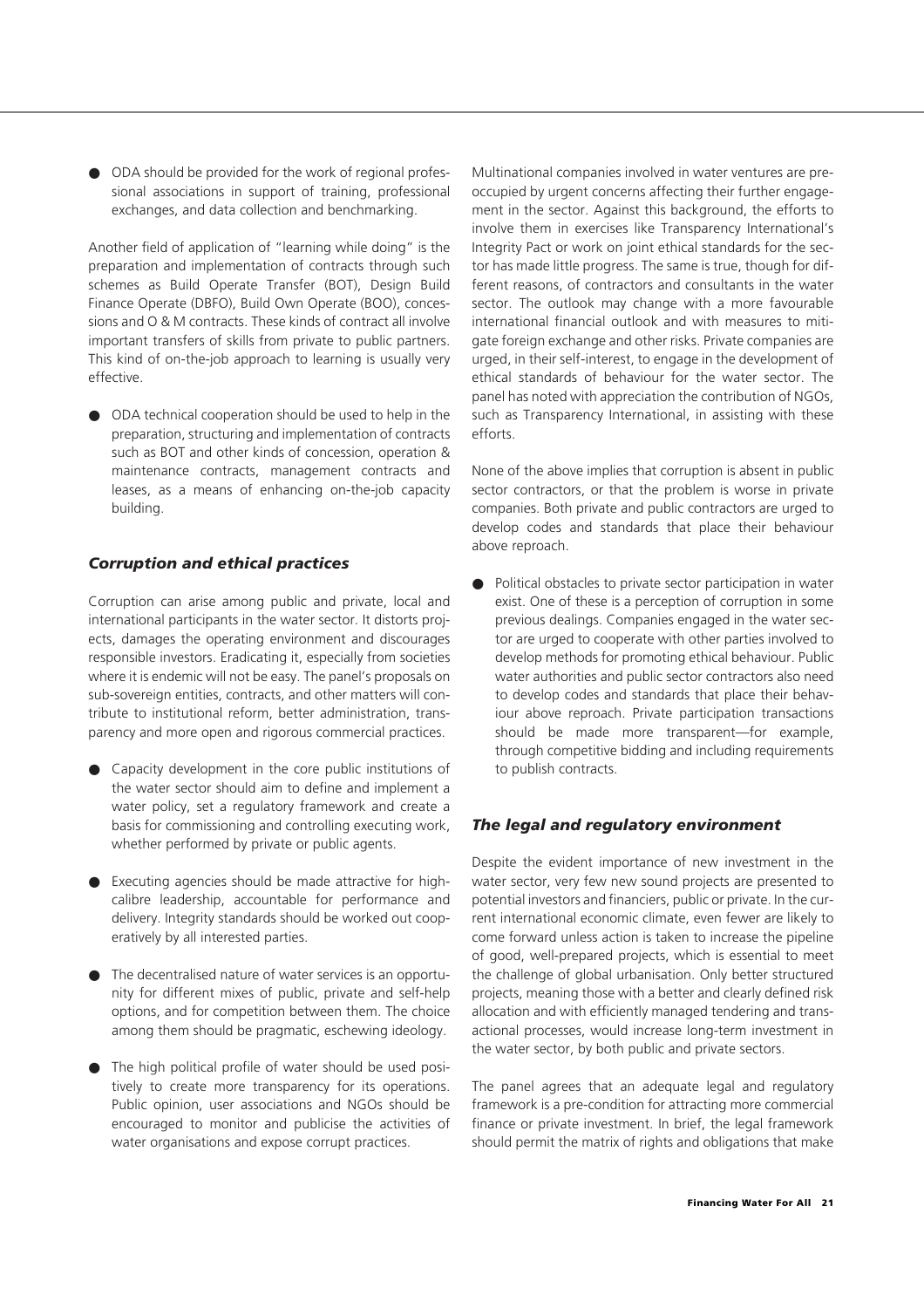- ODA should be provided for the work of regional professional associations in support of training, professional exchanges, and data collection and benchmarking.

Another field of application of "learning while doing" is the preparation and implementation of contracts through such schemes as Build Operate Transfer (BOT), Design Build Finance Operate (DBFO), Build Own Operate (BOO), concessions and O & M contracts. These kinds of contract all involve important transfers of skills from private to public partners. This kind of on-the-job approach to learning is usually very effective.

- ODA technical cooperation should be used to help in the preparation, structuring and implementation of contracts such as BOT and other kinds of concession, operation & maintenance contracts, management contracts and leases, as a means of enhancing on-the-job capacity building.

### *Corruption and ethical practices*

Corruption can arise among public and private, local and international participants in the water sector. It distorts projects, damages the operating environment and discourages responsible investors. Eradicating it, especially from societies where it is endemic will not be easy. The panel's proposals on sub-sovereign entities, contracts, and other matters will contribute to institutional reform, better administration, transparency and more open and rigorous commercial practices.

- Capacity development in the core public institutions of the water sector should aim to define and implement a water policy, set a regulatory framework and create a basis for commissioning and controlling executing work, whether performed by private or public agents.

- Executing agencies should be made attractive for high-calibre leadership, accountable for performance and delivery. Integrity standards should be worked out cooperatively by all interested parties.

- The decentralised nature of water services is an opportunity for different mixes of public, private and self-help options, and for competition between them. The choice among them should be pragmatic, eschewing ideology.

- The high political profile of water should be used positively to create more transparency for its operations. Public opinion, user associations and NGOs should be encouraged to monitor and publicise the activities of water organisations and expose corrupt practices.

Multinational companies involved in water ventures are preoccupied by urgent concerns affecting their further engagement in the sector. Against this background, the efforts to involve them in exercises like Transparency International's Integrity Pact or work on joint ethical standards for the sector has made little progress. The same is true, though for different reasons, of contractors and consultants in the water sector. The outlook may change with a more favourable international financial outlook and with measures to mitigate foreign exchange and other risks. Private companies are urged, in their self-interest, to engage in the development of ethical standards of behaviour for the water sector. The panel has noted with appreciation the contribution of NGOs, such as Transparency International, in assisting with these efforts.

None of the above implies that corruption is absent in public sector contractors, or that the problem is worse in private companies. Both private and public contractors are urged to develop codes and standards that place their behaviour above reproach.

- Political obstacles to private sector participation in water exist. One of these is a perception of corruption in some previous dealings. Companies engaged in the water sector are urged to cooperate with other parties involved to develop methods for promoting ethical behaviour. Public water authorities and public sector contractors also need to develop codes and standards that place their behaviour above reproach. Private participation transactions should be made more transparent—for example, through competitive bidding and including requirements to publish contracts.

### *The legal and regulatory environment*

Despite the evident importance of new investment in the water sector, very few new sound projects are presented to potential investors and financiers, public or private. In the current international economic climate, even fewer are likely to come forward unless action is taken to increase the pipeline of good, well-prepared projects, which is essential to meet the challenge of global urbanisation. Only better structured projects, meaning those with a better and clearly defined risk allocation and with efficiently managed tendering and transactional processes, would increase long-term investment in the water sector, by both public and private sectors.

The panel agrees that an adequate legal and regulatory framework is a pre-condition for attracting more commercial finance or private investment. In brief, the legal framework should permit the matrix of rights and obligations that make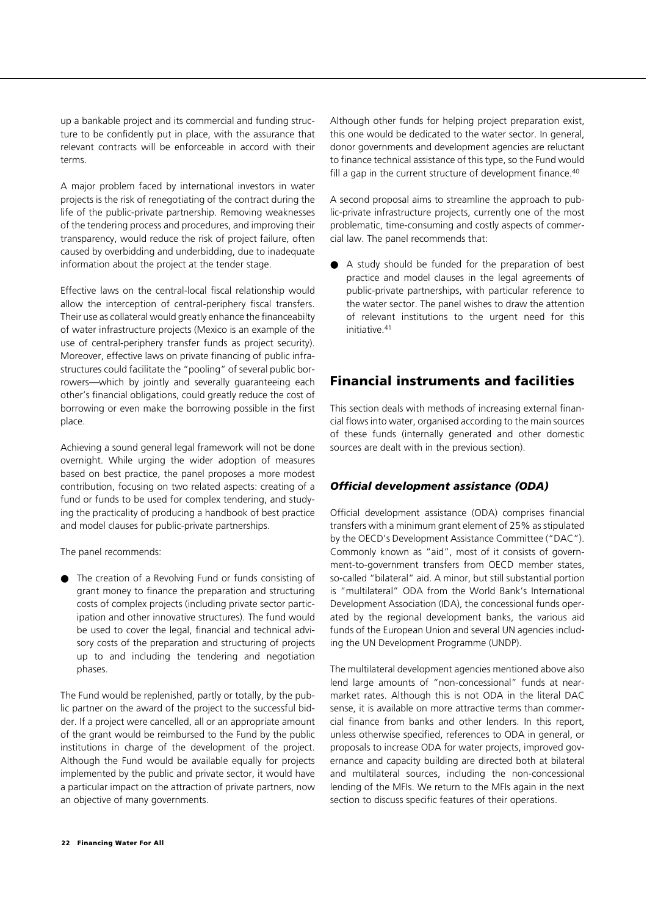up a bankable project and its commercial and funding structure to be confidently put in place, with the assurance that relevant contracts will be enforceable in accord with their terms.

A major problem faced by international investors in water projects is the risk of renegotiating of the contract during the life of the public-private partnership. Removing weaknesses of the tendering process and procedures, and improving their transparency, would reduce the risk of project failure, often caused by overbidding and underbidding, due to inadequate information about the project at the tender stage.

Effective laws on the central-local fiscal relationship would allow the interception of central-periphery fiscal transfers. Their use as collateral would greatly enhance the financeabilty of water infrastructure projects (Mexico is an example of the use of central-periphery transfer funds as project security). Moreover, effective laws on private financing of public infrastructures could facilitate the "pooling" of several public borrowers—which by jointly and severally guaranteeing each other's financial obligations, could greatly reduce the cost of borrowing or even make the borrowing possible in the first place.

Achieving a sound general legal framework will not be done overnight. While urging the wider adoption of measures based on best practice, the panel proposes a more modest contribution, focusing on two related aspects: creating of a fund or funds to be used for complex tendering, and studying the practicality of producing a handbook of best practice and model clauses for public-private partnerships.

The panel recommends:

- The creation of a Revolving Fund or funds consisting of grant money to finance the preparation and structuring costs of complex projects (including private sector participation and other innovative structures). The fund would be used to cover the legal, financial and technical advisory costs of the preparation and structuring of projects up to and including the tendering and negotiation phases.

The Fund would be replenished, partly or totally, by the public partner on the award of the project to the successful bidder. If a project were cancelled, all or an appropriate amount of the grant would be reimbursed to the Fund by the public institutions in charge of the development of the project. Although the Fund would be available equally for projects implemented by the public and private sector, it would have a particular impact on the attraction of private partners, now an objective of many governments.

Although other funds for helping project preparation exist, this one would be dedicated to the water sector. In general, donor governments and development agencies are reluctant to finance technical assistance of this type, so the Fund would fill a gap in the current structure of development finance.[40]

A second proposal aims to streamline the approach to public-private infrastructure projects, currently one of the most problematic, time-consuming and costly aspects of commercial law. The panel recommends that:

- A study should be funded for the preparation of best practice and model clauses in the legal agreements of public-private partnerships, with particular reference to the water sector. The panel wishes to draw the attention of relevant institutions to the urgent need for this initiative.[41]

## Financial instruments and facilities

This section deals with methods of increasing external financial flows into water, organised according to the main sources of these funds (internally generated and other domestic sources are dealt with in the previous section).

### *Official development assistance (ODA)*

Official development assistance (ODA) comprises financial transfers with a minimum grant element of 25% as stipulated by the OECD's Development Assistance Committee ("DAC"). Commonly known as "aid", most of it consists of government-to-government transfers from OECD member states, so-called "bilateral" aid. A minor, but still substantial portion is "multilateral" ODA from the World Bank's International Development Association (IDA), the concessional funds operated by the regional development banks, the various aid funds of the European Union and several UN agencies including the UN Development Programme (UNDP).

The multilateral development agencies mentioned above also lend large amounts of "non-concessional" funds at near-market rates. Although this is not ODA in the literal DAC sense, it is available on more attractive terms than commercial finance from banks and other lenders. In this report, unless otherwise specified, references to ODA in general, or proposals to increase ODA for water projects, improved governance and capacity building are directed both at bilateral and multilateral sources, including the non-concessional lending of the MFIs. We return to the MFIs again in the next section to discuss specific features of their operations.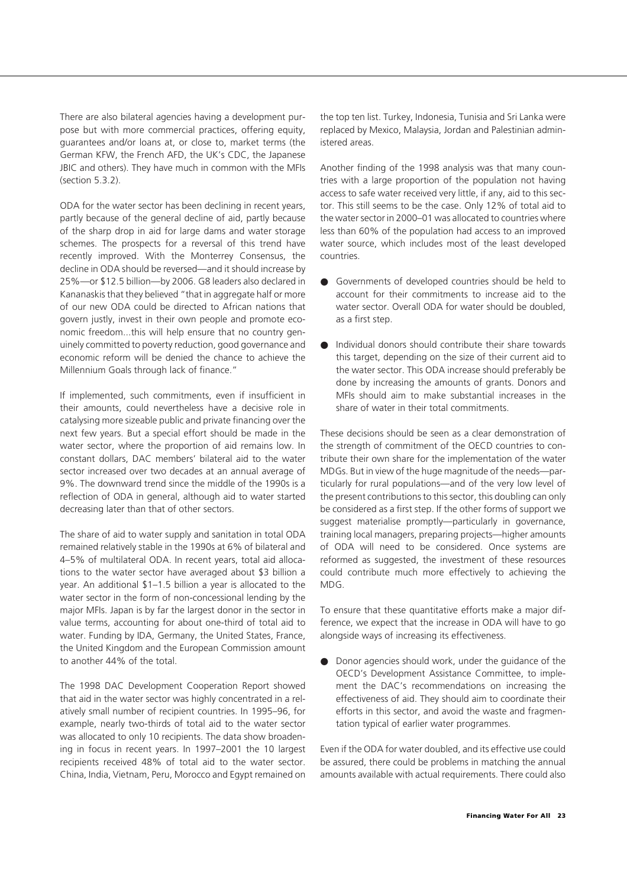There are also bilateral agencies having a development purpose but with more commercial practices, offering equity, guarantees and/or loans at, or close to, market terms (the German KFW, the French AFD, the UK's CDC, the Japanese JBIC and others). They have much in common with the MFIs (section 5.3.2).

ODA for the water sector has been declining in recent years, partly because of the general decline of aid, partly because of the sharp drop in aid for large dams and water storage schemes. The prospects for a reversal of this trend have recently improved. With the Monterrey Consensus, the decline in ODA should be reversed—and it should increase by 25%—or $12.5 billion—by 2006. G8 leaders also declared in Kananaskis that they believed "that in aggregate half or more of our new ODA could be directed to African nations that govern justly, invest in their own people and promote economic freedom...this will help ensure that no country genuinely committed to poverty reduction, good governance and economic reform will be denied the chance to achieve the Millennium Goals through lack of finance."

If implemented, such commitments, even if insufficient in their amounts, could nevertheless have a decisive role in catalysing more sizeable public and private financing over the next few years. But a special effort should be made in the water sector, where the proportion of aid remains low. In constant dollars, DAC members' bilateral aid to the water sector increased over two decades at an annual average of 9%. The downward trend since the middle of the 1990s is a reflection of ODA in general, although aid to water started decreasing later than that of other sectors.

The share of aid to water supply and sanitation in total ODA remained relatively stable in the 1990s at 6% of bilateral and 4–5% of multilateral ODA. In recent years, total aid allocations to the water sector have averaged about $3 billion a year. An additional $1–1.5 billion a year is allocated to the water sector in the form of non-concessional lending by the major MFIs. Japan is by far the largest donor in the sector in value terms, accounting for about one-third of total aid to water. Funding by IDA, Germany, the United States, France, the United Kingdom and the European Commission amount to another 44% of the total.

The 1998 DAC Development Cooperation Report showed that aid in the water sector was highly concentrated in a relatively small number of recipient countries. In 1995–96, for example, nearly two-thirds of total aid to the water sector was allocated to only 10 recipients. The data show broadening in focus in recent years. In 1997–2001 the 10 largest recipients received 48% of total aid to the water sector. China, India, Vietnam, Peru, Morocco and Egypt remained on the top ten list. Turkey, Indonesia, Tunisia and Sri Lanka were replaced by Mexico, Malaysia, Jordan and Palestinian administered areas.

Another finding of the 1998 analysis was that many countries with a large proportion of the population not having access to safe water received very little, if any, aid to this sector. This still seems to be the case. Only 12% of total aid to the water sector in 2000–01 was allocated to countries where less than 60% of the population had access to an improved water source, which includes most of the least developed countries.

- Governments of developed countries should be held to account for their commitments to increase aid to the water sector. Overall ODA for water should be doubled, as a first step.
- Individual donors should contribute their share towards this target, depending on the size of their current aid to the water sector. This ODA increase should preferably be done by increasing the amounts of grants. Donors and MFIs should aim to make substantial increases in the share of water in their total commitments.

These decisions should be seen as a clear demonstration of the strength of commitment of the OECD countries to contribute their own share for the implementation of the water MDGs. But in view of the huge magnitude of the needs—particularly for rural populations—and of the very low level of the present contributions to this sector, this doubling can only be considered as a first step. If the other forms of support we suggest materialise promptly—particularly in governance, training local managers, preparing projects—higher amounts of ODA will need to be considered. Once systems are reformed as suggested, the investment of these resources could contribute much more effectively to achieving the MDG.

To ensure that these quantitative efforts make a major difference, we expect that the increase in ODA will have to go alongside ways of increasing its effectiveness.

- Donor agencies should work, under the guidance of the OECD's Development Assistance Committee, to implement the DAC's recommendations on increasing the effectiveness of aid. They should aim to coordinate their efforts in this sector, and avoid the waste and fragmentation typical of earlier water programmes.

Even if the ODA for water doubled, and its effective use could be assured, there could be problems in matching the annual amounts available with actual requirements. There could also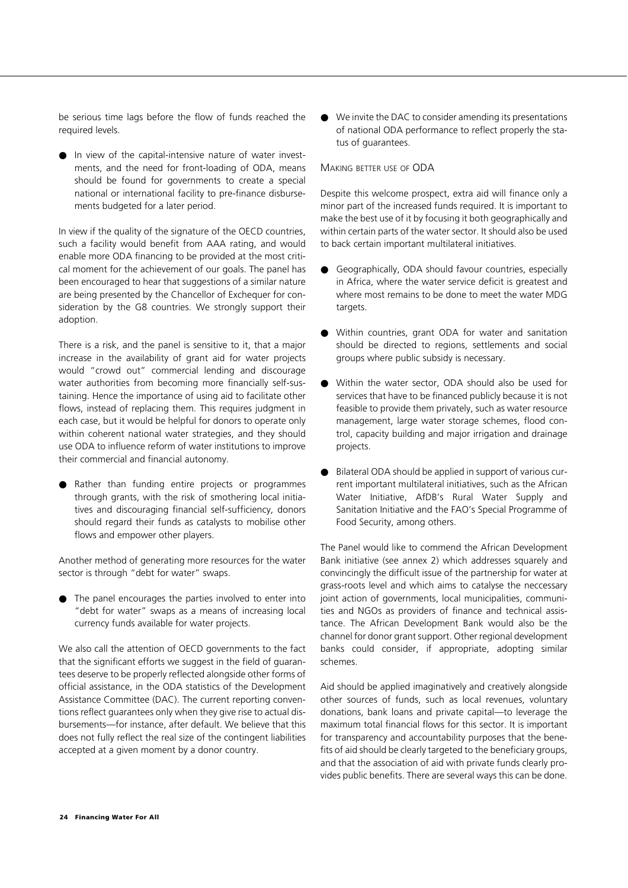be serious time lags before the flow of funds reached the required levels.

- In view of the capital-intensive nature of water investments, and the need for front-loading of ODA, means should be found for governments to create a special national or international facility to pre-finance disbursements budgeted for a later period.

In view if the quality of the signature of the OECD countries, such a facility would benefit from AAA rating, and would enable more ODA financing to be provided at the most critical moment for the achievement of our goals. The panel has been encouraged to hear that suggestions of a similar nature are being presented by the Chancellor of Exchequer for consideration by the G8 countries. We strongly support their adoption.

There is a risk, and the panel is sensitive to it, that a major increase in the availability of grant aid for water projects would "crowd out" commercial lending and discourage water authorities from becoming more financially self-sustaining. Hence the importance of using aid to facilitate other flows, instead of replacing them. This requires judgment in each case, but it would be helpful for donors to operate only within coherent national water strategies, and they should use ODA to influence reform of water institutions to improve their commercial and financial autonomy.

- Rather than funding entire projects or programmes through grants, with the risk of smothering local initiatives and discouraging financial self-sufficiency, donors should regard their funds as catalysts to mobilise other flows and empower other players.

Another method of generating more resources for the water sector is through "debt for water" swaps.

- The panel encourages the parties involved to enter into "debt for water" swaps as a means of increasing local currency funds available for water projects.

We also call the attention of OECD governments to the fact that the significant efforts we suggest in the field of guarantees deserve to be properly reflected alongside other forms of official assistance, in the ODA statistics of the Development Assistance Committee (DAC). The current reporting conventions reflect guarantees only when they give rise to actual disbursements—for instance, after default. We believe that this does not fully reflect the real size of the contingent liabilities accepted at a given moment by a donor country.

- We invite the DAC to consider amending its presentations of national ODA performance to reflect properly the status of guarantees.

### Making better use of ODA

Despite this welcome prospect, extra aid will finance only a minor part of the increased funds required. It is important to make the best use of it by focusing it both geographically and within certain parts of the water sector. It should also be used to back certain important multilateral initiatives.

- Geographically, ODA should favour countries, especially in Africa, where the water service deficit is greatest and where most remains to be done to meet the water MDG targets.
- Within countries, grant ODA for water and sanitation should be directed to regions, settlements and social groups where public subsidy is necessary.
- Within the water sector, ODA should also be used for services that have to be financed publicly because it is not feasible to provide them privately, such as water resource management, large water storage schemes, flood control, capacity building and major irrigation and drainage projects.
- Bilateral ODA should be applied in support of various current important multilateral initiatives, such as the African Water Initiative, AfDB's Rural Water Supply and Sanitation Initiative and the FAO's Special Programme of Food Security, among others.

The Panel would like to commend the African Development Bank initiative (see annex 2) which addresses squarely and convincingly the difficult issue of the partnership for water at grass-roots level and which aims to catalyse the neccessary joint action of governments, local municipalities, communities and NGOs as providers of finance and technical assistance. The African Development Bank would also be the channel for donor grant support. Other regional development banks could consider, if appropriate, adopting similar schemes.

Aid should be applied imaginatively and creatively alongside other sources of funds, such as local revenues, voluntary donations, bank loans and private capital—to leverage the maximum total financial flows for this sector. It is important for transparency and accountability purposes that the benefits of aid should be clearly targeted to the beneficiary groups, and that the association of aid with private funds clearly provides public benefits. There are several ways this can be done.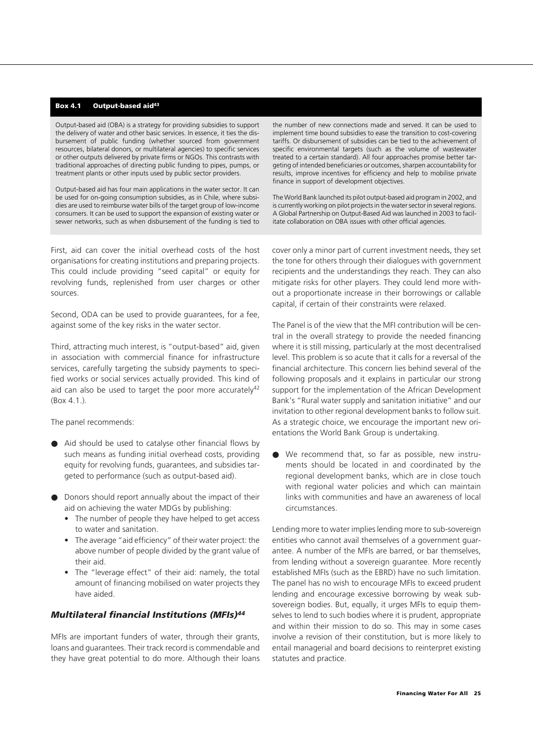### Box 4.1 Output-based aid[43]

Output-based aid (OBA) is a strategy for providing subsidies to support the delivery of water and other basic services. In essence, it ties the disbursement of public funding (whether sourced from government resources, bilateral donors, or multilateral agencies) to specific services or other outputs delivered by private firms or NGOs. This contrasts with traditional approaches of directing public funding to pipes, pumps, or treatment plants or other inputs used by public sector providers.

Output-based aid has four main applications in the water sector. It can be used for on-going consumption subsidies, as in Chile, where subsidies are used to reimburse water bills of the target group of low-income consumers. It can be used to support the expansion of existing water or sewer networks, such as when disbursement of the funding is tied to the number of new connections made and served. It can be used to implement time bound subsidies to ease the transition to cost-covering tariffs. Or disbursement of subsidies can be tied to the achievement of specific environmental targets (such as the volume of wastewater treated to a certain standard). All four approaches promise better targeting of intended beneficiaries or outcomes, sharpen accountability for results, improve incentives for efficiency and help to mobilise private finance in support of development objectives.

The World Bank launched its pilot output-based aid program in 2002, and is currently working on pilot projects in the water sector in several regions. A Global Partnership on Output-Based Aid was launched in 2003 to facilitate collaboration on OBA issues with other official agencies.

First, aid can cover the initial overhead costs of the host organisations for creating institutions and preparing projects. This could include providing "seed capital" or equity for revolving funds, replenished from user charges or other sources.

Second, ODA can be used to provide guarantees, for a fee, against some of the key risks in the water sector.

Third, attracting much interest, is "output-based" aid, given in association with commercial finance for infrastructure services, carefully targeting the subsidy payments to specified works or social services actually provided. This kind of aid can also be used to target the poor more accurately[42] (Box 4.1.).

The panel recommends:

- Aid should be used to catalyse other financial flows by such means as funding initial overhead costs, providing equity for revolving funds, guarantees, and subsidies targeted to performance (such as output-based aid).
- Donors should report annually about the impact of their aid on achieving the water MDGs by publishing:
  - The number of people they have helped to get access to water and sanitation.
  - The average "aid efficiency" of their water project: the above number of people divided by the grant value of their aid.
  - The "leverage effect" of their aid: namely, the total amount of financing mobilised on water projects they have aided.

### *Multilateral financial Institutions (MFIs)[44]*

MFIs are important funders of water, through their grants, loans and guarantees. Their track record is commendable and they have great potential to do more. Although their loans cover only a minor part of current investment needs, they set the tone for others through their dialogues with government recipients and the understandings they reach. They can also mitigate risks for other players. They could lend more without a proportionate increase in their borrowings or callable capital, if certain of their constraints were relaxed.

The Panel is of the view that the MFI contribution will be central in the overall strategy to provide the needed financing where it is still missing, particularly at the most decentralised level. This problem is so acute that it calls for a reversal of the financial architecture. This concern lies behind several of the following proposals and it explains in particular our strong support for the implementation of the African Development Bank's "Rural water supply and sanitation initiative" and our invitation to other regional development banks to follow suit. As a strategic choice, we encourage the important new orientations the World Bank Group is undertaking.

- We recommend that, so far as possible, new instruments should be located in and coordinated by the regional development banks, which are in close touch with regional water policies and which can maintain links with communities and have an awareness of local circumstances.

Lending more to water implies lending more to sub-sovereign entities who cannot avail themselves of a government guarantee. A number of the MFIs are barred, or bar themselves, from lending without a sovereign guarantee. More recently established MFIs (such as the EBRD) have no such limitation. The panel has no wish to encourage MFIs to exceed prudent lending and encourage excessive borrowing by weak sub-sovereign bodies. But, equally, it urges MFIs to equip themselves to lend to such bodies where it is prudent, appropriate and within their mission to do so. This may in some cases involve a revision of their constitution, but is more likely to entail managerial and board decisions to reinterpret existing statutes and practice.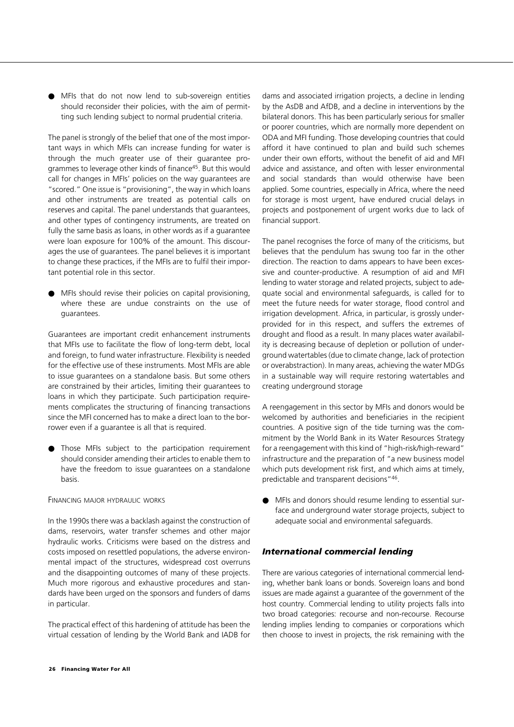- MFIs that do not now lend to sub-sovereign entities should reconsider their policies, with the aim of permitting such lending subject to normal prudential criteria.

The panel is strongly of the belief that one of the most important ways in which MFIs can increase funding for water is through the much greater use of their guarantee programmes to leverage other kinds of finance[45]. But this would call for changes in MFIs' policies on the way guarantees are "scored." One issue is "provisioning", the way in which loans and other instruments are treated as potential calls on reserves and capital. The panel understands that guarantees, and other types of contingency instruments, are treated on fully the same basis as loans, in other words as if a guarantee were loan exposure for 100% of the amount. This discourages the use of guarantees. The panel believes it is important to change these practices, if the MFIs are to fulfil their important potential role in this sector.

- MFIs should revise their policies on capital provisioning, where these are undue constraints on the use of guarantees.

Guarantees are important credit enhancement instruments that MFIs use to facilitate the flow of long-term debt, local and foreign, to fund water infrastructure. Flexibility is needed for the effective use of these instruments. Most MFIs are able to issue guarantees on a standalone basis. But some others are constrained by their articles, limiting their guarantees to loans in which they participate. Such participation requirements complicates the structuring of financing transactions since the MFI concerned has to make a direct loan to the borrower even if a guarantee is all that is required.

- Those MFIs subject to the participation requirement should consider amending their articles to enable them to have the freedom to issue guarantees on a standalone basis.

#### Financing major hydraulic works

In the 1990s there was a backlash against the construction of dams, reservoirs, water transfer schemes and other major hydraulic works. Criticisms were based on the distress and costs imposed on resettled populations, the adverse environmental impact of the structures, widespread cost overruns and the disappointing outcomes of many of these projects. Much more rigorous and exhaustive procedures and standards have been urged on the sponsors and funders of dams in particular.

The practical effect of this hardening of attitude has been the virtual cessation of lending by the World Bank and IADB for dams and associated irrigation projects, a decline in lending by the AsDB and AfDB, and a decline in interventions by the bilateral donors. This has been particularly serious for smaller or poorer countries, which are normally more dependent on ODA and MFI funding. Those developing countries that could afford it have continued to plan and build such schemes under their own efforts, without the benefit of aid and MFI advice and assistance, and often with lesser environmental and social standards than would otherwise have been applied. Some countries, especially in Africa, where the need for storage is most urgent, have endured crucial delays in projects and postponement of urgent works due to lack of financial support.

The panel recognises the force of many of the criticisms, but believes that the pendulum has swung too far in the other direction. The reaction to dams appears to have been excessive and counter-productive. A resumption of aid and MFI lending to water storage and related projects, subject to adequate social and environmental safeguards, is called for to meet the future needs for water storage, flood control and irrigation development. Africa, in particular, is grossly underprovided for in this respect, and suffers the extremes of drought and flood as a result. In many places water availability is decreasing because of depletion or pollution of underground watertables (due to climate change, lack of protection or overabstraction). In many areas, achieving the water MDGs in a sustainable way will require restoring watertables and creating underground storage

A reengagement in this sector by MFIs and donors would be welcomed by authorities and beneficiaries in the recipient countries. A positive sign of the tide turning was the commitment by the World Bank in its Water Resources Strategy for a reengagement with this kind of "high-risk/high-reward" infrastructure and the preparation of "a new business model which puts development risk first, and which aims at timely, predictable and transparent decisions"[46].

- MFIs and donors should resume lending to essential surface and underground water storage projects, subject to adequate social and environmental safeguards.

### *International commercial lending*

There are various categories of international commercial lending, whether bank loans or bonds. Sovereign loans and bond issues are made against a guarantee of the government of the host country. Commercial lending to utility projects falls into two broad categories: recourse and non-recourse. Recourse lending implies lending to companies or corporations which then choose to invest in projects, the risk remaining with the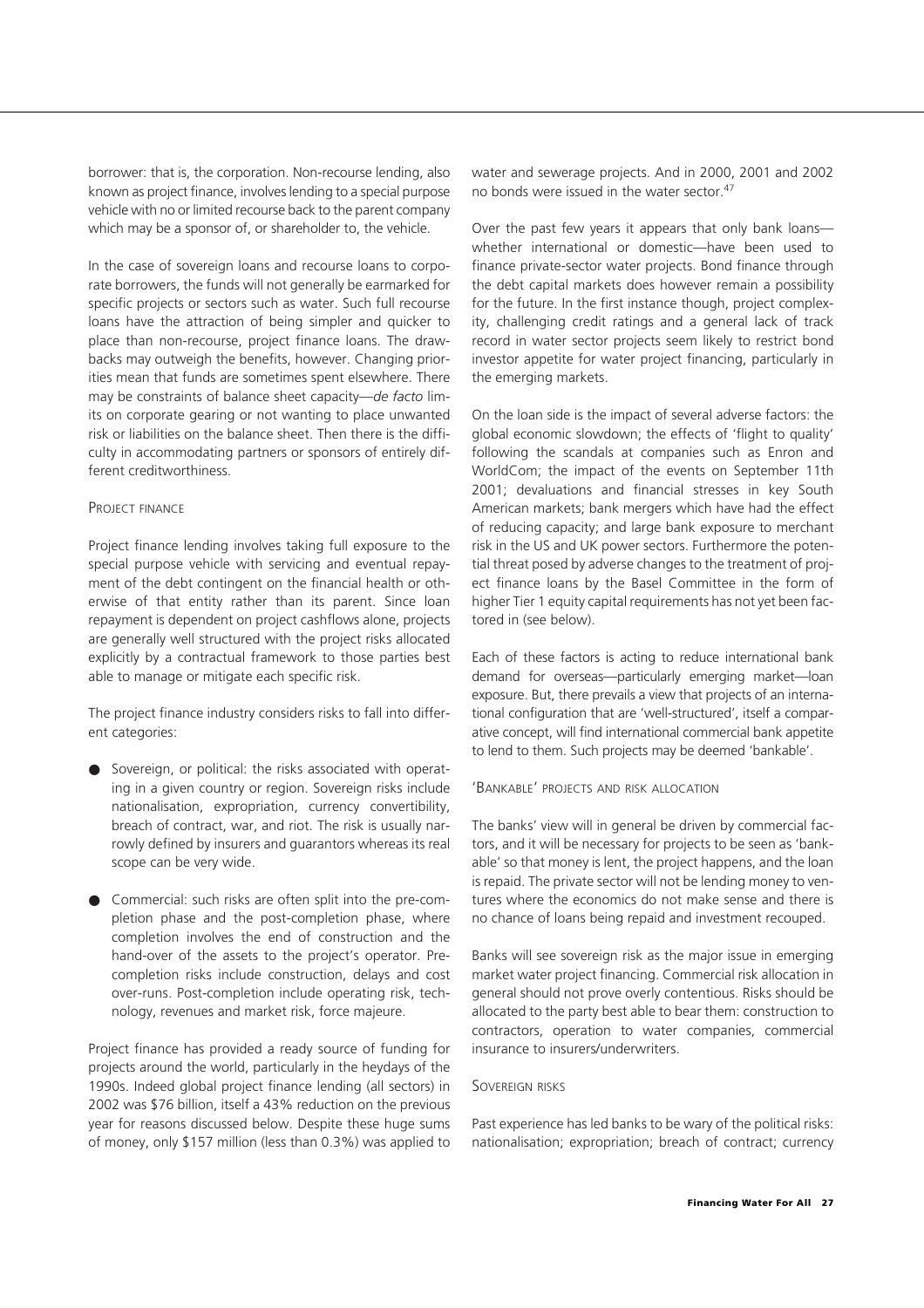borrower: that is, the corporation. Non-recourse lending, also known as project finance, involves lending to a special purpose vehicle with no or limited recourse back to the parent company which may be a sponsor of, or shareholder to, the vehicle.

In the case of sovereign loans and recourse loans to corporate borrowers, the funds will not generally be earmarked for specific projects or sectors such as water. Such full recourse loans have the attraction of being simpler and quicker to place than non-recourse, project finance loans. The drawbacks may outweigh the benefits, however. Changing priorities mean that funds are sometimes spent elsewhere. There may be constraints of balance sheet capacity—*de facto* limits on corporate gearing or not wanting to place unwanted risk or liabilities on the balance sheet. Then there is the difficulty in accommodating partners or sponsors of entirely different creditworthiness.

### Project finance

Project finance lending involves taking full exposure to the special purpose vehicle with servicing and eventual repayment of the debt contingent on the financial health or otherwise of that entity rather than its parent. Since loan repayment is dependent on project cashflows alone, projects are generally well structured with the project risks allocated explicitly by a contractual framework to those parties best able to manage or mitigate each specific risk.

The project finance industry considers risks to fall into different categories:

- Sovereign, or political: the risks associated with operating in a given country or region. Sovereign risks include nationalisation, expropriation, currency convertibility, breach of contract, war, and riot. The risk is usually narrowly defined by insurers and guarantors whereas its real scope can be very wide.
- Commercial: such risks are often split into the pre-completion phase and the post-completion phase, where completion involves the end of construction and the hand-over of the assets to the project's operator. Pre-completion risks include construction, delays and cost over-runs. Post-completion include operating risk, technology, revenues and market risk, force majeure.

Project finance has provided a ready source of funding for projects around the world, particularly in the heydays of the 1990s. Indeed global project finance lending (all sectors) in 2002 was $76 billion, itself a 43% reduction on the previous year for reasons discussed below. Despite these huge sums of money, only $157 million (less than 0.3%) was applied to water and sewerage projects. And in 2000, 2001 and 2002 no bonds were issued in the water sector.[47]

Over the past few years it appears that only bank loans—whether international or domestic—have been used to finance private-sector water projects. Bond finance through the debt capital markets does however remain a possibility for the future. In the first instance though, project complexity, challenging credit ratings and a general lack of track record in water sector projects seem likely to restrict bond investor appetite for water project financing, particularly in the emerging markets.

On the loan side is the impact of several adverse factors: the global economic slowdown; the effects of 'flight to quality' following the scandals at companies such as Enron and WorldCom; the impact of the events on September 11th 2001; devaluations and financial stresses in key South American markets; bank mergers which have had the effect of reducing capacity; and large bank exposure to merchant risk in the US and UK power sectors. Furthermore the potential threat posed by adverse changes to the treatment of project finance loans by the Basel Committee in the form of higher Tier 1 equity capital requirements has not yet been factored in (see below).

Each of these factors is acting to reduce international bank demand for overseas—particularly emerging market—loan exposure. But, there prevails a view that projects of an international configuration that are 'well-structured', itself a comparative concept, will find international commercial bank appetite to lend to them. Such projects may be deemed 'bankable'.

### 'Bankable' projects and risk allocation

The banks' view will in general be driven by commercial factors, and it will be necessary for projects to be seen as 'bankable' so that money is lent, the project happens, and the loan is repaid. The private sector will not be lending money to ventures where the economics do not make sense and there is no chance of loans being repaid and investment recouped.

Banks will see sovereign risk as the major issue in emerging market water project financing. Commercial risk allocation in general should not prove overly contentious. Risks should be allocated to the party best able to bear them: construction to contractors, operation to water companies, commercial insurance to insurers/underwriters.

### Sovereign risks

Past experience has led banks to be wary of the political risks: nationalisation; expropriation; breach of contract; currency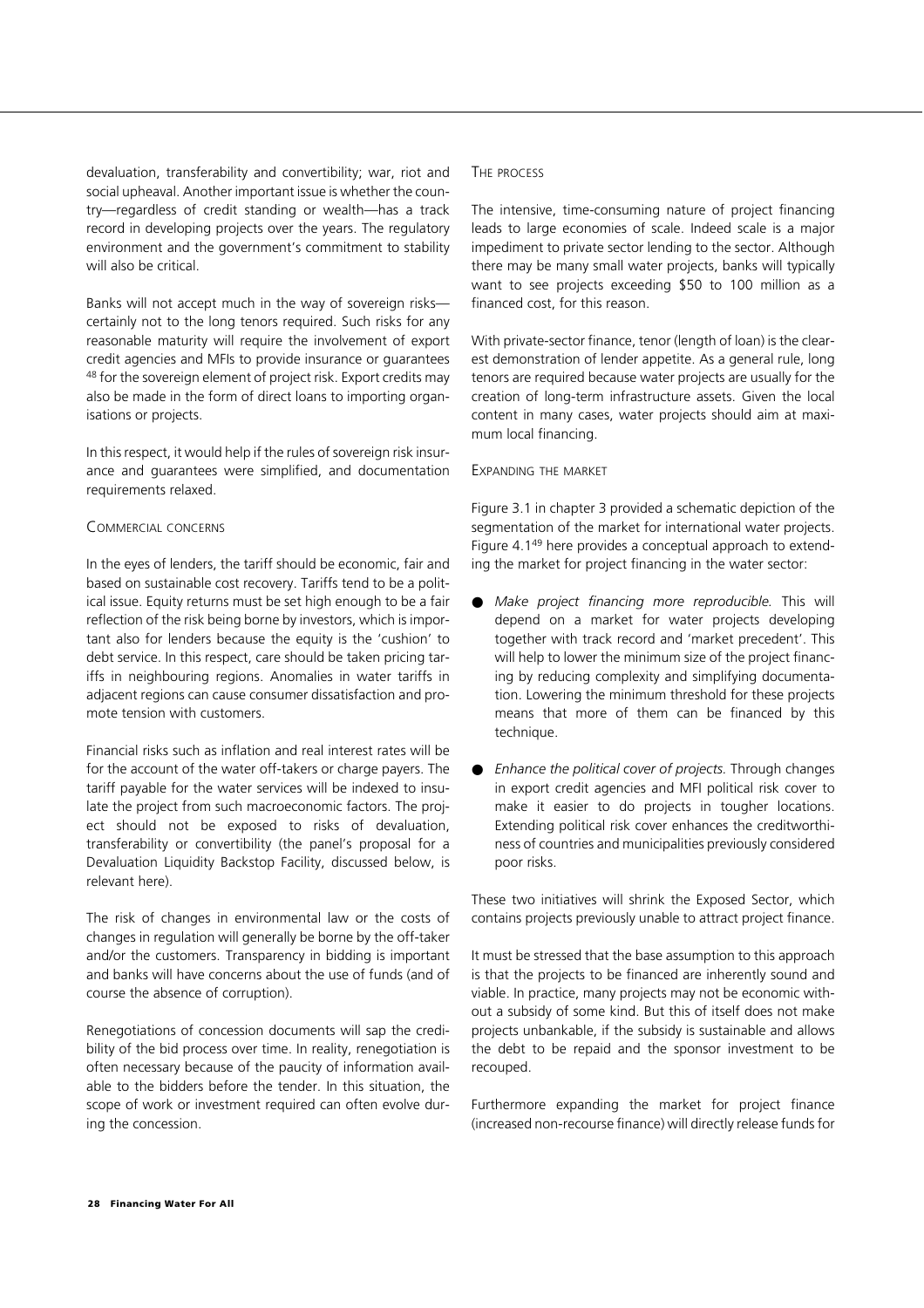devaluation, transferability and convertibility; war, riot and social upheaval. Another important issue is whether the country—regardless of credit standing or wealth—has a track record in developing projects over the years. The regulatory environment and the government's commitment to stability will also be critical.

Banks will not accept much in the way of sovereign risks—certainly not to the long tenors required. Such risks for any reasonable maturity will require the involvement of export credit agencies and MFIs to provide insurance or guarantees [48] for the sovereign element of project risk. Export credits may also be made in the form of direct loans to importing organisations or projects.

In this respect, it would help if the rules of sovereign risk insurance and guarantees were simplified, and documentation requirements relaxed.

### COMMERCIAL CONCERNS

In the eyes of lenders, the tariff should be economic, fair and based on sustainable cost recovery. Tariffs tend to be a political issue. Equity returns must be set high enough to be a fair reflection of the risk being borne by investors, which is important also for lenders because the equity is the 'cushion' to debt service. In this respect, care should be taken pricing tariffs in neighbouring regions. Anomalies in water tariffs in adjacent regions can cause consumer dissatisfaction and promote tension with customers.

Financial risks such as inflation and real interest rates will be for the account of the water off-takers or charge payers. The tariff payable for the water services will be indexed to insulate the project from such macroeconomic factors. The project should not be exposed to risks of devaluation, transferability or convertibility (the panel's proposal for a Devaluation Liquidity Backstop Facility, discussed below, is relevant here).

The risk of changes in environmental law or the costs of changes in regulation will generally be borne by the off-taker and/or the customers. Transparency in bidding is important and banks will have concerns about the use of funds (and of course the absence of corruption).

Renegotiations of concession documents will sap the credibility of the bid process over time. In reality, renegotiation is often necessary because of the paucity of information available to the bidders before the tender. In this situation, the scope of work or investment required can often evolve during the concession.

### THE PROCESS

The intensive, time-consuming nature of project financing leads to large economies of scale. Indeed scale is a major impediment to private sector lending to the sector. Although there may be many small water projects, banks will typically want to see projects exceeding \$50 to 100 million as a financed cost, for this reason.

With private-sector finance, tenor (length of loan) is the clearest demonstration of lender appetite. As a general rule, long tenors are required because water projects are usually for the creation of long-term infrastructure assets. Given the local content in many cases, water projects should aim at maximum local financing.

### EXPANDING THE MARKET

Figure 3.1 in chapter 3 provided a schematic depiction of the segmentation of the market for international water projects. Figure 4.1[49] here provides a conceptual approach to extending the market for project financing in the water sector:

- *Make project financing more reproducible.* This will depend on a market for water projects developing together with track record and 'market precedent'. This will help to lower the minimum size of the project financing by reducing complexity and simplifying documentation. Lowering the minimum threshold for these projects means that more of them can be financed by this technique.
- *Enhance the political cover of projects.* Through changes in export credit agencies and MFI political risk cover to make it easier to do projects in tougher locations. Extending political risk cover enhances the creditworthiness of countries and municipalities previously considered poor risks.

These two initiatives will shrink the Exposed Sector, which contains projects previously unable to attract project finance.

It must be stressed that the base assumption to this approach is that the projects to be financed are inherently sound and viable. In practice, many projects may not be economic without a subsidy of some kind. But this of itself does not make projects unbankable, if the subsidy is sustainable and allows the debt to be repaid and the sponsor investment to be recouped.

Furthermore expanding the market for project finance (increased non-recourse finance) will directly release funds for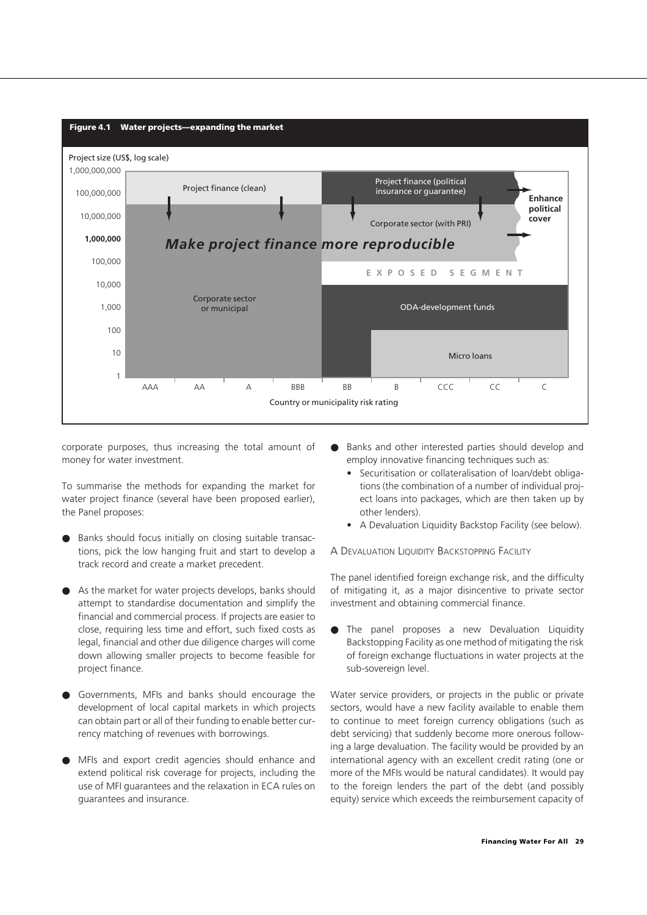**Figure 4.1 Water projects—expanding the market**

Project size (US$, log scale)

1,000,000,000 / 100,000,000 / 10,000,000 / **1,000,000** / 100,000 / 10,000 / 1,000 / 100 / 10 / 1

Project finance (clean) | Project finance (political insurance or guarantee) | **Enhance political cover** | Corporate sector (with PRI) | ***Make project finance more reproducible*** | EXPOSED SEGMENT | Corporate sector or municipal | ODA-development funds | Micro loans

AAA AA A BBB BB B CCC CC C

Country or municipality risk rating

corporate purposes, thus increasing the total amount of money for water investment.

To summarise the methods for expanding the market for water project finance (several have been proposed earlier), the Panel proposes:

- Banks should focus initially on closing suitable transactions, pick the low hanging fruit and start to develop a track record and create a market precedent.
- As the market for water projects develops, banks should attempt to standardise documentation and simplify the financial and commercial process. If projects are easier to close, requiring less time and effort, such fixed costs as legal, financial and other due diligence charges will come down allowing smaller projects to become feasible for project finance.
- Governments, MFIs and banks should encourage the development of local capital markets in which projects can obtain part or all of their funding to enable better currency matching of revenues with borrowings.
- MFIs and export credit agencies should enhance and extend political risk coverage for projects, including the use of MFI guarantees and the relaxation in ECA rules on guarantees and insurance.
- Banks and other interested parties should develop and employ innovative financing techniques such as:
  - Securitisation or collateralisation of loan/debt obligations (the combination of a number of individual project loans into packages, which are then taken up by other lenders).
  - A Devaluation Liquidity Backstop Facility (see below).

### A Devaluation Liquidity Backstopping Facility

The panel identified foreign exchange risk, and the difficulty of mitigating it, as a major disincentive to private sector investment and obtaining commercial finance.

- The panel proposes a new Devaluation Liquidity Backstopping Facility as one method of mitigating the risk of foreign exchange fluctuations in water projects at the sub-sovereign level.

Water service providers, or projects in the public or private sectors, would have a new facility available to enable them to continue to meet foreign currency obligations (such as debt servicing) that suddenly become more onerous following a large devaluation. The facility would be provided by an international agency with an excellent credit rating (one or more of the MFIs would be natural candidates). It would pay to the foreign lenders the part of the debt (and possibly equity) service which exceeds the reimbursement capacity of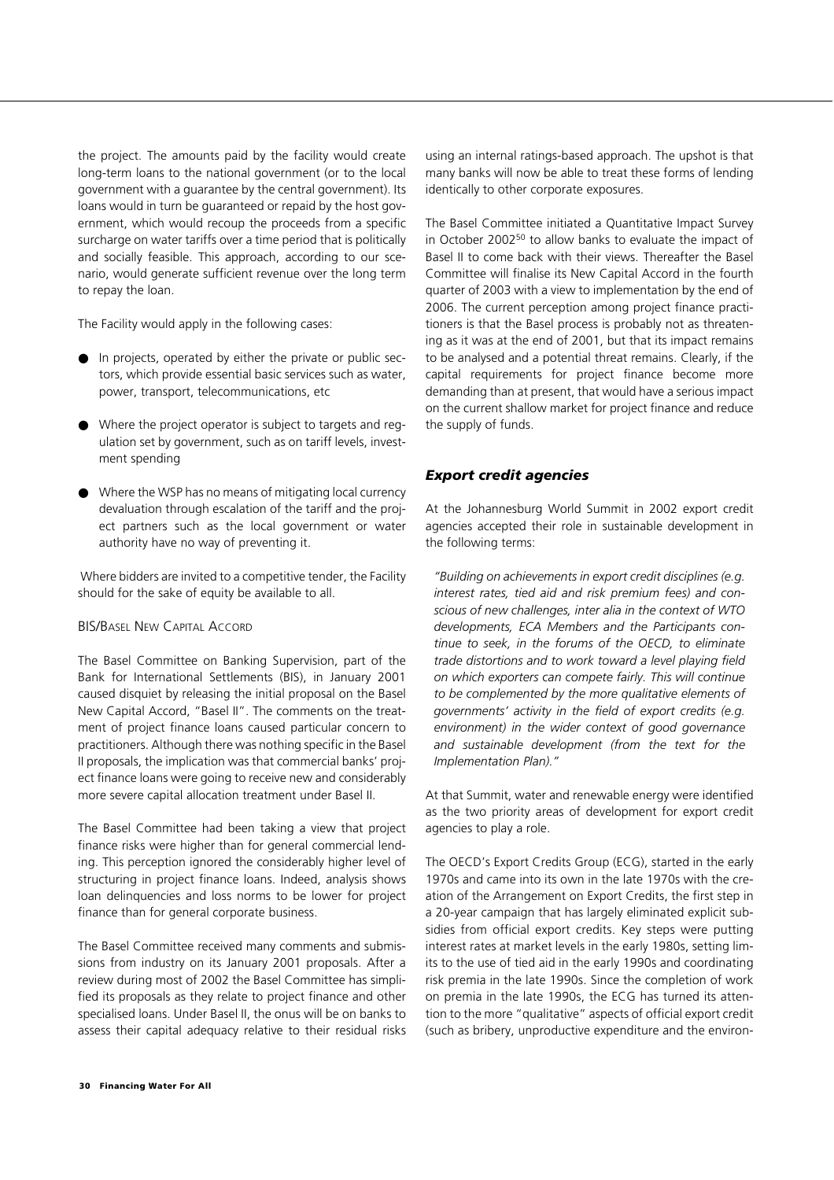the project. The amounts paid by the facility would create long-term loans to the national government (or to the local government with a guarantee by the central government). Its loans would in turn be guaranteed or repaid by the host government, which would recoup the proceeds from a specific surcharge on water tariffs over a time period that is politically and socially feasible. This approach, according to our scenario, would generate sufficient revenue over the long term to repay the loan.

The Facility would apply in the following cases:

- In projects, operated by either the private or public sectors, which provide essential basic services such as water, power, transport, telecommunications, etc
- Where the project operator is subject to targets and regulation set by government, such as on tariff levels, investment spending
- Where the WSP has no means of mitigating local currency devaluation through escalation of the tariff and the project partners such as the local government or water authority have no way of preventing it.

Where bidders are invited to a competitive tender, the Facility should for the sake of equity be available to all.

### BIS/Basel New Capital Accord

The Basel Committee on Banking Supervision, part of the Bank for International Settlements (BIS), in January 2001 caused disquiet by releasing the initial proposal on the Basel New Capital Accord, "Basel II". The comments on the treatment of project finance loans caused particular concern to practitioners. Although there was nothing specific in the Basel II proposals, the implication was that commercial banks' project finance loans were going to receive new and considerably more severe capital allocation treatment under Basel II.

The Basel Committee had been taking a view that project finance risks were higher than for general commercial lending. This perception ignored the considerably higher level of structuring in project finance loans. Indeed, analysis shows loan delinquencies and loss norms to be lower for project finance than for general corporate business.

The Basel Committee received many comments and submissions from industry on its January 2001 proposals. After a review during most of 2002 the Basel Committee has simplified its proposals as they relate to project finance and other specialised loans. Under Basel II, the onus will be on banks to assess their capital adequacy relative to their residual risks using an internal ratings-based approach. The upshot is that many banks will now be able to treat these forms of lending identically to other corporate exposures.

The Basel Committee initiated a Quantitative Impact Survey in October 2002[50] to allow banks to evaluate the impact of Basel II to come back with their views. Thereafter the Basel Committee will finalise its New Capital Accord in the fourth quarter of 2003 with a view to implementation by the end of 2006. The current perception among project finance practitioners is that the Basel process is probably not as threatening as it was at the end of 2001, but that its impact remains to be analysed and a potential threat remains. Clearly, if the capital requirements for project finance become more demanding than at present, that would have a serious impact on the current shallow market for project finance and reduce the supply of funds.

## *Export credit agencies*

At the Johannesburg World Summit in 2002 export credit agencies accepted their role in sustainable development in the following terms:

> *"Building on achievements in export credit disciplines (e.g. interest rates, tied aid and risk premium fees) and conscious of new challenges, inter alia in the context of WTO developments, ECA Members and the Participants continue to seek, in the forums of the OECD, to eliminate trade distortions and to work toward a level playing field on which exporters can compete fairly. This will continue to be complemented by the more qualitative elements of governments' activity in the field of export credits (e.g. environment) in the wider context of good governance and sustainable development (from the text for the Implementation Plan)."*

At that Summit, water and renewable energy were identified as the two priority areas of development for export credit agencies to play a role.

The OECD's Export Credits Group (ECG), started in the early 1970s and came into its own in the late 1970s with the creation of the Arrangement on Export Credits, the first step in a 20-year campaign that has largely eliminated explicit subsidies from official export credits. Key steps were putting interest rates at market levels in the early 1980s, setting limits to the use of tied aid in the early 1990s and coordinating risk premia in the late 1990s. Since the completion of work on premia in the late 1990s, the ECG has turned its attention to the more "qualitative" aspects of official export credit (such as bribery, unproductive expenditure and the environ-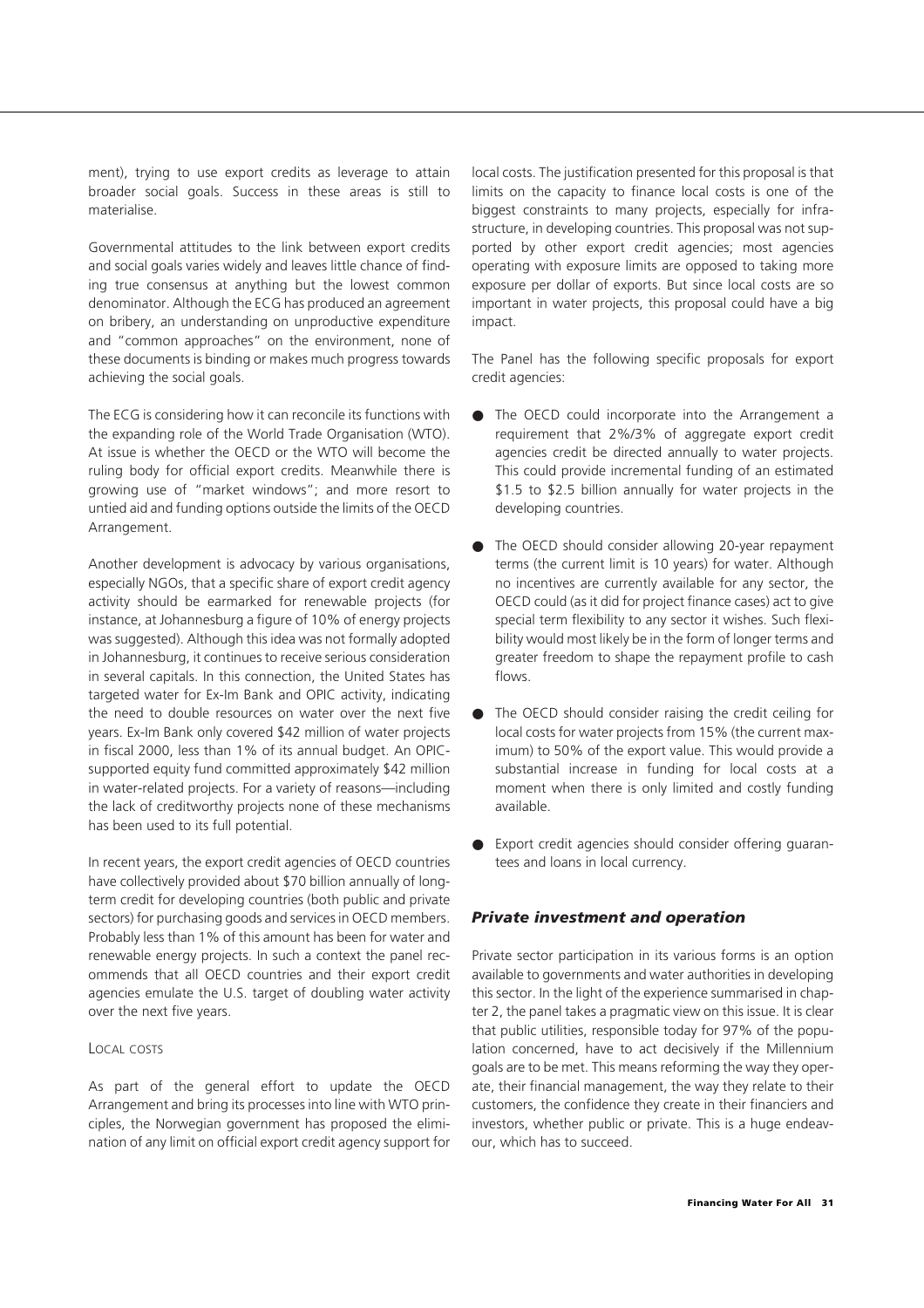ment), trying to use export credits as leverage to attain broader social goals. Success in these areas is still to materialise.

Governmental attitudes to the link between export credits and social goals varies widely and leaves little chance of finding true consensus at anything but the lowest common denominator. Although the ECG has produced an agreement on bribery, an understanding on unproductive expenditure and "common approaches" on the environment, none of these documents is binding or makes much progress towards achieving the social goals.

The ECG is considering how it can reconcile its functions with the expanding role of the World Trade Organisation (WTO). At issue is whether the OECD or the WTO will become the ruling body for official export credits. Meanwhile there is growing use of "market windows"; and more resort to untied aid and funding options outside the limits of the OECD Arrangement.

Another development is advocacy by various organisations, especially NGOs, that a specific share of export credit agency activity should be earmarked for renewable projects (for instance, at Johannesburg a figure of 10% of energy projects was suggested). Although this idea was not formally adopted in Johannesburg, it continues to receive serious consideration in several capitals. In this connection, the United States has targeted water for Ex-Im Bank and OPIC activity, indicating the need to double resources on water over the next five years. Ex-Im Bank only covered $42 million of water projects in fiscal 2000, less than 1% of its annual budget. An OPIC-supported equity fund committed approximately $42 million in water-related projects. For a variety of reasons—including the lack of creditworthy projects none of these mechanisms has been used to its full potential.

In recent years, the export credit agencies of OECD countries have collectively provided about $70 billion annually of long-term credit for developing countries (both public and private sectors) for purchasing goods and services in OECD members. Probably less than 1% of this amount has been for water and renewable energy projects. In such a context the panel recommends that all OECD countries and their export credit agencies emulate the U.S. target of doubling water activity over the next five years.

#### Local costs

As part of the general effort to update the OECD Arrangement and bring its processes into line with WTO principles, the Norwegian government has proposed the elimination of any limit on official export credit agency support for local costs. The justification presented for this proposal is that limits on the capacity to finance local costs is one of the biggest constraints to many projects, especially for infrastructure, in developing countries. This proposal was not supported by other export credit agencies; most agencies operating with exposure limits are opposed to taking more exposure per dollar of exports. But since local costs are so important in water projects, this proposal could have a big impact.

The Panel has the following specific proposals for export credit agencies:

- The OECD could incorporate into the Arrangement a requirement that 2%/3% of aggregate export credit agencies credit be directed annually to water projects. This could provide incremental funding of an estimated $1.5 to $2.5 billion annually for water projects in the developing countries.
- The OECD should consider allowing 20-year repayment terms (the current limit is 10 years) for water. Although no incentives are currently available for any sector, the OECD could (as it did for project finance cases) act to give special term flexibility to any sector it wishes. Such flexibility would most likely be in the form of longer terms and greater freedom to shape the repayment profile to cash flows.
- The OECD should consider raising the credit ceiling for local costs for water projects from 15% (the current maximum) to 50% of the export value. This would provide a substantial increase in funding for local costs at a moment when there is only limited and costly funding available.
- Export credit agencies should consider offering guarantees and loans in local currency.

### *Private investment and operation*

Private sector participation in its various forms is an option available to governments and water authorities in developing this sector. In the light of the experience summarised in chapter 2, the panel takes a pragmatic view on this issue. It is clear that public utilities, responsible today for 97% of the population concerned, have to act decisively if the Millennium goals are to be met. This means reforming the way they operate, their financial management, the way they relate to their customers, the confidence they create in their financiers and investors, whether public or private. This is a huge endeavour, which has to succeed.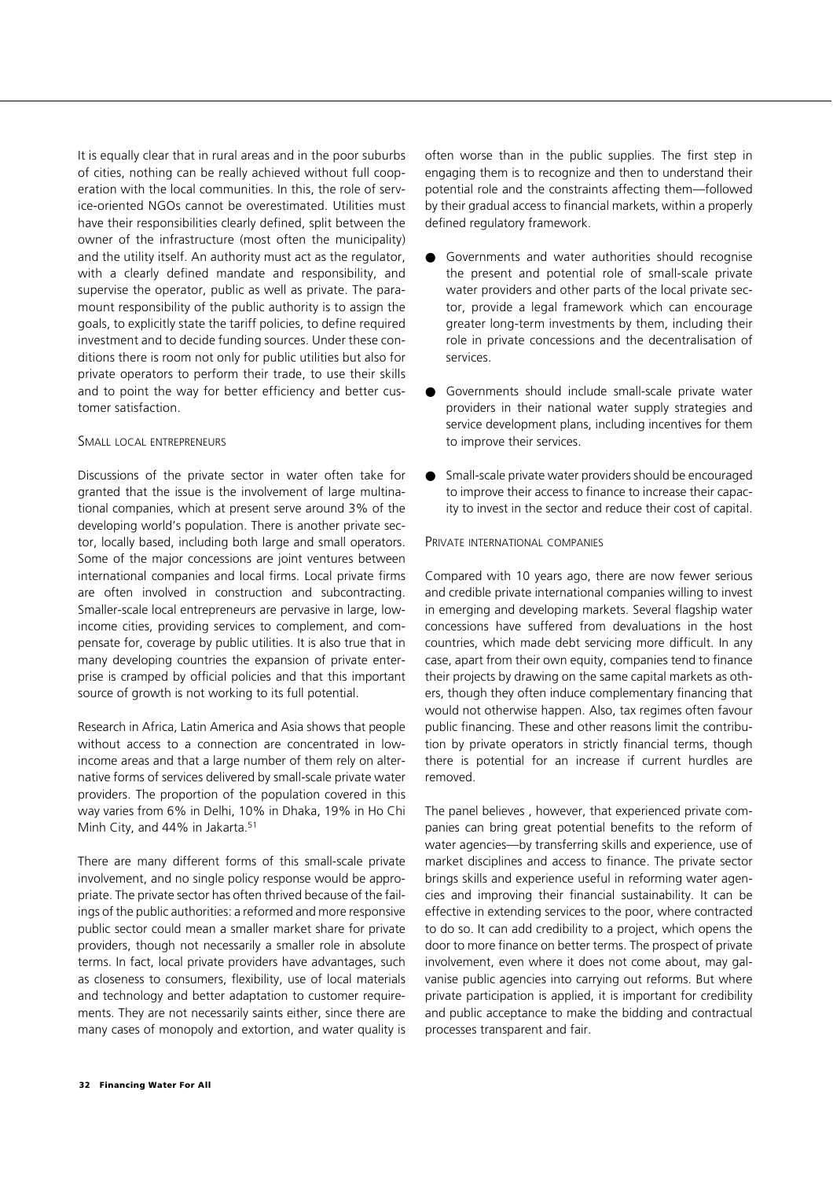It is equally clear that in rural areas and in the poor suburbs of cities, nothing can be really achieved without full cooperation with the local communities. In this, the role of service-oriented NGOs cannot be overestimated. Utilities must have their responsibilities clearly defined, split between the owner of the infrastructure (most often the municipality) and the utility itself. An authority must act as the regulator, with a clearly defined mandate and responsibility, and supervise the operator, public as well as private. The paramount responsibility of the public authority is to assign the goals, to explicitly state the tariff policies, to define required investment and to decide funding sources. Under these conditions there is room not only for public utilities but also for private operators to perform their trade, to use their skills and to point the way for better efficiency and better customer satisfaction.

### Small local entrepreneurs

Discussions of the private sector in water often take for granted that the issue is the involvement of large multinational companies, which at present serve around 3% of the developing world's population. There is another private sector, locally based, including both large and small operators. Some of the major concessions are joint ventures between international companies and local firms. Local private firms are often involved in construction and subcontracting. Smaller-scale local entrepreneurs are pervasive in large, low-income cities, providing services to complement, and compensate for, coverage by public utilities. It is also true that in many developing countries the expansion of private enterprise is cramped by official policies and that this important source of growth is not working to its full potential.

Research in Africa, Latin America and Asia shows that people without access to a connection are concentrated in low-income areas and that a large number of them rely on alternative forms of services delivered by small-scale private water providers. The proportion of the population covered in this way varies from 6% in Delhi, 10% in Dhaka, 19% in Ho Chi Minh City, and 44% in Jakarta.[51]

There are many different forms of this small-scale private involvement, and no single policy response would be appropriate. The private sector has often thrived because of the failings of the public authorities: a reformed and more responsive public sector could mean a smaller market share for private providers, though not necessarily a smaller role in absolute terms. In fact, local private providers have advantages, such as closeness to consumers, flexibility, use of local materials and technology and better adaptation to customer requirements. They are not necessarily saints either, since there are many cases of monopoly and extortion, and water quality is often worse than in the public supplies. The first step in engaging them is to recognize and then to understand their potential role and the constraints affecting them—followed by their gradual access to financial markets, within a properly defined regulatory framework.

- Governments and water authorities should recognise the present and potential role of small-scale private water providers and other parts of the local private sector, provide a legal framework which can encourage greater long-term investments by them, including their role in private concessions and the decentralisation of services.
- Governments should include small-scale private water providers in their national water supply strategies and service development plans, including incentives for them to improve their services.
- Small-scale private water providers should be encouraged to improve their access to finance to increase their capacity to invest in the sector and reduce their cost of capital.

### Private international companies

Compared with 10 years ago, there are now fewer serious and credible private international companies willing to invest in emerging and developing markets. Several flagship water concessions have suffered from devaluations in the host countries, which made debt servicing more difficult. In any case, apart from their own equity, companies tend to finance their projects by drawing on the same capital markets as others, though they often induce complementary financing that would not otherwise happen. Also, tax regimes often favour public financing. These and other reasons limit the contribution by private operators in strictly financial terms, though there is potential for an increase if current hurdles are removed.

The panel believes , however, that experienced private companies can bring great potential benefits to the reform of water agencies—by transferring skills and experience, use of market disciplines and access to finance. The private sector brings skills and experience useful in reforming water agencies and improving their financial sustainability. It can be effective in extending services to the poor, where contracted to do so. It can add credibility to a project, which opens the door to more finance on better terms. The prospect of private involvement, even where it does not come about, may galvanise public agencies into carrying out reforms. But where private participation is applied, it is important for credibility and public acceptance to make the bidding and contractual processes transparent and fair.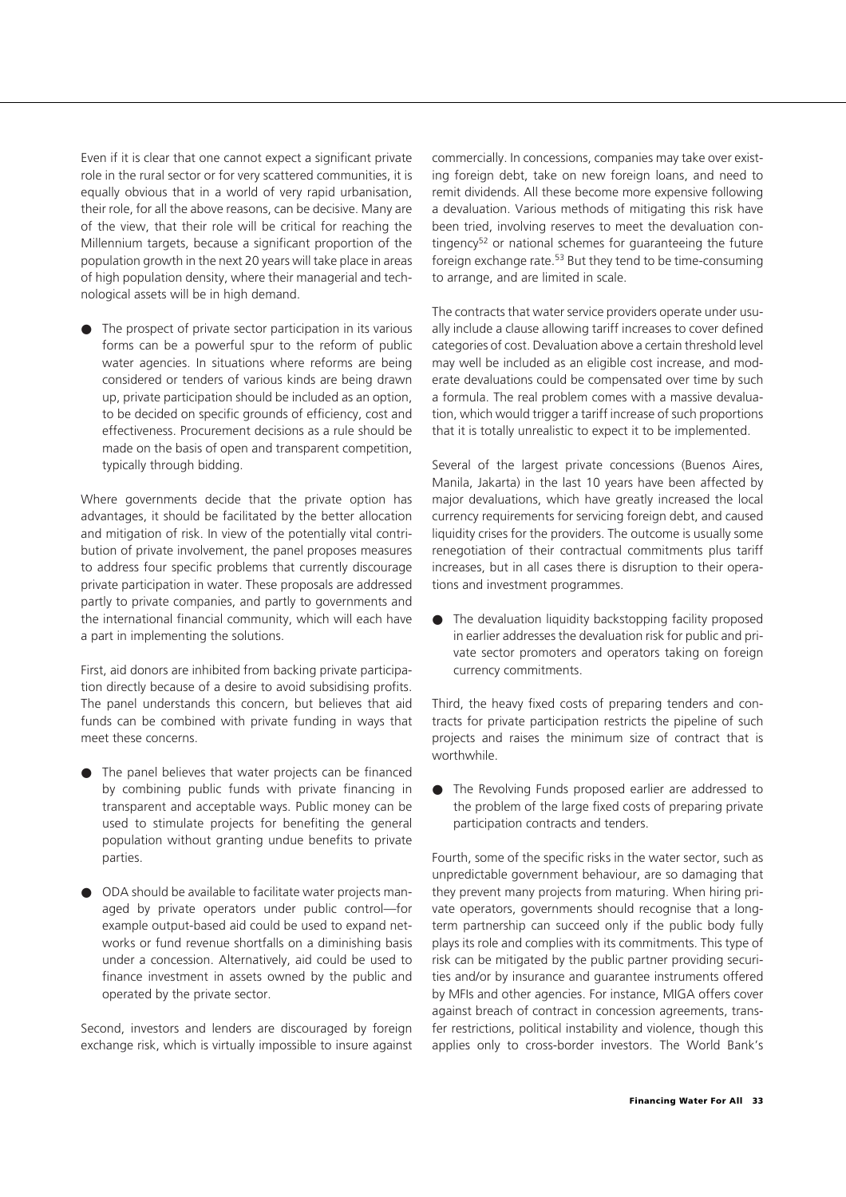Even if it is clear that one cannot expect a significant private role in the rural sector or for very scattered communities, it is equally obvious that in a world of very rapid urbanisation, their role, for all the above reasons, can be decisive. Many are of the view, that their role will be critical for reaching the Millennium targets, because a significant proportion of the population growth in the next 20 years will take place in areas of high population density, where their managerial and technological assets will be in high demand.

- The prospect of private sector participation in its various forms can be a powerful spur to the reform of public water agencies. In situations where reforms are being considered or tenders of various kinds are being drawn up, private participation should be included as an option, to be decided on specific grounds of efficiency, cost and effectiveness. Procurement decisions as a rule should be made on the basis of open and transparent competition, typically through bidding.

Where governments decide that the private option has advantages, it should be facilitated by the better allocation and mitigation of risk. In view of the potentially vital contribution of private involvement, the panel proposes measures to address four specific problems that currently discourage private participation in water. These proposals are addressed partly to private companies, and partly to governments and the international financial community, which will each have a part in implementing the solutions.

First, aid donors are inhibited from backing private participation directly because of a desire to avoid subsidising profits. The panel understands this concern, but believes that aid funds can be combined with private funding in ways that meet these concerns.

- The panel believes that water projects can be financed by combining public funds with private financing in transparent and acceptable ways. Public money can be used to stimulate projects for benefiting the general population without granting undue benefits to private parties.

- ODA should be available to facilitate water projects managed by private operators under public control—for example output-based aid could be used to expand networks or fund revenue shortfalls on a diminishing basis under a concession. Alternatively, aid could be used to finance investment in assets owned by the public and operated by the private sector.

Second, investors and lenders are discouraged by foreign exchange risk, which is virtually impossible to insure against commercially. In concessions, companies may take over existing foreign debt, take on new foreign loans, and need to remit dividends. All these become more expensive following a devaluation. Various methods of mitigating this risk have been tried, involving reserves to meet the devaluation contingency[52] or national schemes for guaranteeing the future foreign exchange rate.[53] But they tend to be time-consuming to arrange, and are limited in scale.

The contracts that water service providers operate under usually include a clause allowing tariff increases to cover defined categories of cost. Devaluation above a certain threshold level may well be included as an eligible cost increase, and moderate devaluations could be compensated over time by such a formula. The real problem comes with a massive devaluation, which would trigger a tariff increase of such proportions that it is totally unrealistic to expect it to be implemented.

Several of the largest private concessions (Buenos Aires, Manila, Jakarta) in the last 10 years have been affected by major devaluations, which have greatly increased the local currency requirements for servicing foreign debt, and caused liquidity crises for the providers. The outcome is usually some renegotiation of their contractual commitments plus tariff increases, but in all cases there is disruption to their operations and investment programmes.

- The devaluation liquidity backstopping facility proposed in earlier addresses the devaluation risk for public and private sector promoters and operators taking on foreign currency commitments.

Third, the heavy fixed costs of preparing tenders and contracts for private participation restricts the pipeline of such projects and raises the minimum size of contract that is worthwhile.

- The Revolving Funds proposed earlier are addressed to the problem of the large fixed costs of preparing private participation contracts and tenders.

Fourth, some of the specific risks in the water sector, such as unpredictable government behaviour, are so damaging that they prevent many projects from maturing. When hiring private operators, governments should recognise that a long-term partnership can succeed only if the public body fully plays its role and complies with its commitments. This type of risk can be mitigated by the public partner providing securities and/or by insurance and guarantee instruments offered by MFIs and other agencies. For instance, MIGA offers cover against breach of contract in concession agreements, transfer restrictions, political instability and violence, though this applies only to cross-border investors. The World Bank's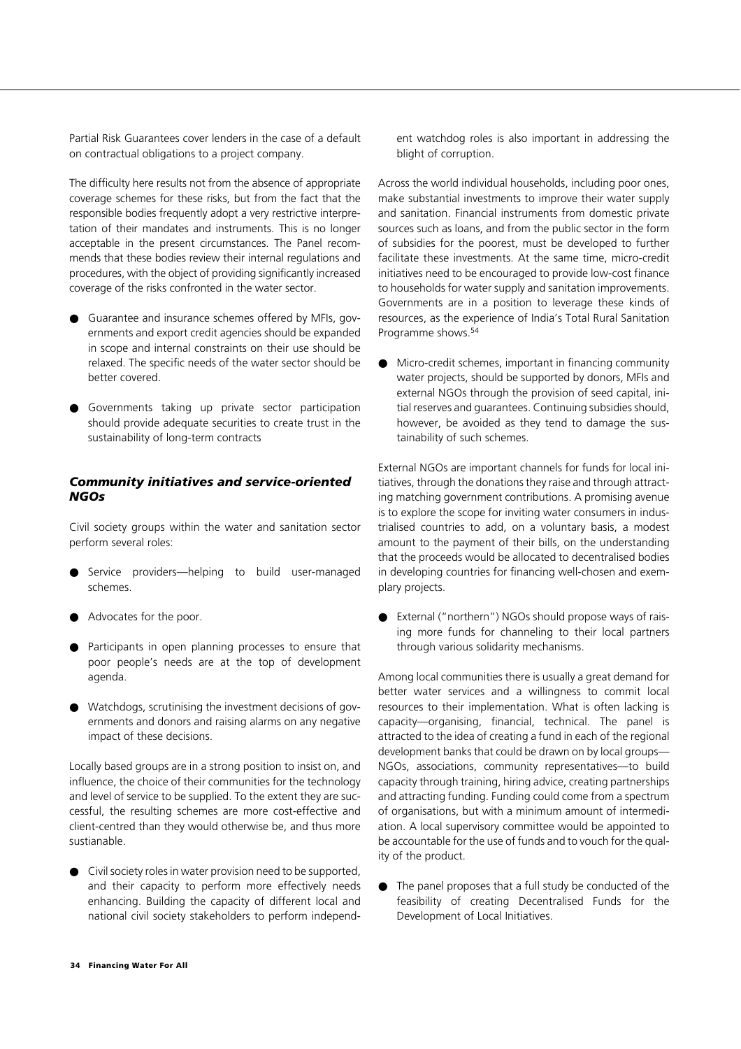Partial Risk Guarantees cover lenders in the case of a default on contractual obligations to a project company.

The difficulty here results not from the absence of appropriate coverage schemes for these risks, but from the fact that the responsible bodies frequently adopt a very restrictive interpretation of their mandates and instruments. This is no longer acceptable in the present circumstances. The Panel recommends that these bodies review their internal regulations and procedures, with the object of providing significantly increased coverage of the risks confronted in the water sector.

- Guarantee and insurance schemes offered by MFIs, governments and export credit agencies should be expanded in scope and internal constraints on their use should be relaxed. The specific needs of the water sector should be better covered.
- Governments taking up private sector participation should provide adequate securities to create trust in the sustainability of long-term contracts

### *Community initiatives and service-oriented NGOs*

Civil society groups within the water and sanitation sector perform several roles:

- Service providers—helping to build user-managed schemes.
- Advocates for the poor.
- Participants in open planning processes to ensure that poor people's needs are at the top of development agenda.
- Watchdogs, scrutinising the investment decisions of governments and donors and raising alarms on any negative impact of these decisions.

Locally based groups are in a strong position to insist on, and influence, the choice of their communities for the technology and level of service to be supplied. To the extent they are successful, the resulting schemes are more cost-effective and client-centred than they would otherwise be, and thus more sustianable.

- Civil society roles in water provision need to be supported, and their capacity to perform more effectively needs enhancing. Building the capacity of different local and national civil society stakeholders to perform independent watchdog roles is also important in addressing the blight of corruption.

Across the world individual households, including poor ones, make substantial investments to improve their water supply and sanitation. Financial instruments from domestic private sources such as loans, and from the public sector in the form of subsidies for the poorest, must be developed to further facilitate these investments. At the same time, micro-credit initiatives need to be encouraged to provide low-cost finance to households for water supply and sanitation improvements. Governments are in a position to leverage these kinds of resources, as the experience of India's Total Rural Sanitation Programme shows.[54]

- Micro-credit schemes, important in financing community water projects, should be supported by donors, MFIs and external NGOs through the provision of seed capital, initial reserves and guarantees. Continuing subsidies should, however, be avoided as they tend to damage the sustainability of such schemes.

External NGOs are important channels for funds for local initiatives, through the donations they raise and through attracting matching government contributions. A promising avenue is to explore the scope for inviting water consumers in industrialised countries to add, on a voluntary basis, a modest amount to the payment of their bills, on the understanding that the proceeds would be allocated to decentralised bodies in developing countries for financing well-chosen and exemplary projects.

- External ("northern") NGOs should propose ways of raising more funds for channeling to their local partners through various solidarity mechanisms.

Among local communities there is usually a great demand for better water services and a willingness to commit local resources to their implementation. What is often lacking is capacity—organising, financial, technical. The panel is attracted to the idea of creating a fund in each of the regional development banks that could be drawn on by local groups—NGOs, associations, community representatives—to build capacity through training, hiring advice, creating partnerships and attracting funding. Funding could come from a spectrum of organisations, but with a minimum amount of intermediation. A local supervisory committee would be appointed to be accountable for the use of funds and to vouch for the quality of the product.

- The panel proposes that a full study be conducted of the feasibility of creating Decentralised Funds for the Development of Local Initiatives.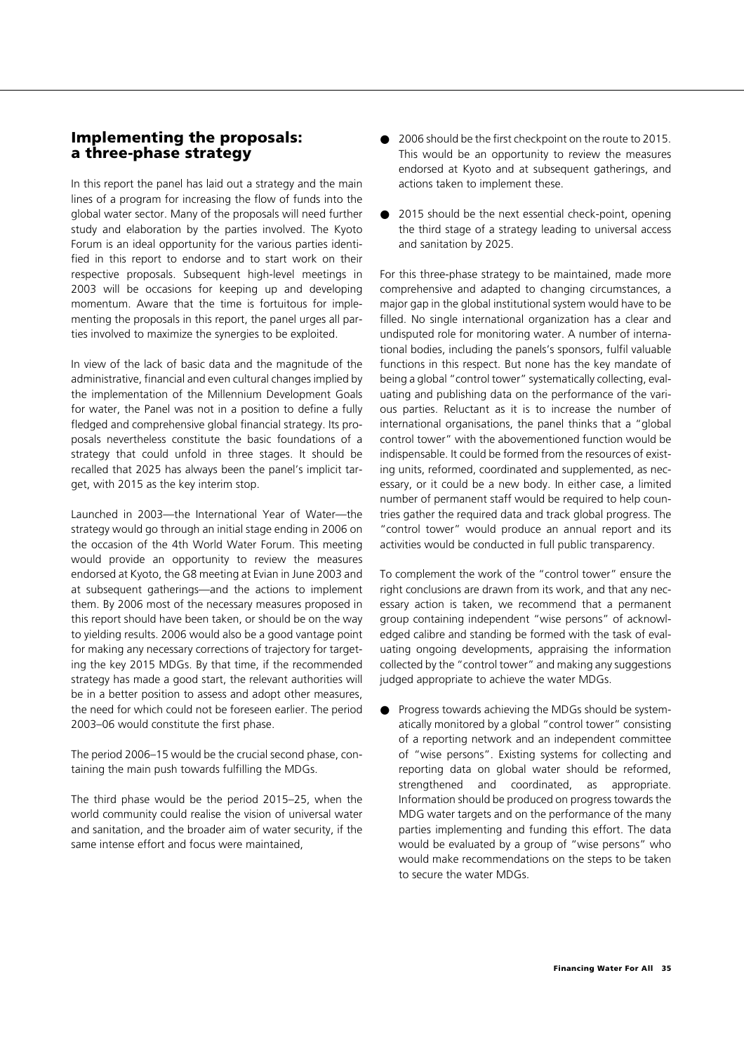## Implementing the proposals: a three-phase strategy

In this report the panel has laid out a strategy and the main lines of a program for increasing the flow of funds into the global water sector. Many of the proposals will need further study and elaboration by the parties involved. The Kyoto Forum is an ideal opportunity for the various parties identified in this report to endorse and to start work on their respective proposals. Subsequent high-level meetings in 2003 will be occasions for keeping up and developing momentum. Aware that the time is fortuitous for implementing the proposals in this report, the panel urges all parties involved to maximize the synergies to be exploited.

In view of the lack of basic data and the magnitude of the administrative, financial and even cultural changes implied by the implementation of the Millennium Development Goals for water, the Panel was not in a position to define a fully fledged and comprehensive global financial strategy. Its proposals nevertheless constitute the basic foundations of a strategy that could unfold in three stages. It should be recalled that 2025 has always been the panel's implicit target, with 2015 as the key interim stop.

Launched in 2003—the International Year of Water—the strategy would go through an initial stage ending in 2006 on the occasion of the 4th World Water Forum. This meeting would provide an opportunity to review the measures endorsed at Kyoto, the G8 meeting at Evian in June 2003 and at subsequent gatherings—and the actions to implement them. By 2006 most of the necessary measures proposed in this report should have been taken, or should be on the way to yielding results. 2006 would also be a good vantage point for making any necessary corrections of trajectory for targeting the key 2015 MDGs. By that time, if the recommended strategy has made a good start, the relevant authorities will be in a better position to assess and adopt other measures, the need for which could not be foreseen earlier. The period 2003–06 would constitute the first phase.

The period 2006–15 would be the crucial second phase, containing the main push towards fulfilling the MDGs.

The third phase would be the period 2015–25, when the world community could realise the vision of universal water and sanitation, and the broader aim of water security, if the same intense effort and focus were maintained,

- 2006 should be the first checkpoint on the route to 2015. This would be an opportunity to review the measures endorsed at Kyoto and at subsequent gatherings, and actions taken to implement these.
- 2015 should be the next essential check-point, opening the third stage of a strategy leading to universal access and sanitation by 2025.

For this three-phase strategy to be maintained, made more comprehensive and adapted to changing circumstances, a major gap in the global institutional system would have to be filled. No single international organization has a clear and undisputed role for monitoring water. A number of international bodies, including the panels's sponsors, fulfil valuable functions in this respect. But none has the key mandate of being a global "control tower" systematically collecting, evaluating and publishing data on the performance of the various parties. Reluctant as it is to increase the number of international organisations, the panel thinks that a "global control tower" with the abovementioned function would be indispensable. It could be formed from the resources of existing units, reformed, coordinated and supplemented, as necessary, or it could be a new body. In either case, a limited number of permanent staff would be required to help countries gather the required data and track global progress. The "control tower" would produce an annual report and its activities would be conducted in full public transparency.

To complement the work of the "control tower" ensure the right conclusions are drawn from its work, and that any necessary action is taken, we recommend that a permanent group containing independent "wise persons" of acknowledged calibre and standing be formed with the task of evaluating ongoing developments, appraising the information collected by the "control tower" and making any suggestions judged appropriate to achieve the water MDGs.

- Progress towards achieving the MDGs should be systematically monitored by a global "control tower" consisting of a reporting network and an independent committee of "wise persons". Existing systems for collecting and reporting data on global water should be reformed, strengthened and coordinated, as appropriate. Information should be produced on progress towards the MDG water targets and on the performance of the many parties implementing and funding this effort. The data would be evaluated by a group of "wise persons" who would make recommendations on the steps to be taken to secure the water MDGs.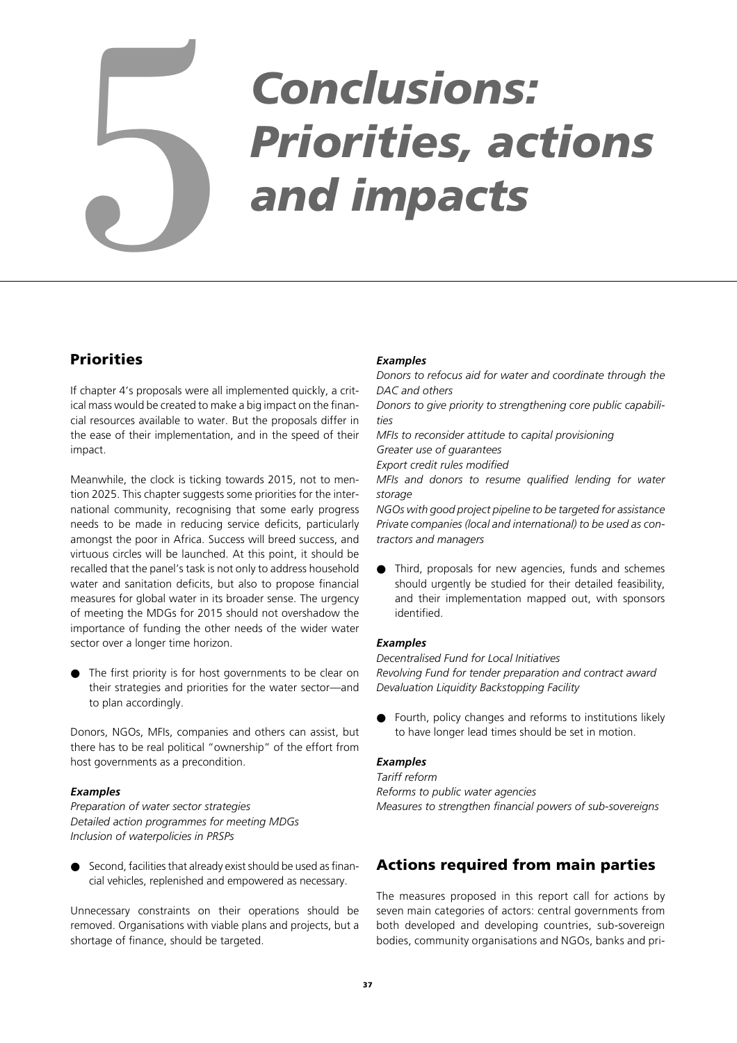# 5 Conclusions: Priorities, actions and impacts

## Priorities

If chapter 4's proposals were all implemented quickly, a critical mass would be created to make a big impact on the financial resources available to water. But the proposals differ in the ease of their implementation, and in the speed of their impact.

Meanwhile, the clock is ticking towards 2015, not to mention 2025. This chapter suggests some priorities for the international community, recognising that some early progress needs to be made in reducing service deficits, particularly amongst the poor in Africa. Success will breed success, and virtuous circles will be launched. At this point, it should be recalled that the panel's task is not only to address household water and sanitation deficits, but also to propose financial measures for global water in its broader sense. The urgency of meeting the MDGs for 2015 should not overshadow the importance of funding the other needs of the wider water sector over a longer time horizon.

- The first priority is for host governments to be clear on their strategies and priorities for the water sector—and to plan accordingly.

Donors, NGOs, MFIs, companies and others can assist, but there has to be real political "ownership" of the effort from host governments as a precondition.

***Examples***

*Preparation of water sector strategies*
*Detailed action programmes for meeting MDGs*
*Inclusion of waterpolicies in PRSPs*

- Second, facilities that already exist should be used as financial vehicles, replenished and empowered as necessary.

Unnecessary constraints on their operations should be removed. Organisations with viable plans and projects, but a shortage of finance, should be targeted.

***Examples***

*Donors to refocus aid for water and coordinate through the DAC and others*
*Donors to give priority to strengthening core public capabilities*
*MFIs to reconsider attitude to capital provisioning*
*Greater use of guarantees*
*Export credit rules modified*
*MFIs and donors to resume qualified lending for water storage*
*NGOs with good project pipeline to be targeted for assistance*
*Private companies (local and international) to be used as contractors and managers*

- Third, proposals for new agencies, funds and schemes should urgently be studied for their detailed feasibility, and their implementation mapped out, with sponsors identified.

***Examples***

*Decentralised Fund for Local Initiatives*
*Revolving Fund for tender preparation and contract award*
*Devaluation Liquidity Backstopping Facility*

- Fourth, policy changes and reforms to institutions likely to have longer lead times should be set in motion.

***Examples***

*Tariff reform*
*Reforms to public water agencies*
*Measures to strengthen financial powers of sub-sovereigns*

## Actions required from main parties

The measures proposed in this report call for actions by seven main categories of actors: central governments from both developed and developing countries, sub-sovereign bodies, community organisations and NGOs, banks and pri-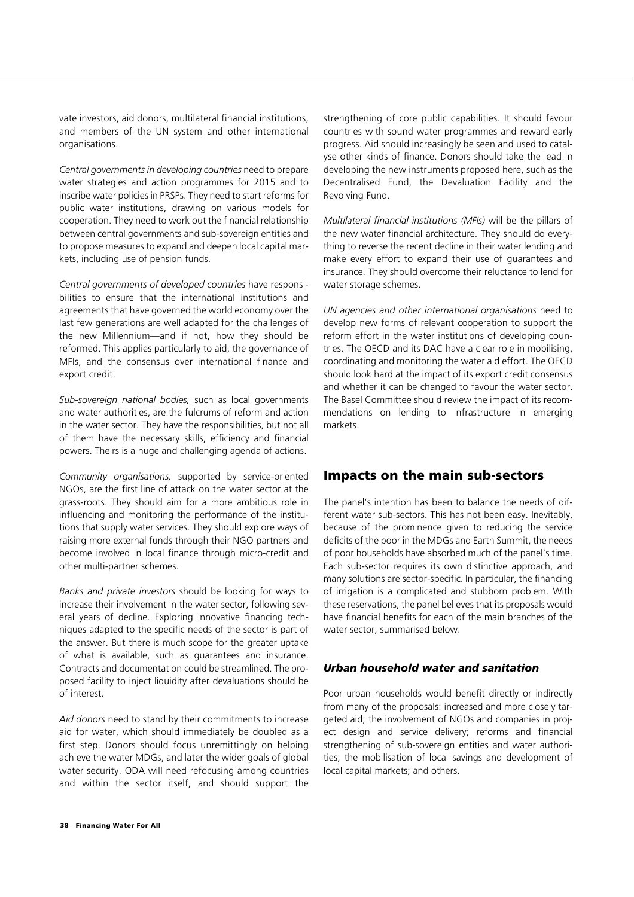vate investors, aid donors, multilateral financial institutions, and members of the UN system and other international organisations.

*Central governments in developing countries* need to prepare water strategies and action programmes for 2015 and to inscribe water policies in PRSPs. They need to start reforms for public water institutions, drawing on various models for cooperation. They need to work out the financial relationship between central governments and sub-sovereign entities and to propose measures to expand and deepen local capital markets, including use of pension funds.

*Central governments of developed countries* have responsibilities to ensure that the international institutions and agreements that have governed the world economy over the last few generations are well adapted for the challenges of the new Millennium—and if not, how they should be reformed. This applies particularly to aid, the governance of MFIs, and the consensus over international finance and export credit.

*Sub-sovereign national bodies,* such as local governments and water authorities, are the fulcrums of reform and action in the water sector. They have the responsibilities, but not all of them have the necessary skills, efficiency and financial powers. Theirs is a huge and challenging agenda of actions.

*Community organisations,* supported by service-oriented NGOs, are the first line of attack on the water sector at the grass-roots. They should aim for a more ambitious role in influencing and monitoring the performance of the institutions that supply water services. They should explore ways of raising more external funds through their NGO partners and become involved in local finance through micro-credit and other multi-partner schemes.

*Banks and private investors* should be looking for ways to increase their involvement in the water sector, following several years of decline. Exploring innovative financing techniques adapted to the specific needs of the sector is part of the answer. But there is much scope for the greater uptake of what is available, such as guarantees and insurance. Contracts and documentation could be streamlined. The proposed facility to inject liquidity after devaluations should be of interest.

*Aid donors* need to stand by their commitments to increase aid for water, which should immediately be doubled as a first step. Donors should focus unremittingly on helping achieve the water MDGs, and later the wider goals of global water security. ODA will need refocusing among countries and within the sector itself, and should support the strengthening of core public capabilities. It should favour countries with sound water programmes and reward early progress. Aid should increasingly be seen and used to catalyse other kinds of finance. Donors should take the lead in developing the new instruments proposed here, such as the Decentralised Fund, the Devaluation Facility and the Revolving Fund.

*Multilateral financial institutions (MFIs)* will be the pillars of the new water financial architecture. They should do everything to reverse the recent decline in their water lending and make every effort to expand their use of guarantees and insurance. They should overcome their reluctance to lend for water storage schemes.

*UN agencies and other international organisations* need to develop new forms of relevant cooperation to support the reform effort in the water institutions of developing countries. The OECD and its DAC have a clear role in mobilising, coordinating and monitoring the water aid effort. The OECD should look hard at the impact of its export credit consensus and whether it can be changed to favour the water sector. The Basel Committee should review the impact of its recommendations on lending to infrastructure in emerging markets.

## Impacts on the main sub-sectors

The panel's intention has been to balance the needs of different water sub-sectors. This has not been easy. Inevitably, because of the prominence given to reducing the service deficits of the poor in the MDGs and Earth Summit, the needs of poor households have absorbed much of the panel's time. Each sub-sector requires its own distinctive approach, and many solutions are sector-specific. In particular, the financing of irrigation is a complicated and stubborn problem. With these reservations, the panel believes that its proposals would have financial benefits for each of the main branches of the water sector, summarised below.

### *Urban household water and sanitation*

Poor urban households would benefit directly or indirectly from many of the proposals: increased and more closely targeted aid; the involvement of NGOs and companies in project design and service delivery; reforms and financial strengthening of sub-sovereign entities and water authorities; the mobilisation of local savings and development of local capital markets; and others.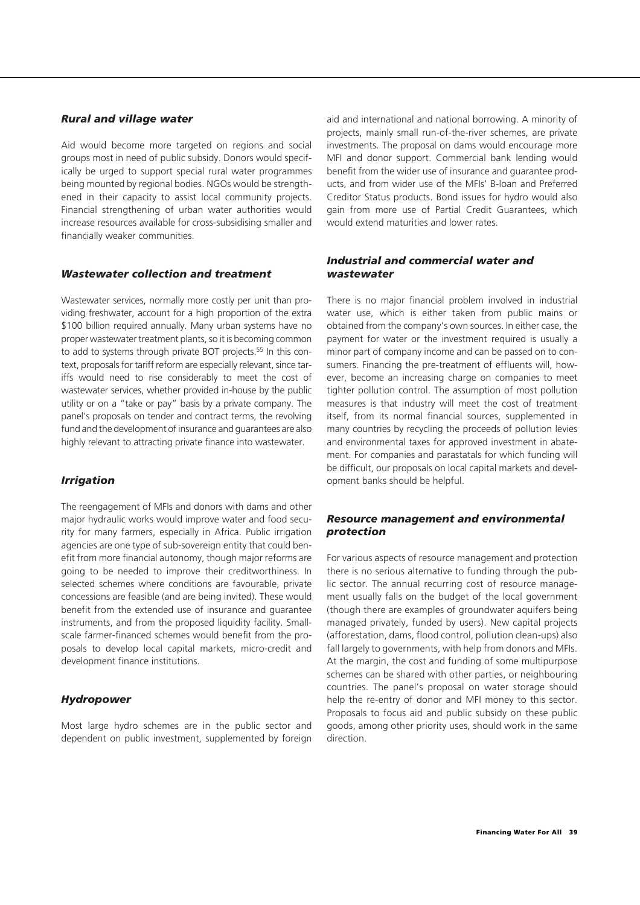### *Rural and village water*

Aid would become more targeted on regions and social groups most in need of public subsidy. Donors would specifically be urged to support special rural water programmes being mounted by regional bodies. NGOs would be strengthened in their capacity to assist local community projects. Financial strengthening of urban water authorities would increase resources available for cross-subsidising smaller and financially weaker communities.

### *Wastewater collection and treatment*

Wastewater services, normally more costly per unit than providing freshwater, account for a high proportion of the extra $100 billion required annually. Many urban systems have no proper wastewater treatment plants, so it is becoming common to add to systems through private BOT projects.[55] In this context, proposals for tariff reform are especially relevant, since tariffs would need to rise considerably to meet the cost of wastewater services, whether provided in-house by the public utility or on a "take or pay" basis by a private company. The panel's proposals on tender and contract terms, the revolving fund and the development of insurance and guarantees are also highly relevant to attracting private finance into wastewater.

### *Irrigation*

The reengagement of MFIs and donors with dams and other major hydraulic works would improve water and food security for many farmers, especially in Africa. Public irrigation agencies are one type of sub-sovereign entity that could benefit from more financial autonomy, though major reforms are going to be needed to improve their creditworthiness. In selected schemes where conditions are favourable, private concessions are feasible (and are being invited). These would benefit from the extended use of insurance and guarantee instruments, and from the proposed liquidity facility. Small-scale farmer-financed schemes would benefit from the proposals to develop local capital markets, micro-credit and development finance institutions.

### *Hydropower*

Most large hydro schemes are in the public sector and dependent on public investment, supplemented by foreign aid and international and national borrowing. A minority of projects, mainly small run-of-the-river schemes, are private investments. The proposal on dams would encourage more MFI and donor support. Commercial bank lending would benefit from the wider use of insurance and guarantee products, and from wider use of the MFIs' B-loan and Preferred Creditor Status products. Bond issues for hydro would also gain from more use of Partial Credit Guarantees, which would extend maturities and lower rates.

### *Industrial and commercial water and wastewater*

There is no major financial problem involved in industrial water use, which is either taken from public mains or obtained from the company's own sources. In either case, the payment for water or the investment required is usually a minor part of company income and can be passed on to consumers. Financing the pre-treatment of effluents will, however, become an increasing charge on companies to meet tighter pollution control. The assumption of most pollution measures is that industry will meet the cost of treatment itself, from its normal financial sources, supplemented in many countries by recycling the proceeds of pollution levies and environmental taxes for approved investment in abatement. For companies and parastatals for which funding will be difficult, our proposals on local capital markets and development banks should be helpful.

### *Resource management and environmental protection*

For various aspects of resource management and protection there is no serious alternative to funding through the public sector. The annual recurring cost of resource management usually falls on the budget of the local government (though there are examples of groundwater aquifers being managed privately, funded by users). New capital projects (afforestation, dams, flood control, pollution clean-ups) also fall largely to governments, with help from donors and MFIs. At the margin, the cost and funding of some multipurpose schemes can be shared with other parties, or neighbouring countries. The panel's proposal on water storage should help the re-entry of donor and MFI money to this sector. Proposals to focus aid and public subsidy on these public goods, among other priority uses, should work in the same direction.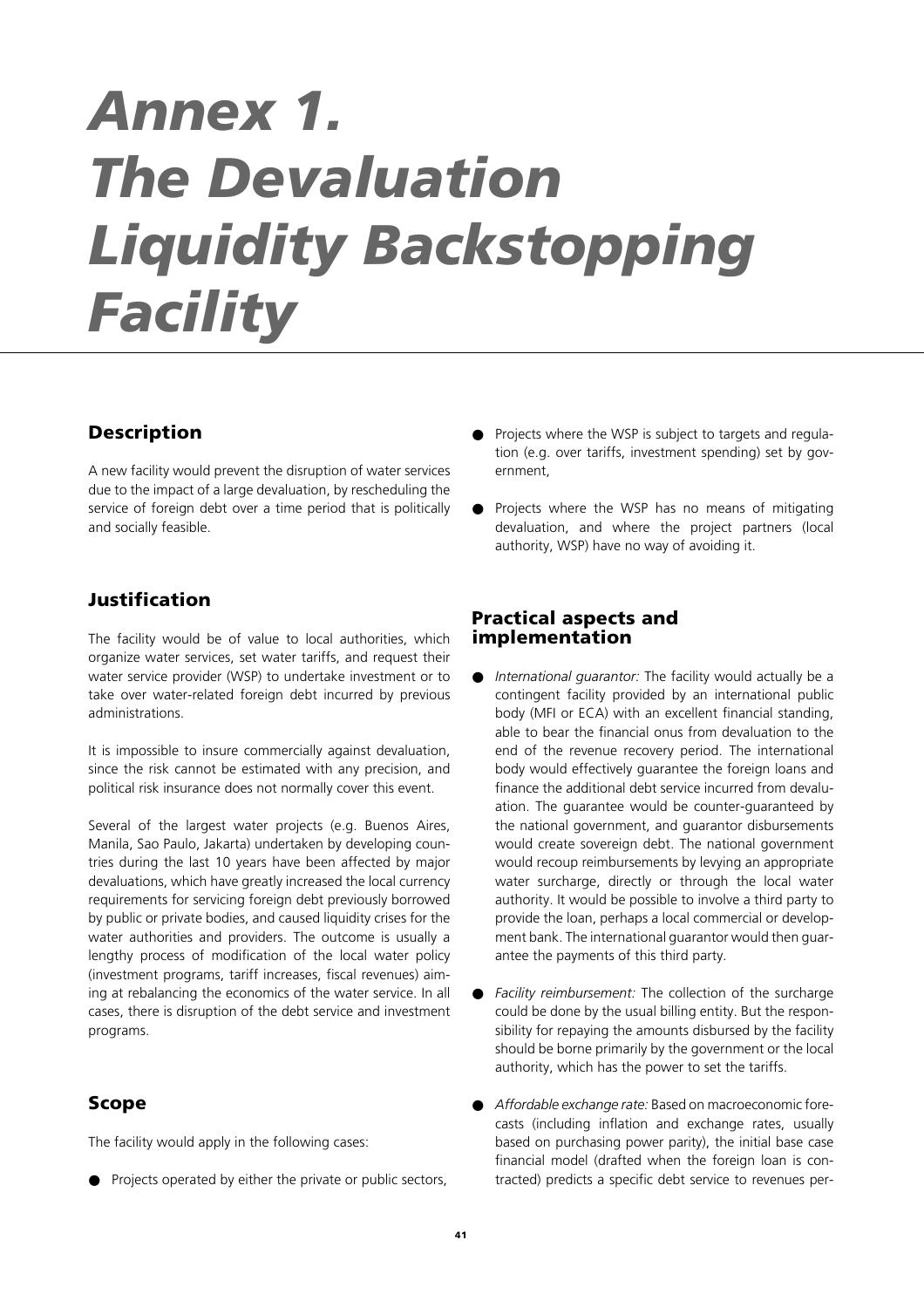# Annex 1. The Devaluation Liquidity Backstopping Facility

## Description

A new facility would prevent the disruption of water services due to the impact of a large devaluation, by rescheduling the service of foreign debt over a time period that is politically and socially feasible.

## Justification

The facility would be of value to local authorities, which organize water services, set water tariffs, and request their water service provider (WSP) to undertake investment or to take over water-related foreign debt incurred by previous administrations.

It is impossible to insure commercially against devaluation, since the risk cannot be estimated with any precision, and political risk insurance does not normally cover this event.

Several of the largest water projects (e.g. Buenos Aires, Manila, Sao Paulo, Jakarta) undertaken by developing countries during the last 10 years have been affected by major devaluations, which have greatly increased the local currency requirements for servicing foreign debt previously borrowed by public or private bodies, and caused liquidity crises for the water authorities and providers. The outcome is usually a lengthy process of modification of the local water policy (investment programs, tariff increases, fiscal revenues) aiming at rebalancing the economics of the water service. In all cases, there is disruption of the debt service and investment programs.

## Scope

The facility would apply in the following cases:

- Projects operated by either the private or public sectors,
- Projects where the WSP is subject to targets and regulation (e.g. over tariffs, investment spending) set by government,
- Projects where the WSP has no means of mitigating devaluation, and where the project partners (local authority, WSP) have no way of avoiding it.

## Practical aspects and implementation

- *International guarantor:* The facility would actually be a contingent facility provided by an international public body (MFI or ECA) with an excellent financial standing, able to bear the financial onus from devaluation to the end of the revenue recovery period. The international body would effectively guarantee the foreign loans and finance the additional debt service incurred from devaluation. The guarantee would be counter-guaranteed by the national government, and guarantor disbursements would create sovereign debt. The national government would recoup reimbursements by levying an appropriate water surcharge, directly or through the local water authority. It would be possible to involve a third party to provide the loan, perhaps a local commercial or development bank. The international guarantor would then guarantee the payments of this third party.
- *Facility reimbursement:* The collection of the surcharge could be done by the usual billing entity. But the responsibility for repaying the amounts disbursed by the facility should be borne primarily by the government or the local authority, which has the power to set the tariffs.
- *Affordable exchange rate:* Based on macroeconomic forecasts (including inflation and exchange rates, usually based on purchasing power parity), the initial base case financial model (drafted when the foreign loan is contracted) predicts a specific debt service to revenues per-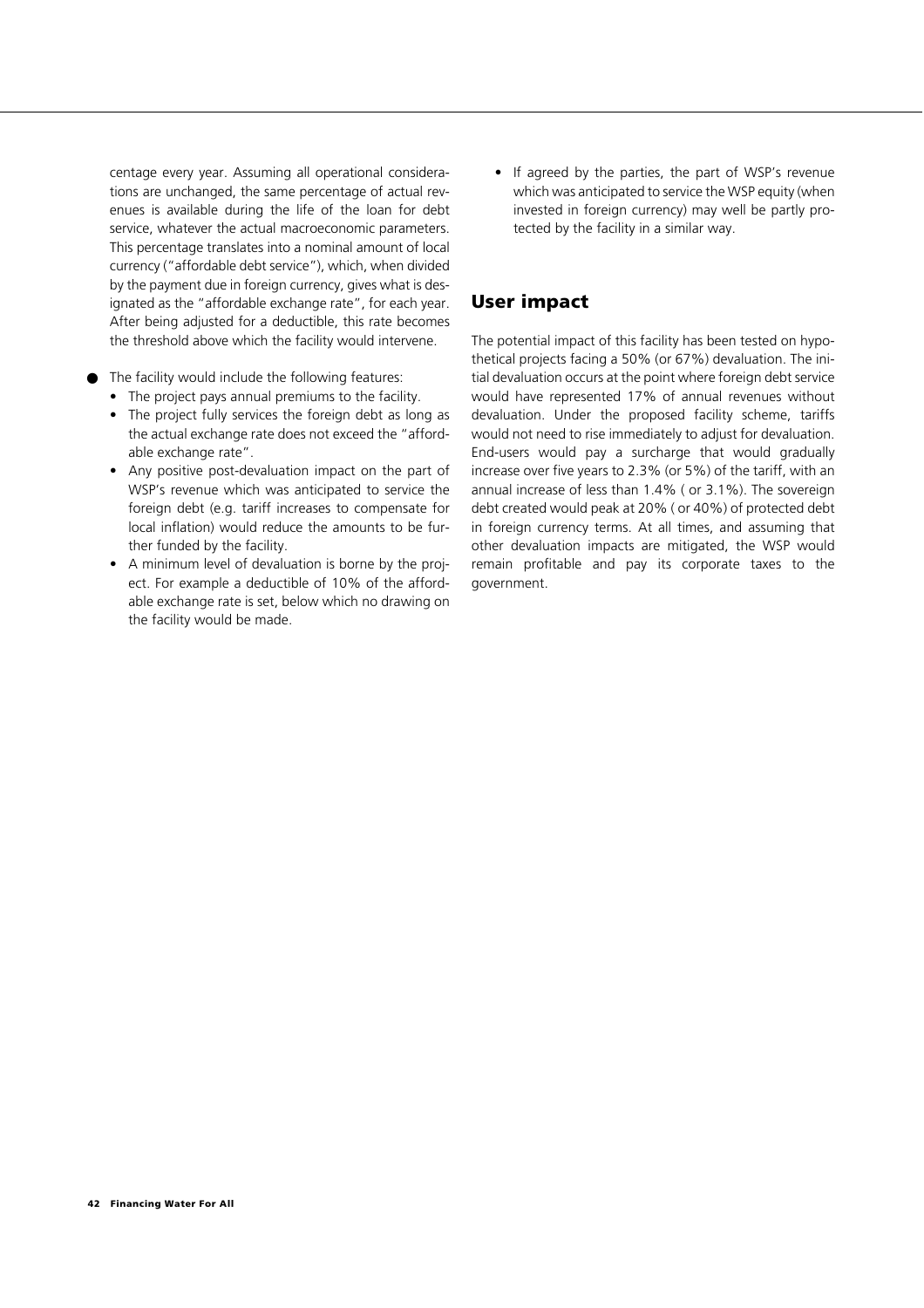centage every year. Assuming all operational considerations are unchanged, the same percentage of actual revenues is available during the life of the loan for debt service, whatever the actual macroeconomic parameters. This percentage translates into a nominal amount of local currency ("affordable debt service"), which, when divided by the payment due in foreign currency, gives what is designated as the "affordable exchange rate", for each year. After being adjusted for a deductible, this rate becomes the threshold above which the facility would intervene.

- The facility would include the following features:
  - The project pays annual premiums to the facility.
  - The project fully services the foreign debt as long as the actual exchange rate does not exceed the "affordable exchange rate".
  - Any positive post-devaluation impact on the part of WSP's revenue which was anticipated to service the foreign debt (e.g. tariff increases to compensate for local inflation) would reduce the amounts to be further funded by the facility.
  - A minimum level of devaluation is borne by the project. For example a deductible of 10% of the affordable exchange rate is set, below which no drawing on the facility would be made.
  - If agreed by the parties, the part of WSP's revenue which was anticipated to service the WSP equity (when invested in foreign currency) may well be partly protected by the facility in a similar way.

## User impact

The potential impact of this facility has been tested on hypothetical projects facing a 50% (or 67%) devaluation. The initial devaluation occurs at the point where foreign debt service would have represented 17% of annual revenues without devaluation. Under the proposed facility scheme, tariffs would not need to rise immediately to adjust for devaluation. End-users would pay a surcharge that would gradually increase over five years to 2.3% (or 5%) of the tariff, with an annual increase of less than 1.4% ( or 3.1%). The sovereign debt created would peak at 20% ( or 40%) of protected debt in foreign currency terms. At all times, and assuming that other devaluation impacts are mitigated, the WSP would remain profitable and pay its corporate taxes to the government.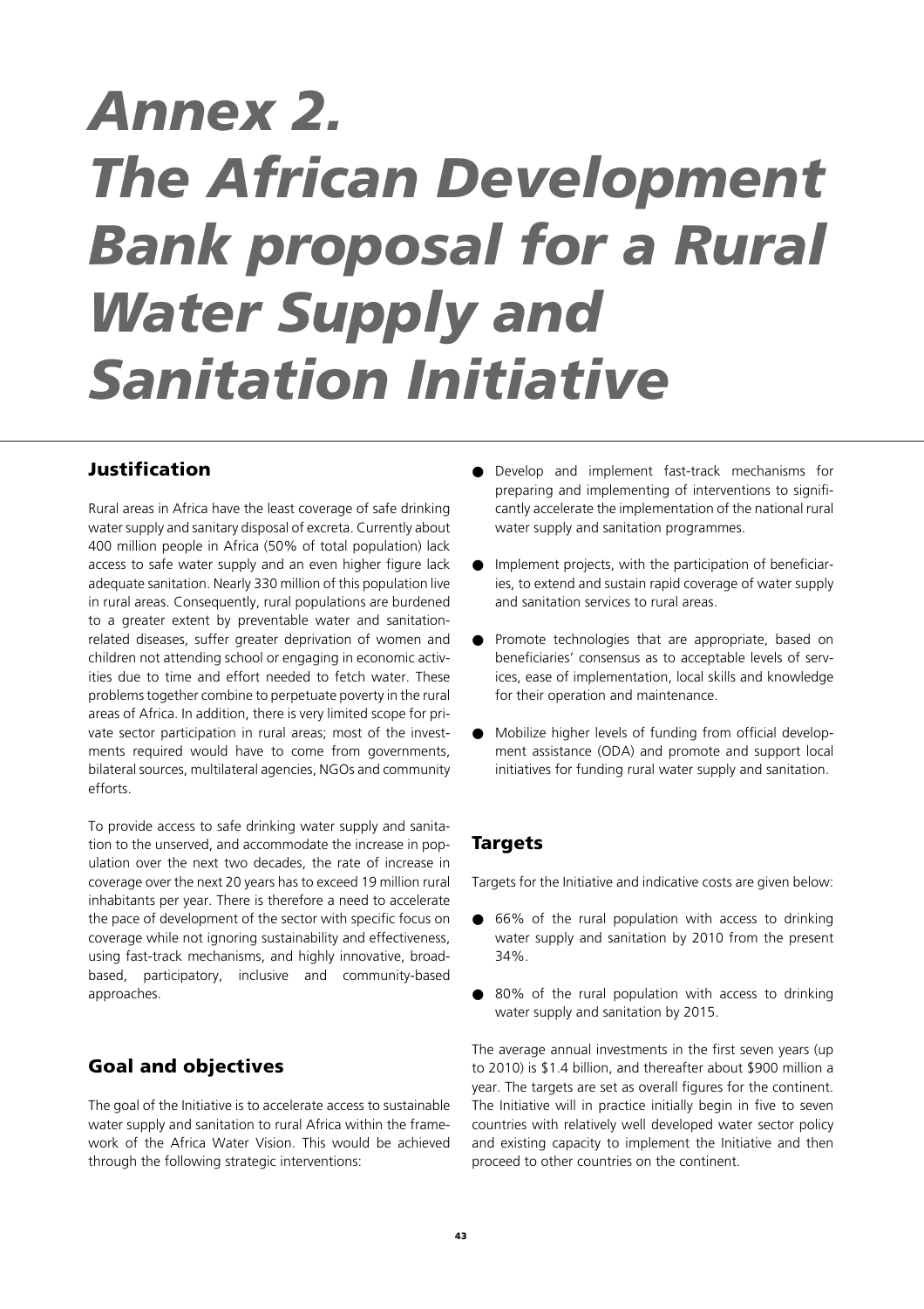// Annex title
# *Annex 2. The African Development Bank proposal for a Rural Water Supply and Sanitation Initiative*

## Justification

Rural areas in Africa have the least coverage of safe drinking water supply and sanitary disposal of excreta. Currently about 400 million people in Africa (50% of total population) lack access to safe water supply and an even higher figure lack adequate sanitation. Nearly 330 million of this population live in rural areas. Consequently, rural populations are burdened to a greater extent by preventable water and sanitation-related diseases, suffer greater deprivation of women and children not attending school or engaging in economic activities due to time and effort needed to fetch water. These problems together combine to perpetuate poverty in the rural areas of Africa. In addition, there is very limited scope for private sector participation in rural areas; most of the investments required would have to come from governments, bilateral sources, multilateral agencies, NGOs and community efforts.

To provide access to safe drinking water supply and sanitation to the unserved, and accommodate the increase in population over the next two decades, the rate of increase in coverage over the next 20 years has to exceed 19 million rural inhabitants per year. There is therefore a need to accelerate the pace of development of the sector with specific focus on coverage while not ignoring sustainability and effectiveness, using fast-track mechanisms, and highly innovative, broad-based, participatory, inclusive and community-based approaches.

## Goal and objectives

The goal of the Initiative is to accelerate access to sustainable water supply and sanitation to rural Africa within the framework of the Africa Water Vision. This would be achieved through the following strategic interventions:

- Develop and implement fast-track mechanisms for preparing and implementing of interventions to significantly accelerate the implementation of the national rural water supply and sanitation programmes.
- Implement projects, with the participation of beneficiaries, to extend and sustain rapid coverage of water supply and sanitation services to rural areas.
- Promote technologies that are appropriate, based on beneficiaries' consensus as to acceptable levels of services, ease of implementation, local skills and knowledge for their operation and maintenance.
- Mobilize higher levels of funding from official development assistance (ODA) and promote and support local initiatives for funding rural water supply and sanitation.

## Targets

Targets for the Initiative and indicative costs are given below:

- 66% of the rural population with access to drinking water supply and sanitation by 2010 from the present 34%.
- 80% of the rural population with access to drinking water supply and sanitation by 2015.

The average annual investments in the first seven years (up to 2010) is $1.4 billion, and thereafter about $900 million a year. The targets are set as overall figures for the continent. The Initiative will in practice initially begin in five to seven countries with relatively well developed water sector policy and existing capacity to implement the Initiative and then proceed to other countries on the continent.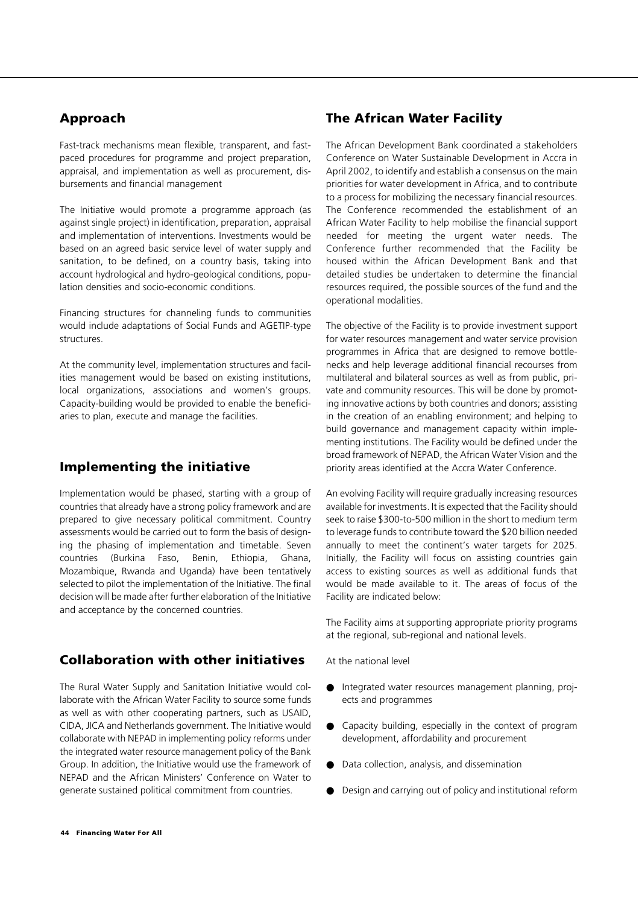## Approach

Fast-track mechanisms mean flexible, transparent, and fast-paced procedures for programme and project preparation, appraisal, and implementation as well as procurement, disbursements and financial management

The Initiative would promote a programme approach (as against single project) in identification, preparation, appraisal and implementation of interventions. Investments would be based on an agreed basic service level of water supply and sanitation, to be defined, on a country basis, taking into account hydrological and hydro-geological conditions, population densities and socio-economic conditions.

Financing structures for channeling funds to communities would include adaptations of Social Funds and AGETIP-type structures.

At the community level, implementation structures and facilities management would be based on existing institutions, local organizations, associations and women's groups. Capacity-building would be provided to enable the beneficiaries to plan, execute and manage the facilities.

## Implementing the initiative

Implementation would be phased, starting with a group of countries that already have a strong policy framework and are prepared to give necessary political commitment. Country assessments would be carried out to form the basis of designing the phasing of implementation and timetable. Seven countries (Burkina Faso, Benin, Ethiopia, Ghana, Mozambique, Rwanda and Uganda) have been tentatively selected to pilot the implementation of the Initiative. The final decision will be made after further elaboration of the Initiative and acceptance by the concerned countries.

## Collaboration with other initiatives

The Rural Water Supply and Sanitation Initiative would collaborate with the African Water Facility to source some funds as well as with other cooperating partners, such as USAID, CIDA, JICA and Netherlands government. The Initiative would collaborate with NEPAD in implementing policy reforms under the integrated water resource management policy of the Bank Group. In addition, the Initiative would use the framework of NEPAD and the African Ministers' Conference on Water to generate sustained political commitment from countries.

## The African Water Facility

The African Development Bank coordinated a stakeholders Conference on Water Sustainable Development in Accra in April 2002, to identify and establish a consensus on the main priorities for water development in Africa, and to contribute to a process for mobilizing the necessary financial resources. The Conference recommended the establishment of an African Water Facility to help mobilise the financial support needed for meeting the urgent water needs. The Conference further recommended that the Facility be housed within the African Development Bank and that detailed studies be undertaken to determine the financial resources required, the possible sources of the fund and the operational modalities.

The objective of the Facility is to provide investment support for water resources management and water service provision programmes in Africa that are designed to remove bottlenecks and help leverage additional financial recourses from multilateral and bilateral sources as well as from public, private and community resources. This will be done by promoting innovative actions by both countries and donors; assisting in the creation of an enabling environment; and helping to build governance and management capacity within implementing institutions. The Facility would be defined under the broad framework of NEPAD, the African Water Vision and the priority areas identified at the Accra Water Conference.

An evolving Facility will require gradually increasing resources available for investments. It is expected that the Facility should seek to raise $300-to-500 million in the short to medium term to leverage funds to contribute toward the $20 billion needed annually to meet the continent's water targets for 2025. Initially, the Facility will focus on assisting countries gain access to existing sources as well as additional funds that would be made available to it. The areas of focus of the Facility are indicated below:

The Facility aims at supporting appropriate priority programs at the regional, sub-regional and national levels.

At the national level

- Integrated water resources management planning, projects and programmes
- Capacity building, especially in the context of program development, affordability and procurement
- Data collection, analysis, and dissemination
- Design and carrying out of policy and institutional reform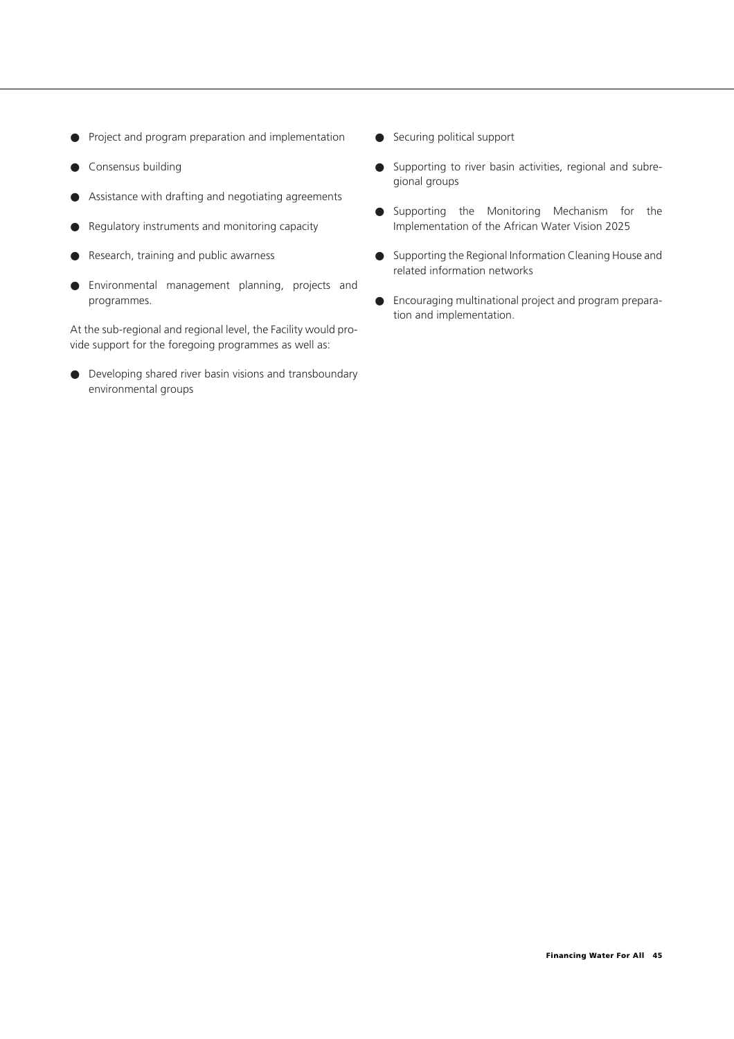- Project and program preparation and implementation
- Consensus building
- Assistance with drafting and negotiating agreements
- Regulatory instruments and monitoring capacity
- Research, training and public awarness
- Environmental management planning, projects and programmes.

At the sub-regional and regional level, the Facility would provide support for the foregoing programmes as well as:

- Developing shared river basin visions and transboundary environmental groups
- Securing political support
- Supporting to river basin activities, regional and subregional groups
- Supporting the Monitoring Mechanism for the Implementation of the African Water Vision 2025
- Supporting the Regional Information Cleaning House and related information networks
- Encouraging multinational project and program preparation and implementation.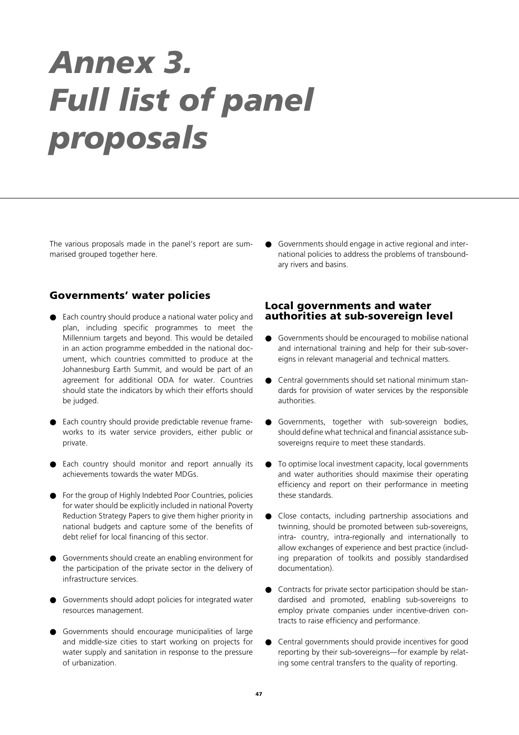# *Annex 3. Full list of panel proposals*

The various proposals made in the panel's report are summarised grouped together here.

## Governments' water policies

- Each country should produce a national water policy and plan, including specific programmes to meet the Millennium targets and beyond. This would be detailed in an action programme embedded in the national document, which countries committed to produce at the Johannesburg Earth Summit, and would be part of an agreement for additional ODA for water. Countries should state the indicators by which their efforts should be judged.
- Each country should provide predictable revenue frameworks to its water service providers, either public or private.
- Each country should monitor and report annually its achievements towards the water MDGs.
- For the group of Highly Indebted Poor Countries, policies for water should be explicitly included in national Poverty Reduction Strategy Papers to give them higher priority in national budgets and capture some of the benefits of debt relief for local financing of this sector.
- Governments should create an enabling environment for the participation of the private sector in the delivery of infrastructure services.
- Governments should adopt policies for integrated water resources management.
- Governments should encourage municipalities of large and middle-size cities to start working on projects for water supply and sanitation in response to the pressure of urbanization.
- Governments should engage in active regional and international policies to address the problems of transboundary rivers and basins.

## Local governments and water authorities at sub-sovereign level

- Governments should be encouraged to mobilise national and international training and help for their sub-sovereigns in relevant managerial and technical matters.
- Central governments should set national minimum standards for provision of water services by the responsible authorities.
- Governments, together with sub-sovereign bodies, should define what technical and financial assistance sub-sovereigns require to meet these standards.
- To optimise local investment capacity, local governments and water authorities should maximise their operating efficiency and report on their performance in meeting these standards.
- Close contacts, including partnership associations and twinning, should be promoted between sub-sovereigns, intra- country, intra-regionally and internationally to allow exchanges of experience and best practice (including preparation of toolkits and possibly standardised documentation).
- Contracts for private sector participation should be standardised and promoted, enabling sub-sovereigns to employ private companies under incentive-driven contracts to raise efficiency and performance.
- Central governments should provide incentives for good reporting by their sub-sovereigns—for example by relating some central transfers to the quality of reporting.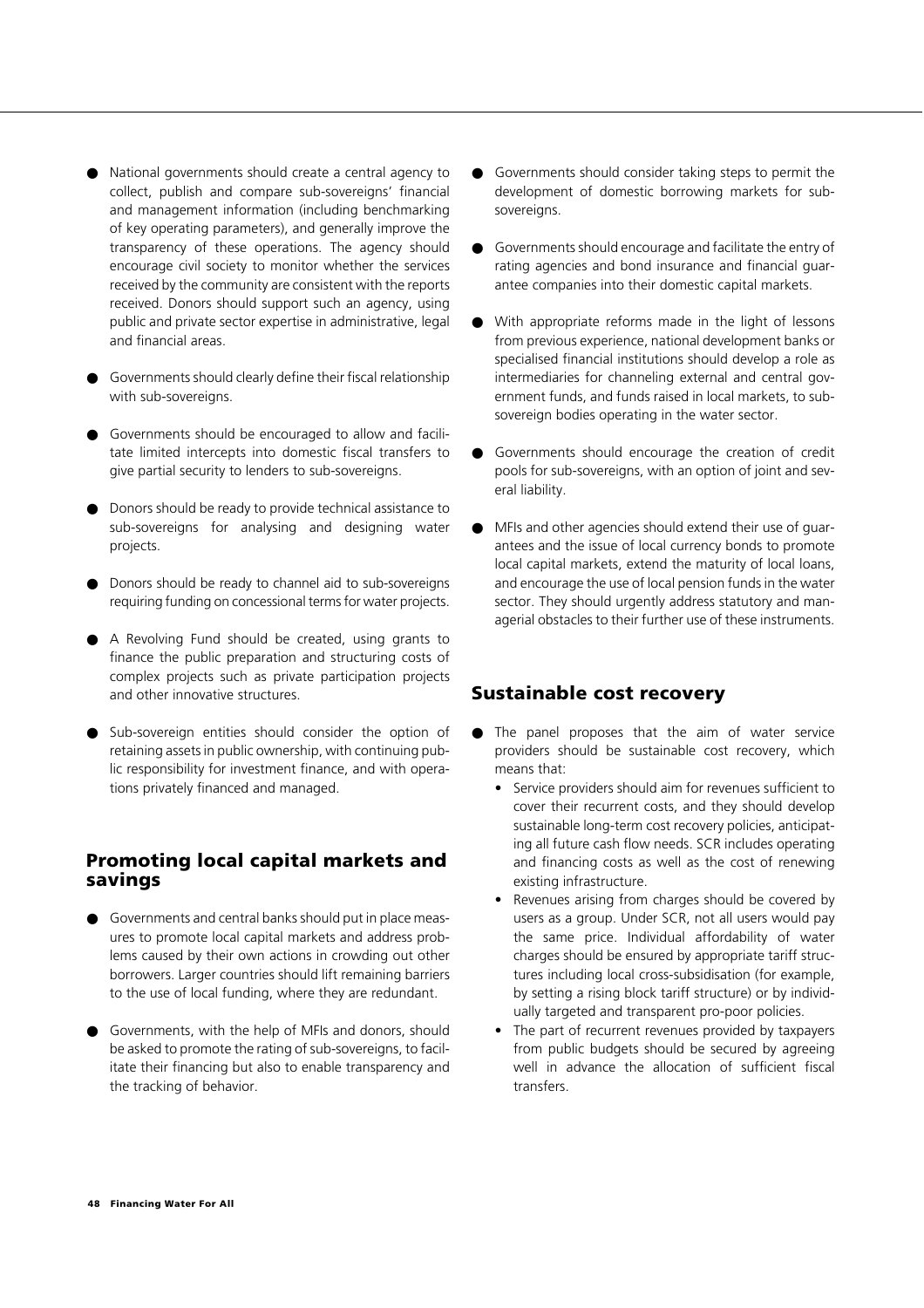- National governments should create a central agency to collect, publish and compare sub-sovereigns' financial and management information (including benchmarking of key operating parameters), and generally improve the transparency of these operations. The agency should encourage civil society to monitor whether the services received by the community are consistent with the reports received. Donors should support such an agency, using public and private sector expertise in administrative, legal and financial areas.

- Governments should clearly define their fiscal relationship with sub-sovereigns.

- Governments should be encouraged to allow and facilitate limited intercepts into domestic fiscal transfers to give partial security to lenders to sub-sovereigns.

- Donors should be ready to provide technical assistance to sub-sovereigns for analysing and designing water projects.

- Donors should be ready to channel aid to sub-sovereigns requiring funding on concessional terms for water projects.

- A Revolving Fund should be created, using grants to finance the public preparation and structuring costs of complex projects such as private participation projects and other innovative structures.

- Sub-sovereign entities should consider the option of retaining assets in public ownership, with continuing public responsibility for investment finance, and with operations privately financed and managed.

## Promoting local capital markets and savings

- Governments and central banks should put in place measures to promote local capital markets and address problems caused by their own actions in crowding out other borrowers. Larger countries should lift remaining barriers to the use of local funding, where they are redundant.

- Governments, with the help of MFIs and donors, should be asked to promote the rating of sub-sovereigns, to facilitate their financing but also to enable transparency and the tracking of behavior.

- Governments should consider taking steps to permit the development of domestic borrowing markets for sub-sovereigns.

- Governments should encourage and facilitate the entry of rating agencies and bond insurance and financial guarantee companies into their domestic capital markets.

- With appropriate reforms made in the light of lessons from previous experience, national development banks or specialised financial institutions should develop a role as intermediaries for channeling external and central government funds, and funds raised in local markets, to sub-sovereign bodies operating in the water sector.

- Governments should encourage the creation of credit pools for sub-sovereigns, with an option of joint and several liability.

- MFIs and other agencies should extend their use of guarantees and the issue of local currency bonds to promote local capital markets, extend the maturity of local loans, and encourage the use of local pension funds in the water sector. They should urgently address statutory and managerial obstacles to their further use of these instruments.

## Sustainable cost recovery

- The panel proposes that the aim of water service providers should be sustainable cost recovery, which means that:
  - Service providers should aim for revenues sufficient to cover their recurrent costs, and they should develop sustainable long-term cost recovery policies, anticipating all future cash flow needs. SCR includes operating and financing costs as well as the cost of renewing existing infrastructure.
  - Revenues arising from charges should be covered by users as a group. Under SCR, not all users would pay the same price. Individual affordability of water charges should be ensured by appropriate tariff structures including local cross-subsidisation (for example, by setting a rising block tariff structure) or by individually targeted and transparent pro-poor policies.
  - The part of recurrent revenues provided by taxpayers from public budgets should be secured by agreeing well in advance the allocation of sufficient fiscal transfers.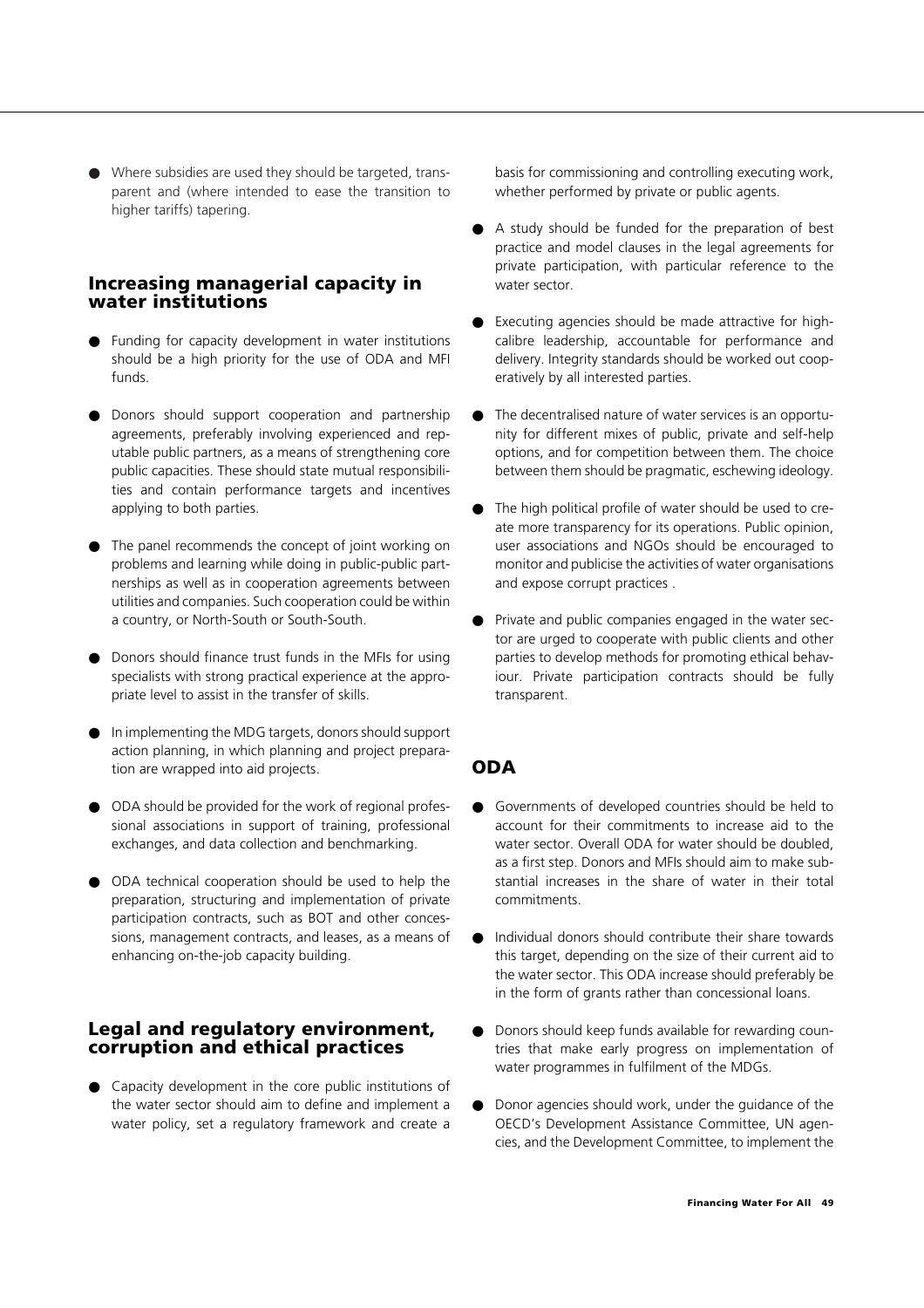- Where subsidies are used they should be targeted, transparent and (where intended to ease the transition to higher tariffs) tapering.

## Increasing managerial capacity in water institutions

- Funding for capacity development in water institutions should be a high priority for the use of ODA and MFI funds.
- Donors should support cooperation and partnership agreements, preferably involving experienced and reputable public partners, as a means of strengthening core public capacities. These should state mutual responsibilities and contain performance targets and incentives applying to both parties.
- The panel recommends the concept of joint working on problems and learning while doing in public-public partnerships as well as in cooperation agreements between utilities and companies. Such cooperation could be within a country, or North-South or South-South.
- Donors should finance trust funds in the MFIs for using specialists with strong practical experience at the appropriate level to assist in the transfer of skills.
- In implementing the MDG targets, donors should support action planning, in which planning and project preparation are wrapped into aid projects.
- ODA should be provided for the work of regional professional associations in support of training, professional exchanges, and data collection and benchmarking.
- ODA technical cooperation should be used to help the preparation, structuring and implementation of private participation contracts, such as BOT and other concessions, management contracts, and leases, as a means of enhancing on-the-job capacity building.

## Legal and regulatory environment, corruption and ethical practices

- Capacity development in the core public institutions of the water sector should aim to define and implement a water policy, set a regulatory framework and create a basis for commissioning and controlling executing work, whether performed by private or public agents.
- A study should be funded for the preparation of best practice and model clauses in the legal agreements for private participation, with particular reference to the water sector.
- Executing agencies should be made attractive for high-calibre leadership, accountable for performance and delivery. Integrity standards should be worked out cooperatively by all interested parties.
- The decentralised nature of water services is an opportunity for different mixes of public, private and self-help options, and for competition between them. The choice between them should be pragmatic, eschewing ideology.
- The high political profile of water should be used to create more transparency for its operations. Public opinion, user associations and NGOs should be encouraged to monitor and publicise the activities of water organisations and expose corrupt practices .
- Private and public companies engaged in the water sector are urged to cooperate with public clients and other parties to develop methods for promoting ethical behaviour. Private participation contracts should be fully transparent.

## ODA

- Governments of developed countries should be held to account for their commitments to increase aid to the water sector. Overall ODA for water should be doubled, as a first step. Donors and MFIs should aim to make substantial increases in the share of water in their total commitments.
- Individual donors should contribute their share towards this target, depending on the size of their current aid to the water sector. This ODA increase should preferably be in the form of grants rather than concessional loans.
- Donors should keep funds available for rewarding countries that make early progress on implementation of water programmes in fulfilment of the MDGs.
- Donor agencies should work, under the guidance of the OECD's Development Assistance Committee, UN agencies, and the Development Committee, to implement the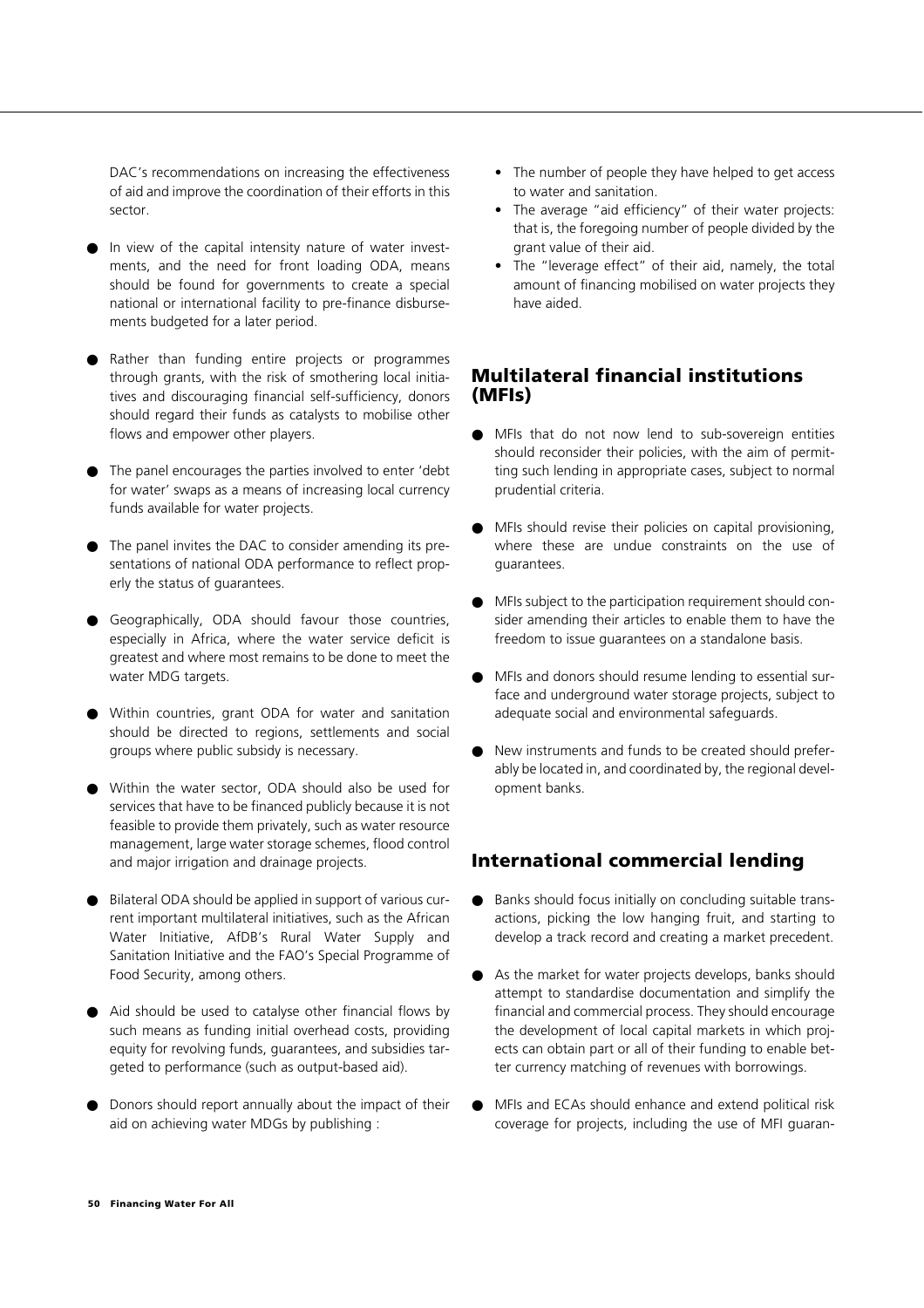DAC's recommendations on increasing the effectiveness of aid and improve the coordination of their efforts in this sector.

- In view of the capital intensity nature of water investments, and the need for front loading ODA, means should be found for governments to create a special national or international facility to pre-finance disbursements budgeted for a later period.

- Rather than funding entire projects or programmes through grants, with the risk of smothering local initiatives and discouraging financial self-sufficiency, donors should regard their funds as catalysts to mobilise other flows and empower other players.

- The panel encourages the parties involved to enter 'debt for water' swaps as a means of increasing local currency funds available for water projects.

- The panel invites the DAC to consider amending its presentations of national ODA performance to reflect properly the status of guarantees.

- Geographically, ODA should favour those countries, especially in Africa, where the water service deficit is greatest and where most remains to be done to meet the water MDG targets.

- Within countries, grant ODA for water and sanitation should be directed to regions, settlements and social groups where public subsidy is necessary.

- Within the water sector, ODA should also be used for services that have to be financed publicly because it is not feasible to provide them privately, such as water resource management, large water storage schemes, flood control and major irrigation and drainage projects.

- Bilateral ODA should be applied in support of various current important multilateral initiatives, such as the African Water Initiative, AfDB's Rural Water Supply and Sanitation Initiative and the FAO's Special Programme of Food Security, among others.

- Aid should be used to catalyse other financial flows by such means as funding initial overhead costs, providing equity for revolving funds, guarantees, and subsidies targeted to performance (such as output-based aid).

- Donors should report annually about the impact of their aid on achieving water MDGs by publishing :
  - The number of people they have helped to get access to water and sanitation.
  - The average "aid efficiency" of their water projects: that is, the foregoing number of people divided by the grant value of their aid.
  - The "leverage effect" of their aid, namely, the total amount of financing mobilised on water projects they have aided.

## Multilateral financial institutions (MFIs)

- MFIs that do not now lend to sub-sovereign entities should reconsider their policies, with the aim of permitting such lending in appropriate cases, subject to normal prudential criteria.

- MFIs should revise their policies on capital provisioning, where these are undue constraints on the use of guarantees.

- MFIs subject to the participation requirement should consider amending their articles to enable them to have the freedom to issue guarantees on a standalone basis.

- MFIs and donors should resume lending to essential surface and underground water storage projects, subject to adequate social and environmental safeguards.

- New instruments and funds to be created should preferably be located in, and coordinated by, the regional development banks.

## International commercial lending

- Banks should focus initially on concluding suitable transactions, picking the low hanging fruit, and starting to develop a track record and creating a market precedent.

- As the market for water projects develops, banks should attempt to standardise documentation and simplify the financial and commercial process. They should encourage the development of local capital markets in which projects can obtain part or all of their funding to enable better currency matching of revenues with borrowings.

- MFIs and ECAs should enhance and extend political risk coverage for projects, including the use of MFI guaran-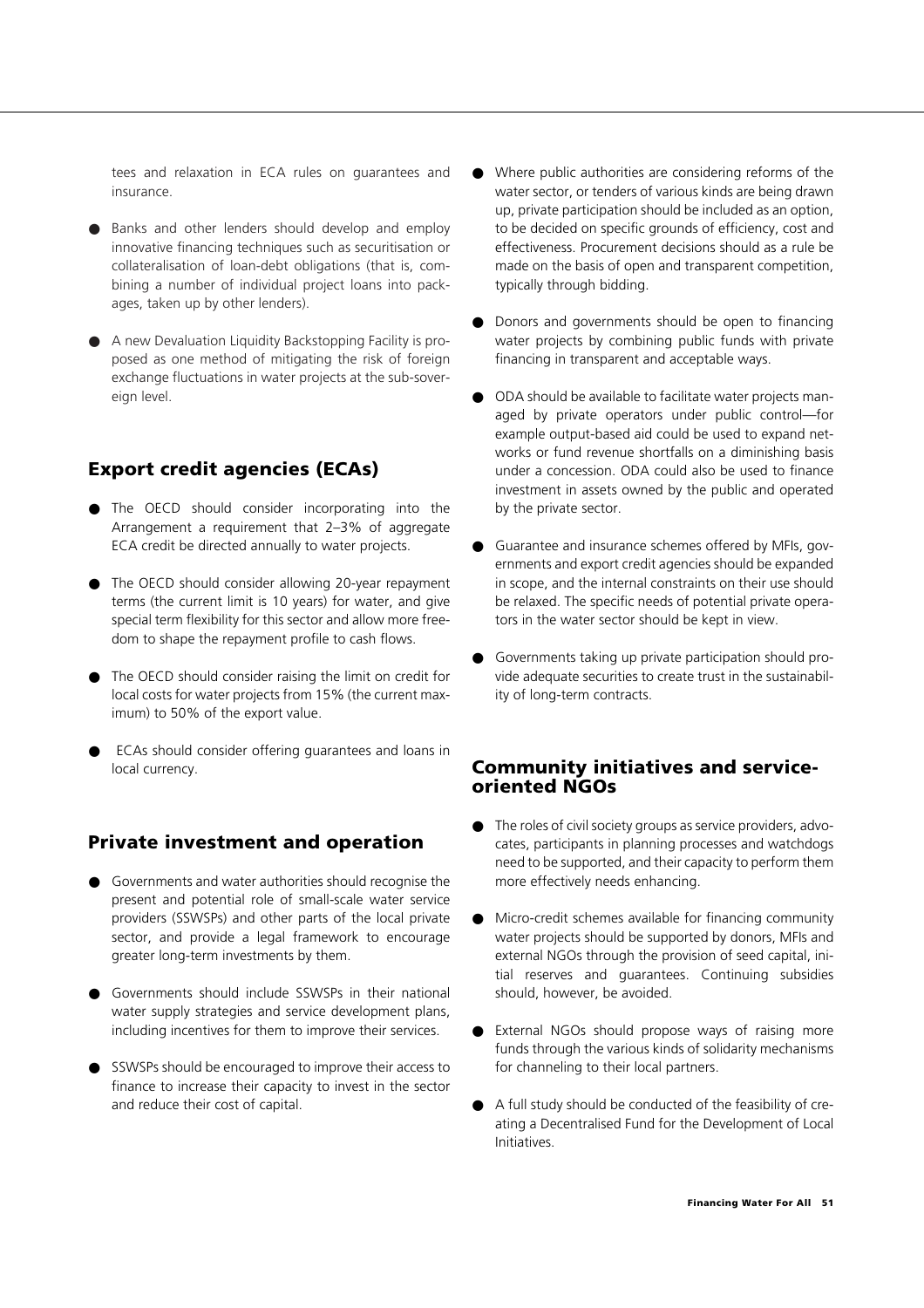tees and relaxation in ECA rules on guarantees and insurance.

- Banks and other lenders should develop and employ innovative financing techniques such as securitisation or collateralisation of loan-debt obligations (that is, combining a number of individual project loans into packages, taken up by other lenders).
- A new Devaluation Liquidity Backstopping Facility is proposed as one method of mitigating the risk of foreign exchange fluctuations in water projects at the sub-sovereign level.

## Export credit agencies (ECAs)

- The OECD should consider incorporating into the Arrangement a requirement that 2–3% of aggregate ECA credit be directed annually to water projects.
- The OECD should consider allowing 20-year repayment terms (the current limit is 10 years) for water, and give special term flexibility for this sector and allow more freedom to shape the repayment profile to cash flows.
- The OECD should consider raising the limit on credit for local costs for water projects from 15% (the current maximum) to 50% of the export value.
- ECAs should consider offering guarantees and loans in local currency.

## Private investment and operation

- Governments and water authorities should recognise the present and potential role of small-scale water service providers (SSWSPs) and other parts of the local private sector, and provide a legal framework to encourage greater long-term investments by them.
- Governments should include SSWSPs in their national water supply strategies and service development plans, including incentives for them to improve their services.
- SSWSPs should be encouraged to improve their access to finance to increase their capacity to invest in the sector and reduce their cost of capital.
- Where public authorities are considering reforms of the water sector, or tenders of various kinds are being drawn up, private participation should be included as an option, to be decided on specific grounds of efficiency, cost and effectiveness. Procurement decisions should as a rule be made on the basis of open and transparent competition, typically through bidding.
- Donors and governments should be open to financing water projects by combining public funds with private financing in transparent and acceptable ways.
- ODA should be available to facilitate water projects managed by private operators under public control—for example output-based aid could be used to expand networks or fund revenue shortfalls on a diminishing basis under a concession. ODA could also be used to finance investment in assets owned by the public and operated by the private sector.
- Guarantee and insurance schemes offered by MFIs, governments and export credit agencies should be expanded in scope, and the internal constraints on their use should be relaxed. The specific needs of potential private operators in the water sector should be kept in view.
- Governments taking up private participation should provide adequate securities to create trust in the sustainability of long-term contracts.

## Community initiatives and service-oriented NGOs

- The roles of civil society groups as service providers, advocates, participants in planning processes and watchdogs need to be supported, and their capacity to perform them more effectively needs enhancing.
- Micro-credit schemes available for financing community water projects should be supported by donors, MFIs and external NGOs through the provision of seed capital, initial reserves and guarantees. Continuing subsidies should, however, be avoided.
- External NGOs should propose ways of raising more funds through the various kinds of solidarity mechanisms for channeling to their local partners.
- A full study should be conducted of the feasibility of creating a Decentralised Fund for the Development of Local Initiatives.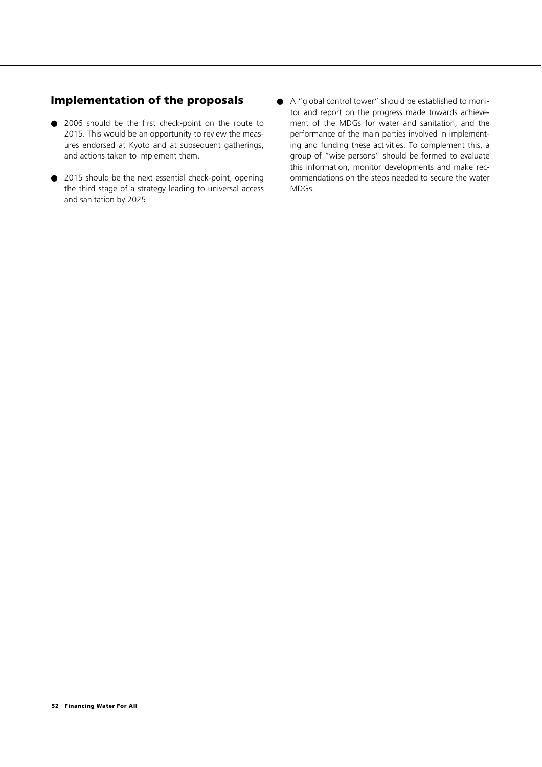## Implementation of the proposals

- 2006 should be the first check-point on the route to 2015. This would be an opportunity to review the measures endorsed at Kyoto and at subsequent gatherings, and actions taken to implement them.

- 2015 should be the next essential check-point, opening the third stage of a strategy leading to universal access and sanitation by 2025.

- A "global control tower" should be established to monitor and report on the progress made towards achievement of the MDGs for water and sanitation, and the performance of the main parties involved in implementing and funding these activities. To complement this, a group of "wise persons" should be formed to evaluate this information, monitor developments and make recommendations on the steps needed to secure the water MDGs.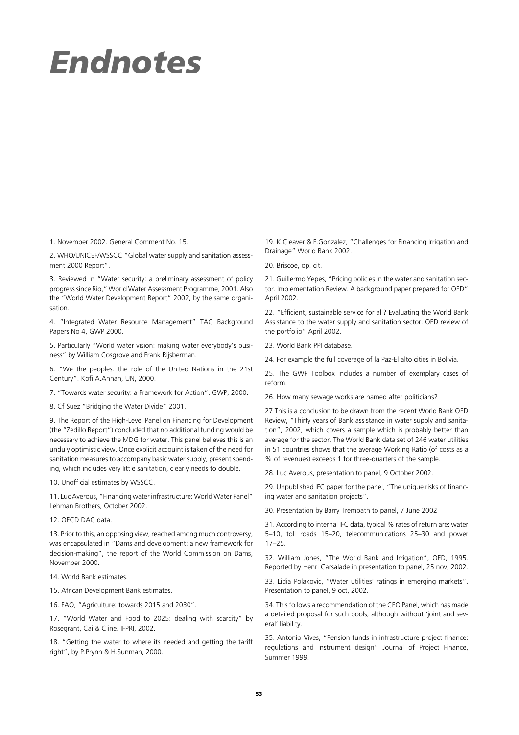# Endnotes

1. November 2002. General Comment No. 15.

2. WHO/UNICEF/WSSCC "Global water supply and sanitation assessment 2000 Report".

3. Reviewed in "Water security: a preliminary assessment of policy progress since Rio," World Water Assessment Programme, 2001. Also the "World Water Development Report" 2002, by the same organisation.

4. "Integrated Water Resource Management" TAC Background Papers No 4, GWP 2000.

5. Particularly "World water vision: making water everybody's business" by William Cosgrove and Frank Rijsberman.

6. "We the peoples: the role of the United Nations in the 21st Century". Kofi A.Annan, UN, 2000.

7. "Towards water security: a Framework for Action". GWP, 2000.

8. Cf Suez "Bridging the Water Divide" 2001.

9. The Report of the High-Level Panel on Financing for Development (the "Zedillo Report") concluded that no additional funding would be necessary to achieve the MDG for water. This panel believes this is an unduly optimistic view. Once explicit accouint is taken of the need for sanitation measures to accompany basic water supply, present spending, which includes very little sanitation, clearly needs to double.

10. Unofficial estimates by WSSCC.

11. Luc Averous, "Financing water infrastructure: World Water Panel" Lehman Brothers, October 2002.

12. OECD DAC data.

13. Prior to this, an opposing view, reached among much controversy, was encapsulated in "Dams and development: a new framework for decision-making", the report of the World Commission on Dams, November 2000.

14. World Bank estimates.

15. African Development Bank estimates.

16. FAO, "Agriculture: towards 2015 and 2030".

17. "World Water and Food to 2025: dealing with scarcity" by Rosegrant, Cai & Cline. IFPRI, 2002.

18. "Getting the water to where its needed and getting the tariff right", by P.Prynn & H.Sunman, 2000.

19. K.Cleaver & F.Gonzalez, "Challenges for Financing Irrigation and Drainage" World Bank 2002.

20. Briscoe, op. cit.

21. Guillermo Yepes, "Pricing policies in the water and sanitation sector. Implementation Review. A background paper prepared for OED" April 2002.

22. "Efficient, sustainable service for all? Evaluating the World Bank Assistance to the water supply and sanitation sector. OED review of the portfolio" April 2002.

23. World Bank PPI database.

24. For example the full coverage of la Paz-El alto cities in Bolivia.

25. The GWP Toolbox includes a number of exemplary cases of reform.

26. How many sewage works are named after politicians?

27 This is a conclusion to be drawn from the recent World Bank OED Review, "Thirty years of Bank assistance in water supply and sanitation", 2002, which covers a sample which is probably better than average for the sector. The World Bank data set of 246 water utilities in 51 countries shows that the average Working Ratio (of costs as a % of revenues) exceeds 1 for three-quarters of the sample.

28. Luc Averous, presentation to panel, 9 October 2002.

29. Unpublished IFC paper for the panel, "The unique risks of financing water and sanitation projects".

30. Presentation by Barry Trembath to panel, 7 June 2002

31. According to internal IFC data, typical % rates of return are: water 5–10, toll roads 15–20, telecommunications 25–30 and power 17–25.

32. William Jones, "The World Bank and Irrigation", OED, 1995. Reported by Henri Carsalade in presentation to panel, 25 nov, 2002.

33. Lidia Polakovic, "Water utilities' ratings in emerging markets". Presentation to panel, 9 oct, 2002.

34. This follows a recommendation of the CEO Panel, which has made a detailed proposal for such pools, although without 'joint and several' liability.

35. Antonio Vives, "Pension funds in infrastructure project finance: regulations and instrument design" Journal of Project Finance, Summer 1999.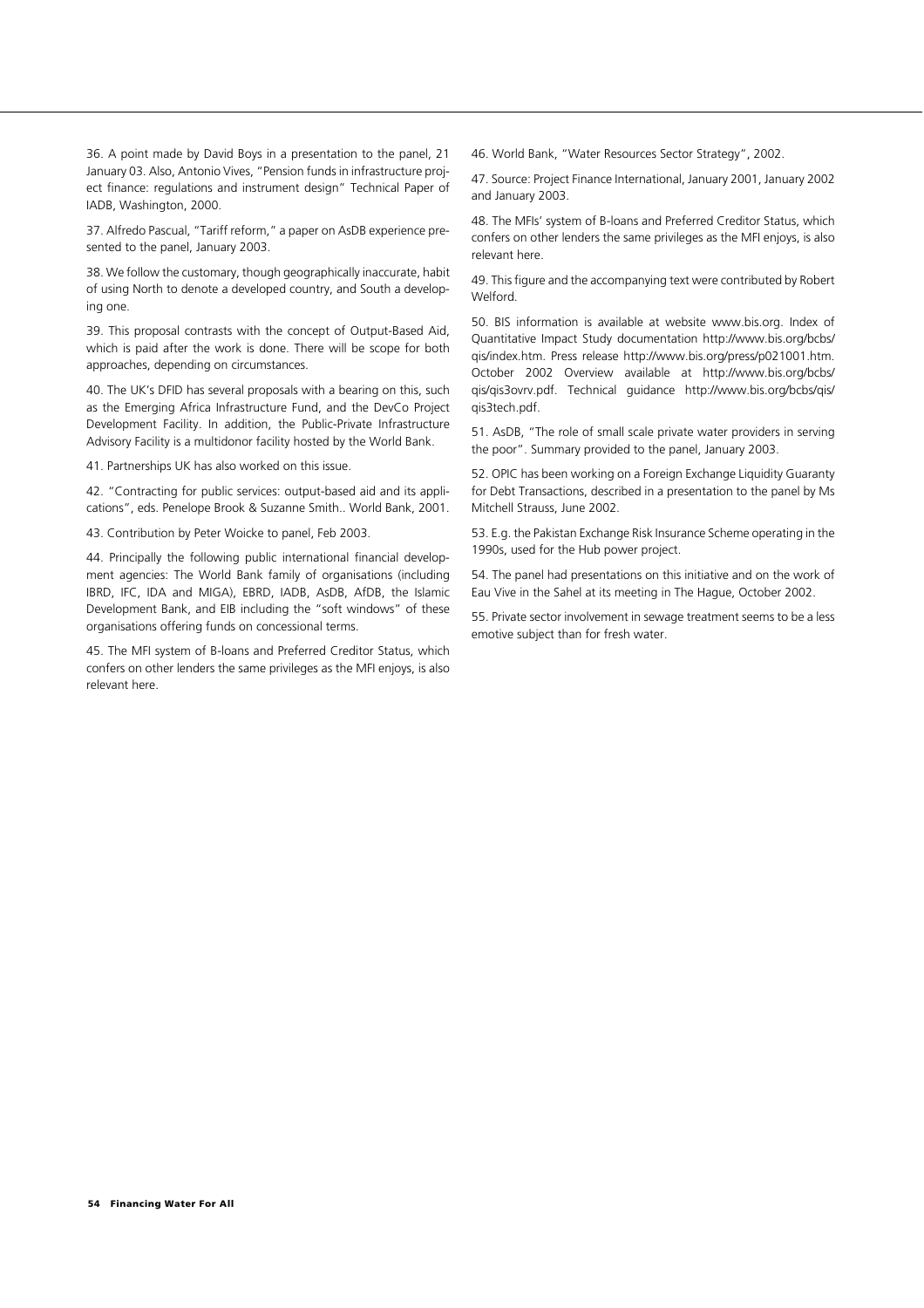36. A point made by David Boys in a presentation to the panel, 21 January 03. Also, Antonio Vives, "Pension funds in infrastructure project finance: regulations and instrument design" Technical Paper of IADB, Washington, 2000.

37. Alfredo Pascual, "Tariff reform," a paper on AsDB experience presented to the panel, January 2003.

38. We follow the customary, though geographically inaccurate, habit of using North to denote a developed country, and South a developing one.

39. This proposal contrasts with the concept of Output-Based Aid, which is paid after the work is done. There will be scope for both approaches, depending on circumstances.

40. The UK's DFID has several proposals with a bearing on this, such as the Emerging Africa Infrastructure Fund, and the DevCo Project Development Facility. In addition, the Public-Private Infrastructure Advisory Facility is a multidonor facility hosted by the World Bank.

41. Partnerships UK has also worked on this issue.

42. "Contracting for public services: output-based aid and its applications", eds. Penelope Brook & Suzanne Smith.. World Bank, 2001.

43. Contribution by Peter Woicke to panel, Feb 2003.

44. Principally the following public international financial development agencies: The World Bank family of organisations (including IBRD, IFC, IDA and MIGA), EBRD, IADB, AsDB, AfDB, the Islamic Development Bank, and EIB including the "soft windows" of these organisations offering funds on concessional terms.

45. The MFI system of B-loans and Preferred Creditor Status, which confers on other lenders the same privileges as the MFI enjoys, is also relevant here.

46. World Bank, "Water Resources Sector Strategy", 2002.

47. Source: Project Finance International, January 2001, January 2002 and January 2003.

48. The MFIs' system of B-loans and Preferred Creditor Status, which confers on other lenders the same privileges as the MFI enjoys, is also relevant here.

49. This figure and the accompanying text were contributed by Robert Welford.

50. BIS information is available at website www.bis.org. Index of Quantitative Impact Study documentation http://www.bis.org/bcbs/qis/index.htm. Press release http://www.bis.org/press/p021001.htm. October 2002 Overview available at http://www.bis.org/bcbs/qis/qis3ovrv.pdf. Technical guidance http://www.bis.org/bcbs/qis/qis3tech.pdf.

51. AsDB, "The role of small scale private water providers in serving the poor". Summary provided to the panel, January 2003.

52. OPIC has been working on a Foreign Exchange Liquidity Guaranty for Debt Transactions, described in a presentation to the panel by Ms Mitchell Strauss, June 2002.

53. E.g. the Pakistan Exchange Risk Insurance Scheme operating in the 1990s, used for the Hub power project.

54. The panel had presentations on this initiative and on the work of Eau Vive in the Sahel at its meeting in The Hague, October 2002.

55. Private sector involvement in sewage treatment seems to be a less emotive subject than for fresh water.